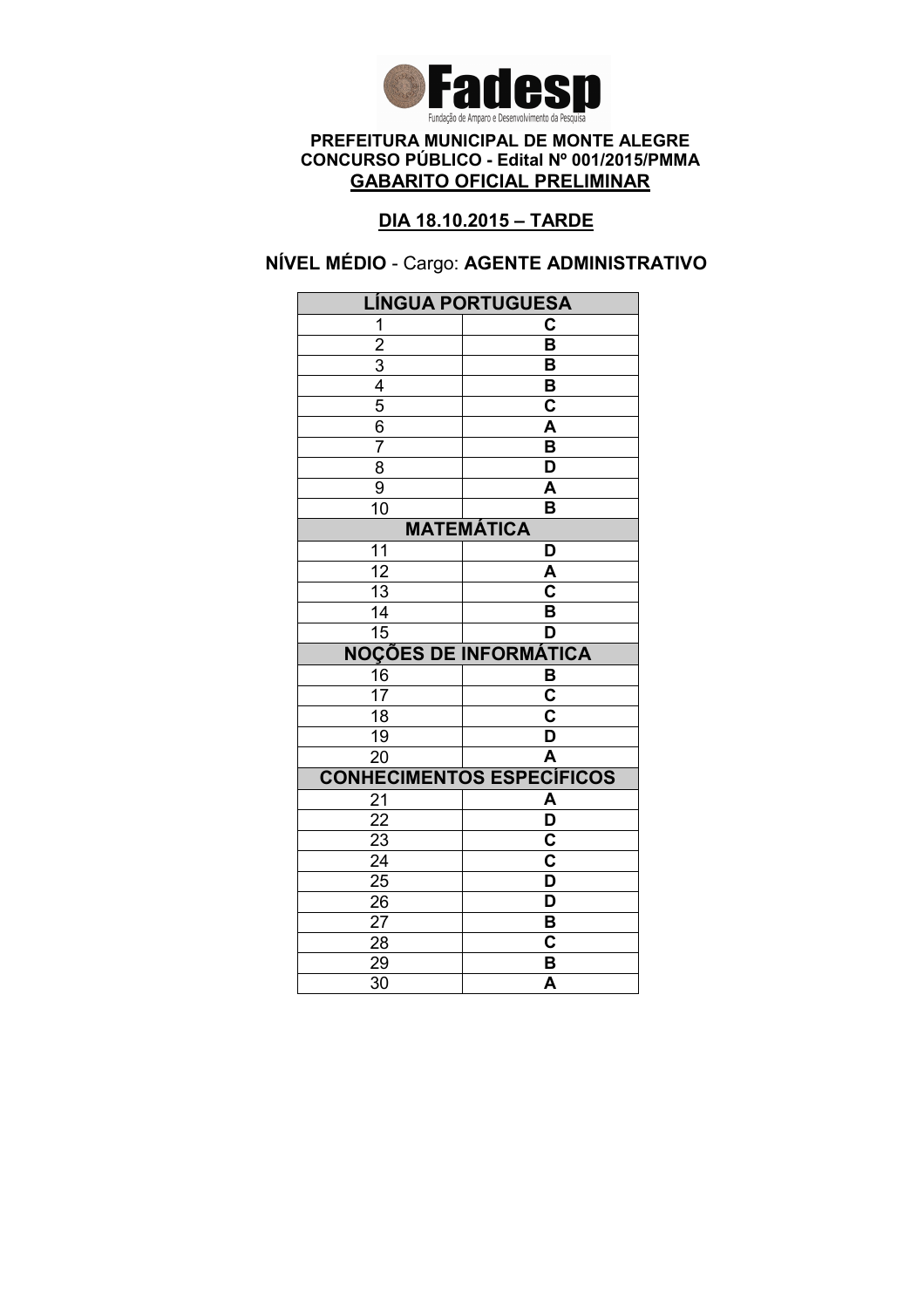**Fadesp**

Fundação de Amparo e Desenvolvimento da Pesquisa

**PREFEITURA MUNICIPAL DE MONTE ALEGRE**
**CONCURSO PÚBLICO - Edital Nº 001/2015/PMMA**
**GABARITO OFICIAL PRELIMINAR**

**DIA 18.10.2015 – TARDE**

**NÍVEL MÉDIO** - Cargo: **AGENTE ADMINISTRATIVO**

| LÍNGUA PORTUGUESA | |
|---|---|
| 1 | C |
| 2 | B |
| 3 | B |
| 4 | B |
| 5 | C |
| 6 | A |
| 7 | B |
| 8 | D |
| 9 | A |
| 10 | B |
| **MATEMÁTICA** | |
| 11 | D |
| 12 | A |
| 13 | C |
| 14 | B |
| 15 | D |
| **NOÇÕES DE INFORMÁTICA** | |
| 16 | B |
| 17 | C |
| 18 | C |
| 19 | D |
| 20 | A |
| **CONHECIMENTOS ESPECÍFICOS** | |
| 21 | A |
| 22 | D |
| 23 | C |
| 24 | C |
| 25 | D |
| 26 | D |
| 27 | B |
| 28 | C |
| 29 | B |
| 30 | A |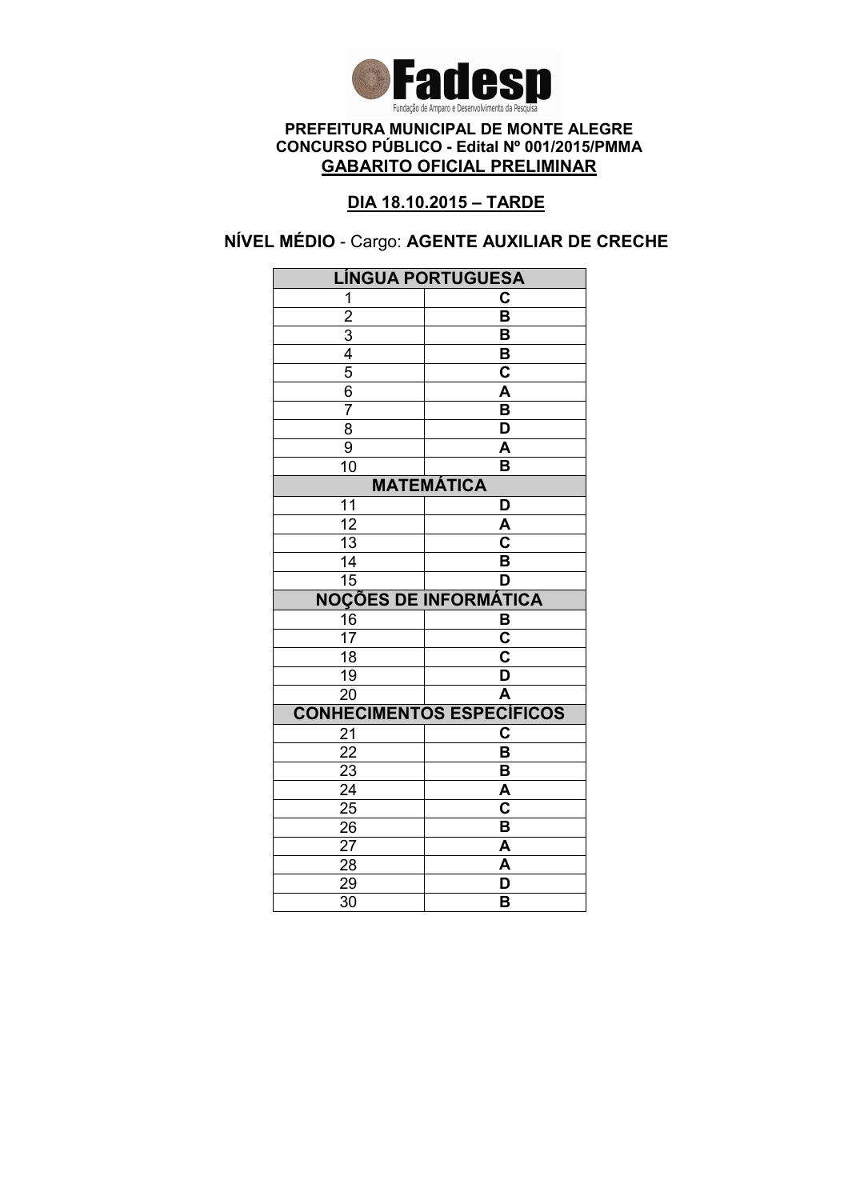**Fadesp**
Fundação de Amparo e Desenvolvimento da Pesquisa

**PREFEITURA MUNICIPAL DE MONTE ALEGRE**
**CONCURSO PÚBLICO - Edital Nº 001/2015/PMMA**
**GABARITO OFICIAL PRELIMINAR**

**DIA 18.10.2015 – TARDE**

**NÍVEL MÉDIO** - Cargo: **AGENTE AUXILIAR DE CRECHE**

| LÍNGUA PORTUGUESA | |
|---|---|
| 1 | C |
| 2 | B |
| 3 | B |
| 4 | B |
| 5 | C |
| 6 | A |
| 7 | B |
| 8 | D |
| 9 | A |
| 10 | B |
| **MATEMÁTICA** | |
| 11 | D |
| 12 | A |
| 13 | C |
| 14 | B |
| 15 | D |
| **NOÇÕES DE INFORMÁTICA** | |
| 16 | B |
| 17 | C |
| 18 | C |
| 19 | D |
| 20 | A |
| **CONHECIMENTOS ESPECÍFICOS** | |
| 21 | C |
| 22 | B |
| 23 | B |
| 24 | A |
| 25 | C |
| 26 | B |
| 27 | A |
| 28 | A |
| 29 | D |
| 30 | B |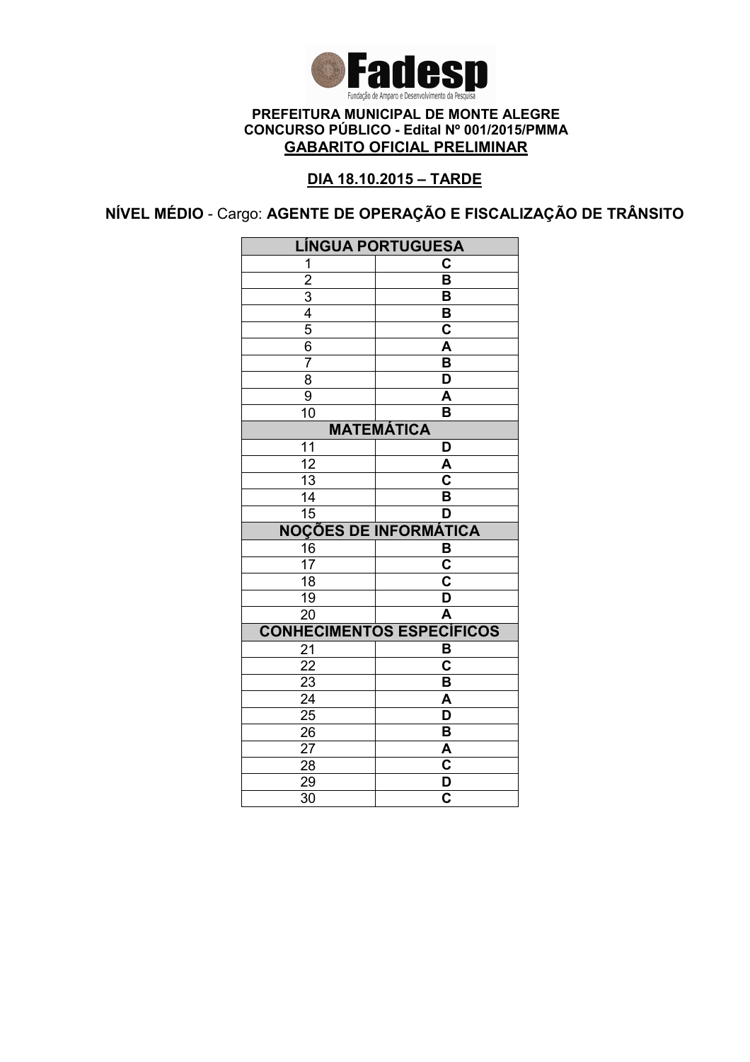Fadesp
Fundação de Amparo e Desenvolvimento da Pesquisa

**PREFEITURA MUNICIPAL DE MONTE ALEGRE**
**CONCURSO PÚBLICO - Edital Nº 001/2015/PMMA**
**GABARITO OFICIAL PRELIMINAR**

**DIA 18.10.2015 – TARDE**

**NÍVEL MÉDIO** - Cargo: **AGENTE DE OPERAÇÃO E FISCALIZAÇÃO DE TRÂNSITO**

| LÍNGUA PORTUGUESA | |
|---|---|
| 1 | C |
| 2 | B |
| 3 | B |
| 4 | B |
| 5 | C |
| 6 | A |
| 7 | B |
| 8 | D |
| 9 | A |
| 10 | B |
| **MATEMÁTICA** | |
| 11 | D |
| 12 | A |
| 13 | C |
| 14 | B |
| 15 | D |
| **NOÇÕES DE INFORMÁTICA** | |
| 16 | B |
| 17 | C |
| 18 | C |
| 19 | D |
| 20 | A |
| **CONHECIMENTOS ESPECÍFICOS** | |
| 21 | B |
| 22 | C |
| 23 | B |
| 24 | A |
| 25 | D |
| 26 | B |
| 27 | A |
| 28 | C |
| 29 | D |
| 30 | C |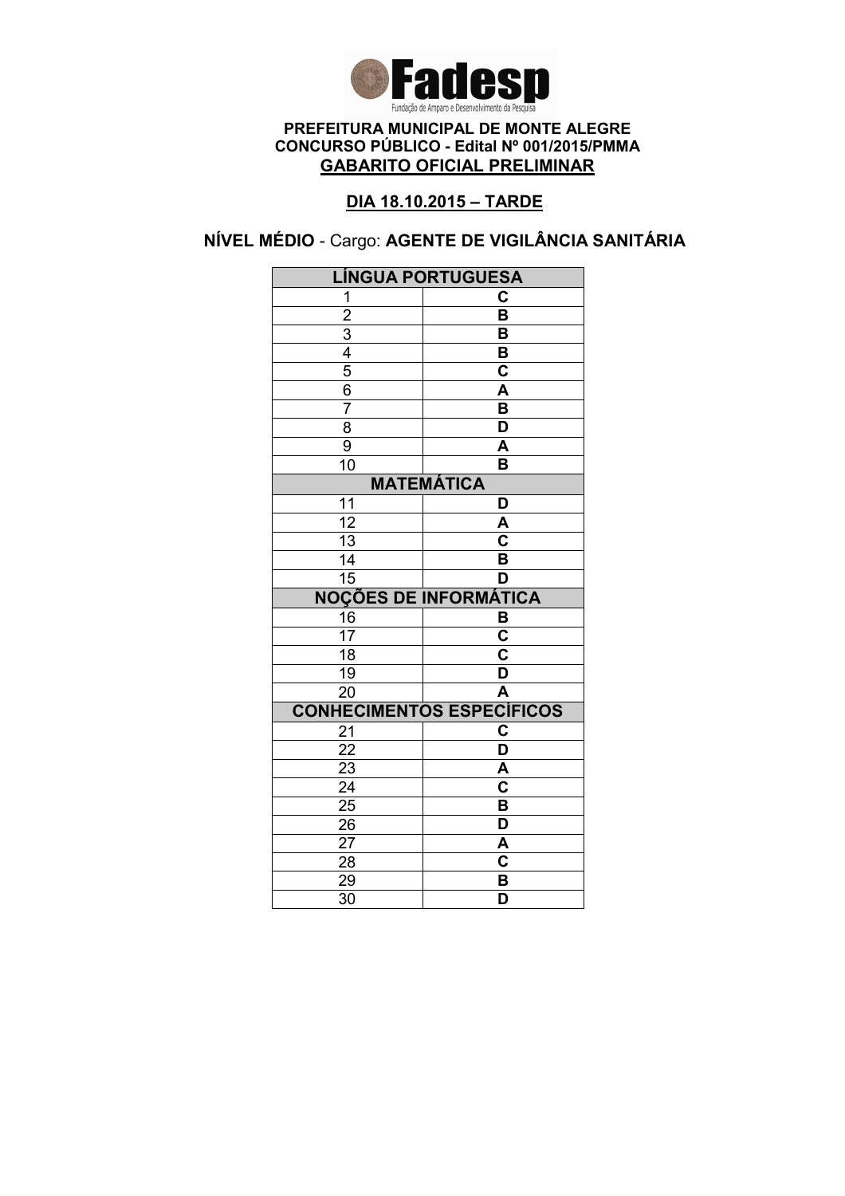**Fadesp**

Fundação de Amparo e Desenvolvimento da Pesquisa

**PREFEITURA MUNICIPAL DE MONTE ALEGRE**
**CONCURSO PÚBLICO - Edital Nº 001/2015/PMMA**
**GABARITO OFICIAL PRELIMINAR**

**DIA 18.10.2015 – TARDE**

**NÍVEL MÉDIO** - Cargo: **AGENTE DE VIGILÂNCIA SANITÁRIA**

| LÍNGUA PORTUGUESA | |
|---|---|
| 1 | C |
| 2 | B |
| 3 | B |
| 4 | B |
| 5 | C |
| 6 | A |
| 7 | B |
| 8 | D |
| 9 | A |
| 10 | B |
| **MATEMÁTICA** | |
| 11 | D |
| 12 | A |
| 13 | C |
| 14 | B |
| 15 | D |
| **NOÇÕES DE INFORMÁTICA** | |
| 16 | B |
| 17 | C |
| 18 | C |
| 19 | D |
| 20 | A |
| **CONHECIMENTOS ESPECÍFICOS** | |
| 21 | C |
| 22 | D |
| 23 | A |
| 24 | C |
| 25 | B |
| 26 | D |
| 27 | A |
| 28 | C |
| 29 | B |
| 30 | D |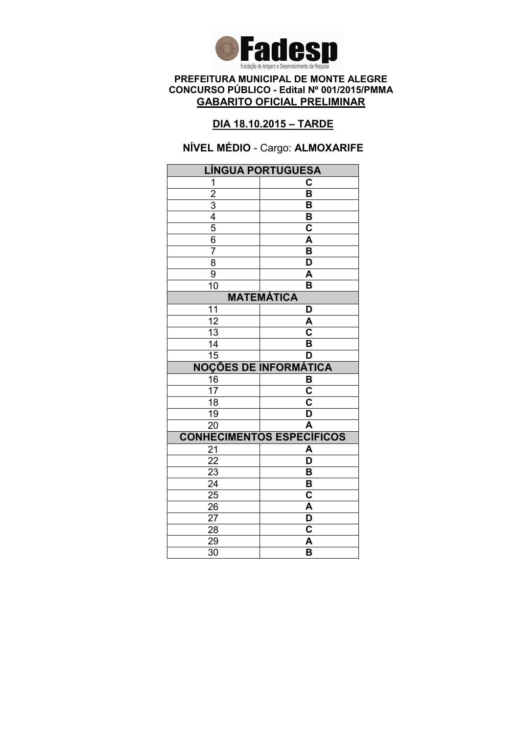**Fadesp**

Fundação de Amparo e Desenvolvimento da Pesquisa

**PREFEITURA MUNICIPAL DE MONTE ALEGRE**
**CONCURSO PÚBLICO - Edital Nº 001/2015/PMMA**
**GABARITO OFICIAL PRELIMINAR**

**DIA 18.10.2015 – TARDE**

**NÍVEL MÉDIO** - Cargo: **ALMOXARIFE**

| LÍNGUA PORTUGUESA | |
|---|---|
| 1 | C |
| 2 | B |
| 3 | B |
| 4 | B |
| 5 | C |
| 6 | A |
| 7 | B |
| 8 | D |
| 9 | A |
| 10 | B |
| **MATEMÁTICA** | |
| 11 | D |
| 12 | A |
| 13 | C |
| 14 | B |
| 15 | D |
| **NOÇÕES DE INFORMÁTICA** | |
| 16 | B |
| 17 | C |
| 18 | C |
| 19 | D |
| 20 | A |
| **CONHECIMENTOS ESPECÍFICOS** | |
| 21 | A |
| 22 | D |
| 23 | B |
| 24 | B |
| 25 | C |
| 26 | A |
| 27 | D |
| 28 | C |
| 29 | A |
| 30 | B |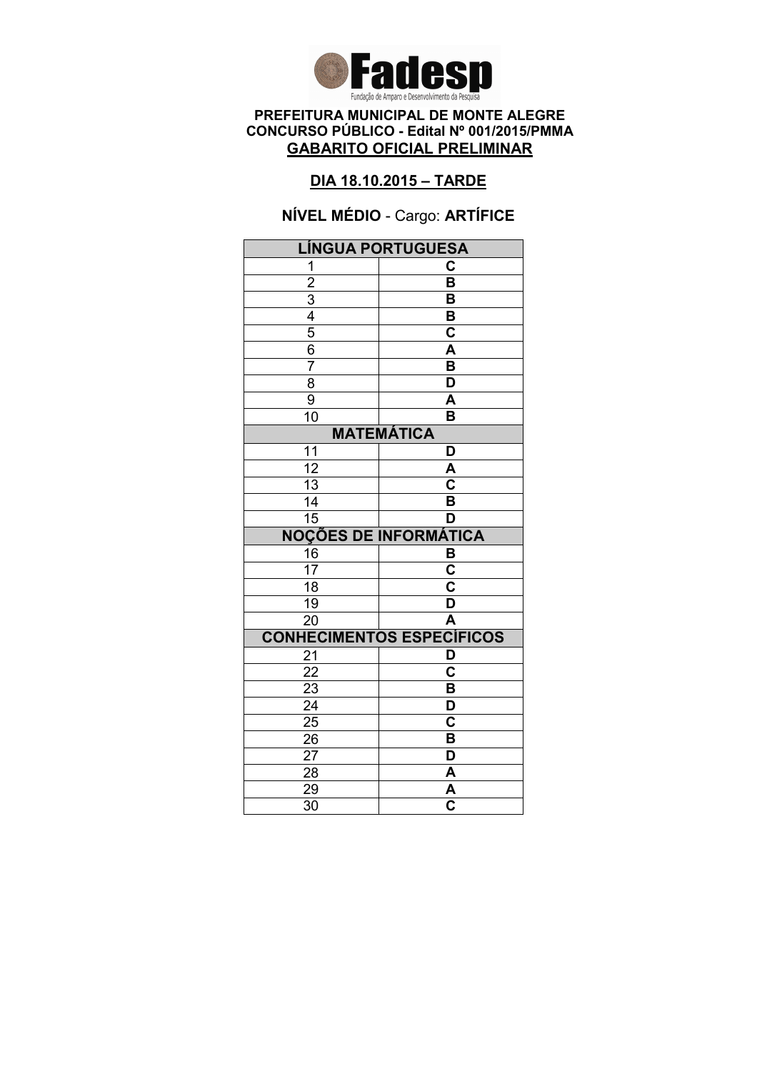**Fadesp**
Fundação de Amparo e Desenvolvimento da Pesquisa

**PREFEITURA MUNICIPAL DE MONTE ALEGRE**
**CONCURSO PÚBLICO - Edital Nº 001/2015/PMMA**
**GABARITO OFICIAL PRELIMINAR**

**DIA 18.10.2015 – TARDE**

**NÍVEL MÉDIO** - Cargo: **ARTÍFICE**

| LÍNGUA PORTUGUESA | |
|---|---|
| 1 | C |
| 2 | B |
| 3 | B |
| 4 | B |
| 5 | C |
| 6 | A |
| 7 | B |
| 8 | D |
| 9 | A |
| 10 | B |
| **MATEMÁTICA** | |
| 11 | D |
| 12 | A |
| 13 | C |
| 14 | B |
| 15 | D |
| **NOÇÕES DE INFORMÁTICA** | |
| 16 | B |
| 17 | C |
| 18 | C |
| 19 | D |
| 20 | A |
| **CONHECIMENTOS ESPECÍFICOS** | |
| 21 | D |
| 22 | C |
| 23 | B |
| 24 | D |
| 25 | C |
| 26 | B |
| 27 | D |
| 28 | A |
| 29 | A |
| 30 | C |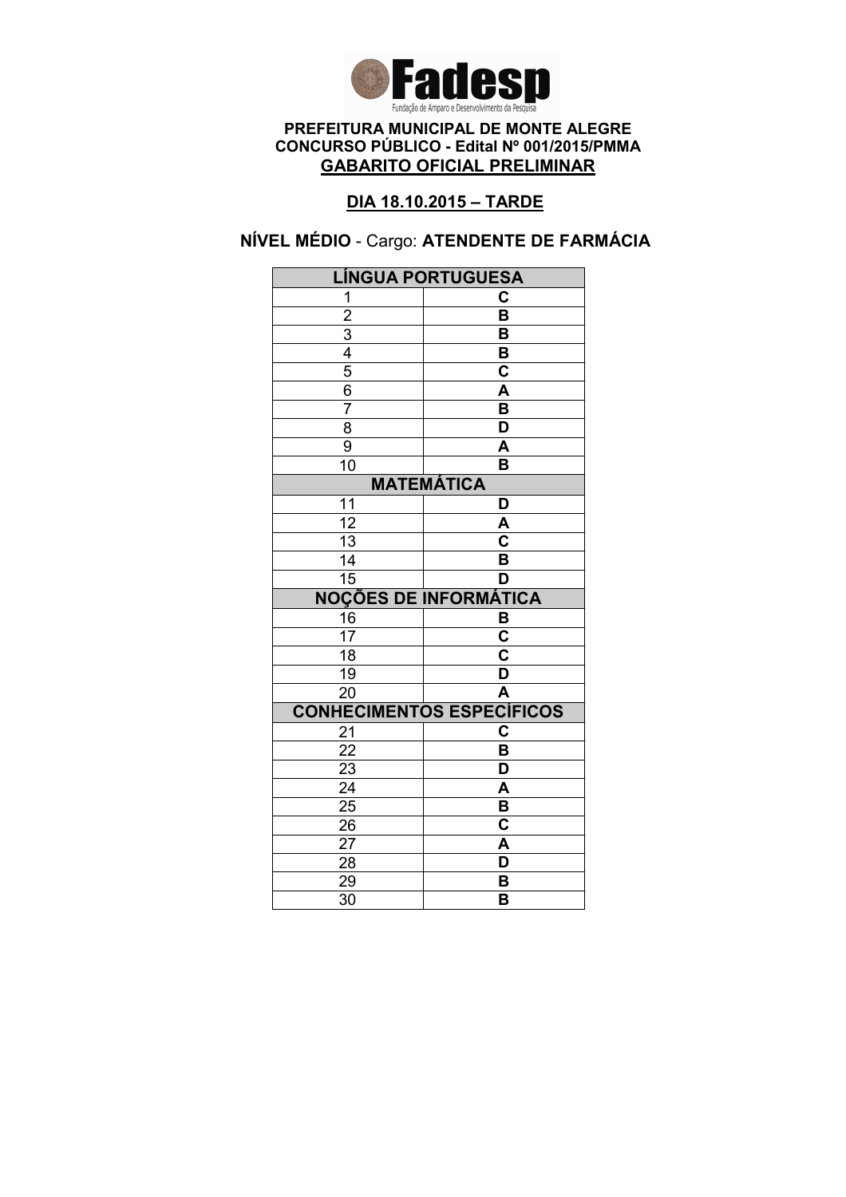Fadesp

Fundação de Amparo e Desenvolvimento da Pesquisa

**PREFEITURA MUNICIPAL DE MONTE ALEGRE**
**CONCURSO PÚBLICO - Edital Nº 001/2015/PMMA**
**GABARITO OFICIAL PRELIMINAR**

**DIA 18.10.2015 – TARDE**

**NÍVEL MÉDIO** - Cargo: **ATENDENTE DE FARMÁCIA**

| LÍNGUA PORTUGUESA | |
|---|---|
| 1 | C |
| 2 | B |
| 3 | B |
| 4 | B |
| 5 | C |
| 6 | A |
| 7 | B |
| 8 | D |
| 9 | A |
| 10 | B |
| **MATEMÁTICA** | |
| 11 | D |
| 12 | A |
| 13 | C |
| 14 | B |
| 15 | D |
| **NOÇÕES DE INFORMÁTICA** | |
| 16 | B |
| 17 | C |
| 18 | C |
| 19 | D |
| 20 | A |
| **CONHECIMENTOS ESPECÍFICOS** | |
| 21 | C |
| 22 | B |
| 23 | D |
| 24 | A |
| 25 | B |
| 26 | C |
| 27 | A |
| 28 | D |
| 29 | B |
| 30 | B |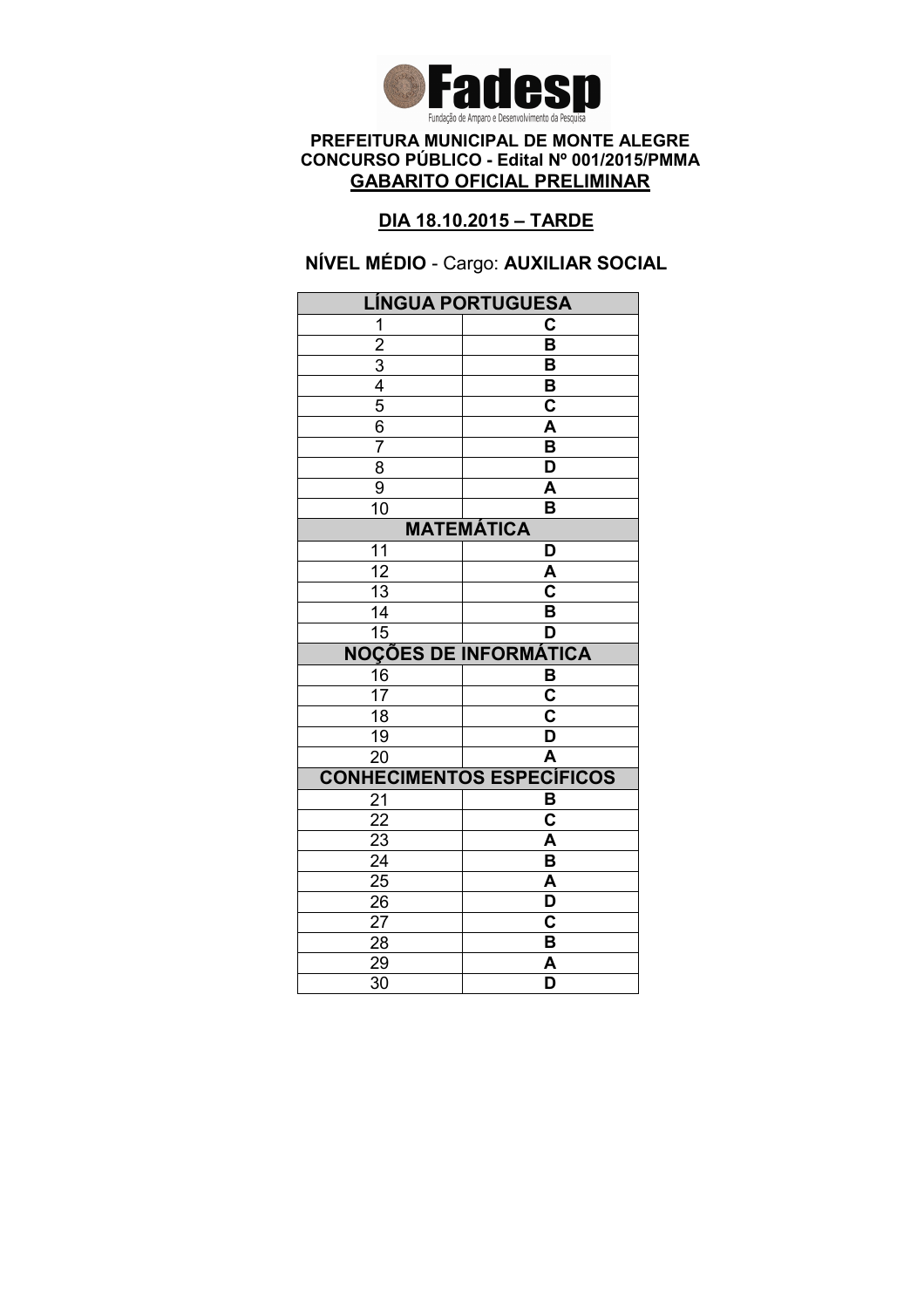**Fadesp**
Fundação de Amparo e Desenvolvimento da Pesquisa

**PREFEITURA MUNICIPAL DE MONTE ALEGRE**
**CONCURSO PÚBLICO - Edital Nº 001/2015/PMMA**
**GABARITO OFICIAL PRELIMINAR**

**DIA 18.10.2015 – TARDE**

**NÍVEL MÉDIO** - Cargo: **AUXILIAR SOCIAL**

| LÍNGUA PORTUGUESA | |
|---|---|
| 1 | C |
| 2 | B |
| 3 | B |
| 4 | B |
| 5 | C |
| 6 | A |
| 7 | B |
| 8 | D |
| 9 | A |
| 10 | B |
| **MATEMÁTICA** | |
| 11 | D |
| 12 | A |
| 13 | C |
| 14 | B |
| 15 | D |
| **NOÇÕES DE INFORMÁTICA** | |
| 16 | B |
| 17 | C |
| 18 | C |
| 19 | D |
| 20 | A |
| **CONHECIMENTOS ESPECÍFICOS** | |
| 21 | B |
| 22 | C |
| 23 | A |
| 24 | B |
| 25 | A |
| 26 | D |
| 27 | C |
| 28 | B |
| 29 | A |
| 30 | D |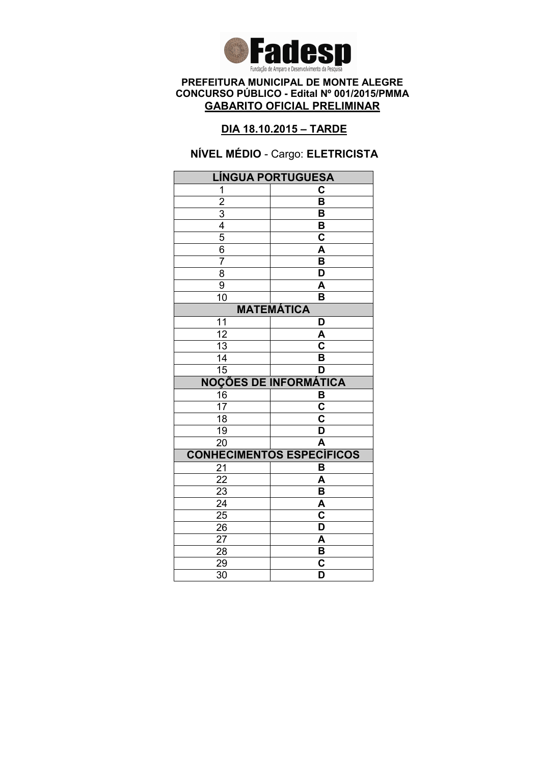**Fadesp**

Fundação de Amparo e Desenvolvimento da Pesquisa

**PREFEITURA MUNICIPAL DE MONTE ALEGRE**
**CONCURSO PÚBLICO - Edital Nº 001/2015/PMMA**
**GABARITO OFICIAL PRELIMINAR**

**DIA 18.10.2015 – TARDE**

**NÍVEL MÉDIO** - Cargo: **ELETRICISTA**

| LÍNGUA PORTUGUESA | |
|---|---|
| 1 | C |
| 2 | B |
| 3 | B |
| 4 | B |
| 5 | C |
| 6 | A |
| 7 | B |
| 8 | D |
| 9 | A |
| 10 | B |
| **MATEMÁTICA** | |
| 11 | D |
| 12 | A |
| 13 | C |
| 14 | B |
| 15 | D |
| **NOÇÕES DE INFORMÁTICA** | |
| 16 | B |
| 17 | C |
| 18 | C |
| 19 | D |
| 20 | A |
| **CONHECIMENTOS ESPECÍFICOS** | |
| 21 | B |
| 22 | A |
| 23 | B |
| 24 | A |
| 25 | C |
| 26 | D |
| 27 | A |
| 28 | B |
| 29 | C |
| 30 | D |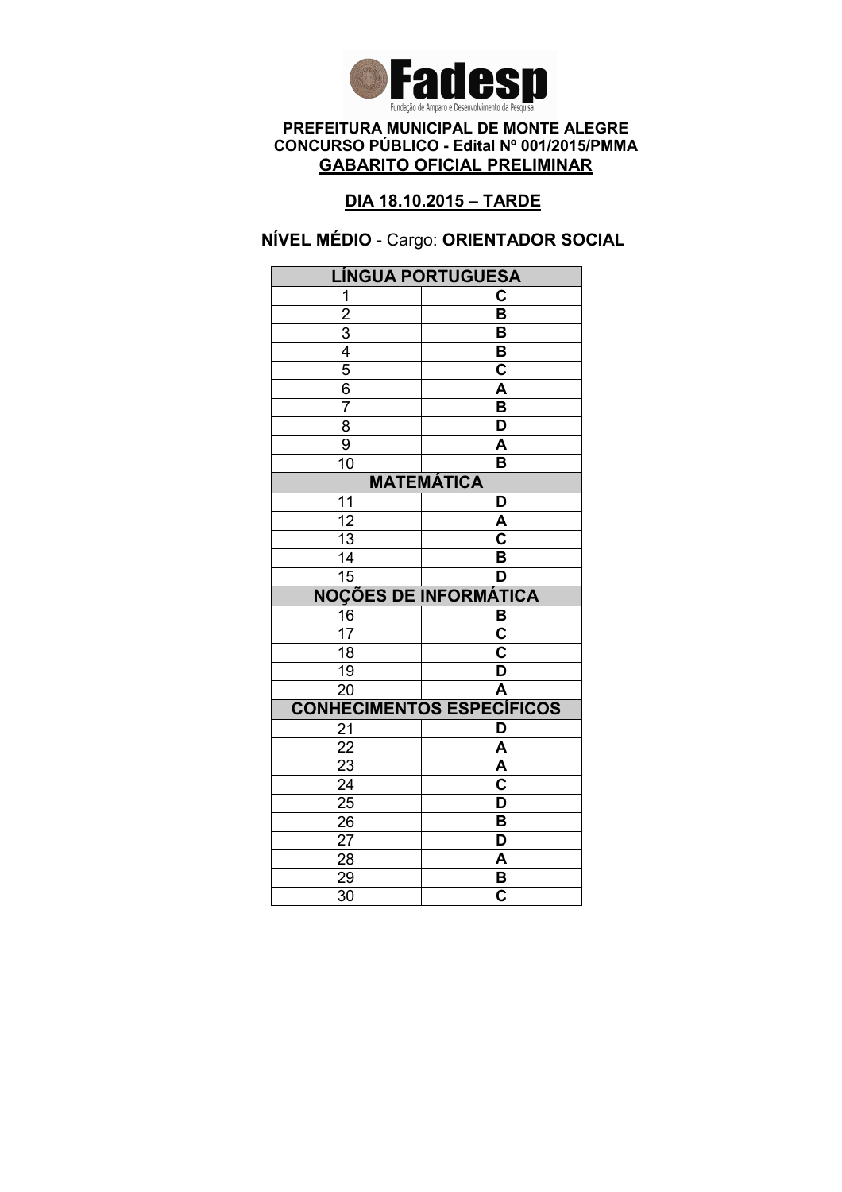**PREFEITURA MUNICIPAL DE MONTE ALEGRE**
**CONCURSO PÚBLICO - Edital Nº 001/2015/PMMA**
**GABARITO OFICIAL PRELIMINAR**

**DIA 18.10.2015 – TARDE**

**NÍVEL MÉDIO** - Cargo: **ORIENTADOR SOCIAL**

| LÍNGUA PORTUGUESA | |
|---|---|
| 1 | C |
| 2 | B |
| 3 | B |
| 4 | B |
| 5 | C |
| 6 | A |
| 7 | B |
| 8 | D |
| 9 | A |
| 10 | B |
| **MATEMÁTICA** | |
| 11 | D |
| 12 | A |
| 13 | C |
| 14 | B |
| 15 | D |
| **NOÇÕES DE INFORMÁTICA** | |
| 16 | B |
| 17 | C |
| 18 | C |
| 19 | D |
| 20 | A |
| **CONHECIMENTOS ESPECÍFICOS** | |
| 21 | D |
| 22 | A |
| 23 | A |
| 24 | C |
| 25 | D |
| 26 | B |
| 27 | D |
| 28 | A |
| 29 | B |
| 30 | C |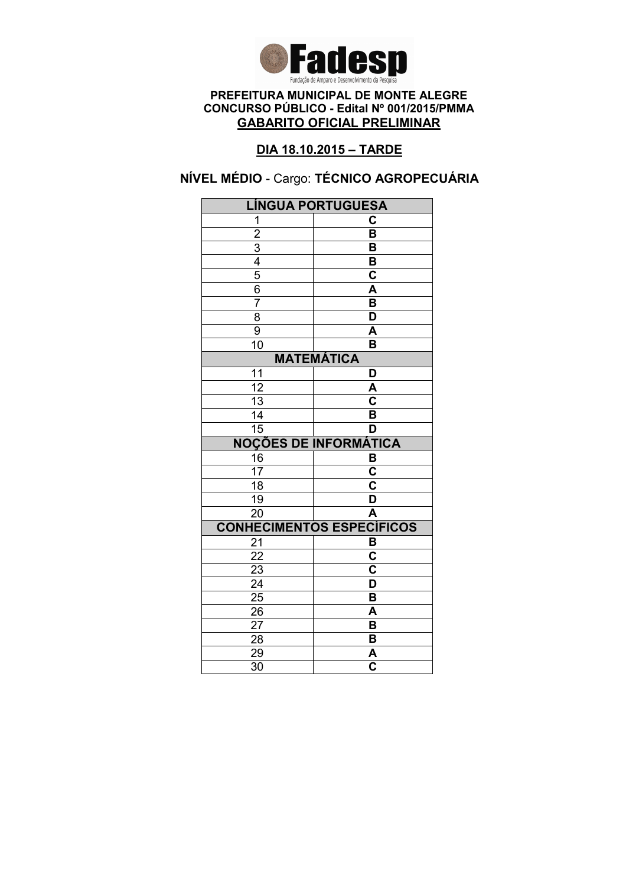Fadesp

Fundação de Amparo e Desenvolvimento da Pesquisa

**PREFEITURA MUNICIPAL DE MONTE ALEGRE**
**CONCURSO PÚBLICO - Edital Nº 001/2015/PMMA**
**GABARITO OFICIAL PRELIMINAR**

**DIA 18.10.2015 – TARDE**

**NÍVEL MÉDIO** - Cargo: **TÉCNICO AGROPECUÁRIA**

| LÍNGUA PORTUGUESA | |
|---|---|
| 1 | C |
| 2 | B |
| 3 | B |
| 4 | B |
| 5 | C |
| 6 | A |
| 7 | B |
| 8 | D |
| 9 | A |
| 10 | B |
| **MATEMÁTICA** | |
| 11 | D |
| 12 | A |
| 13 | C |
| 14 | B |
| 15 | D |
| **NOÇÕES DE INFORMÁTICA** | |
| 16 | B |
| 17 | C |
| 18 | C |
| 19 | D |
| 20 | A |
| **CONHECIMENTOS ESPECÍFICOS** | |
| 21 | B |
| 22 | C |
| 23 | C |
| 24 | D |
| 25 | B |
| 26 | A |
| 27 | B |
| 28 | B |
| 29 | A |
| 30 | C |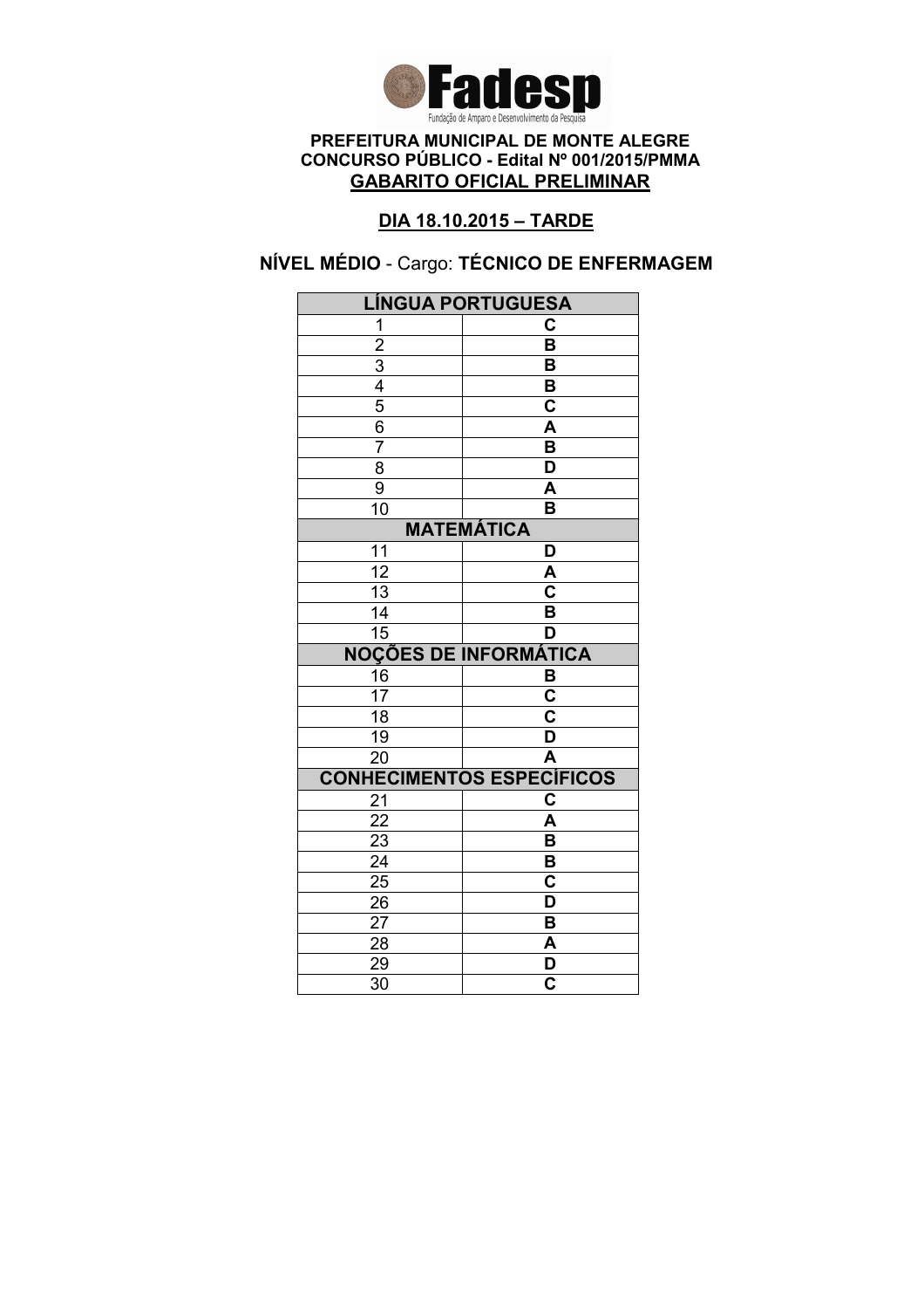**Fadesp**

Fundação de Amparo e Desenvolvimento da Pesquisa

**PREFEITURA MUNICIPAL DE MONTE ALEGRE**
**CONCURSO PÚBLICO - Edital Nº 001/2015/PMMA**
**GABARITO OFICIAL PRELIMINAR**

**DIA 18.10.2015 – TARDE**

**NÍVEL MÉDIO** - Cargo: **TÉCNICO DE ENFERMAGEM**

| LÍNGUA PORTUGUESA | |
|---|---|
| 1 | C |
| 2 | B |
| 3 | B |
| 4 | B |
| 5 | C |
| 6 | A |
| 7 | B |
| 8 | D |
| 9 | A |
| 10 | B |
| **MATEMÁTICA** | |
| 11 | D |
| 12 | A |
| 13 | C |
| 14 | B |
| 15 | D |
| **NOÇÕES DE INFORMÁTICA** | |
| 16 | B |
| 17 | C |
| 18 | C |
| 19 | D |
| 20 | A |
| **CONHECIMENTOS ESPECÍFICOS** | |
| 21 | C |
| 22 | A |
| 23 | B |
| 24 | B |
| 25 | C |
| 26 | D |
| 27 | B |
| 28 | A |
| 29 | D |
| 30 | C |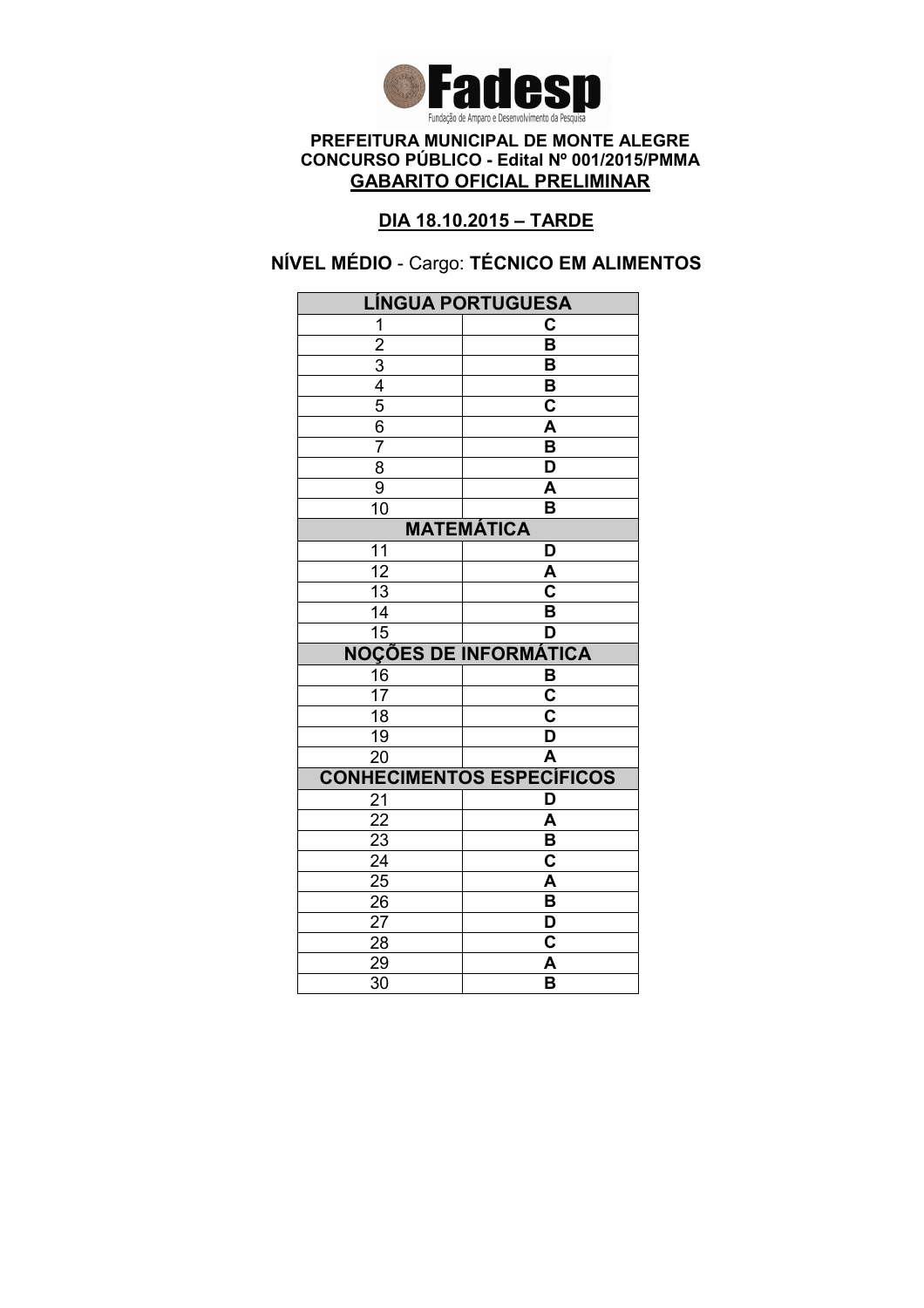**PREFEITURA MUNICIPAL DE MONTE ALEGRE**
**CONCURSO PÚBLICO - Edital Nº 001/2015/PMMA**
**GABARITO OFICIAL PRELIMINAR**

**DIA 18.10.2015 – TARDE**

**NÍVEL MÉDIO** - Cargo: **TÉCNICO EM ALIMENTOS**

| LÍNGUA PORTUGUESA | |
|---|---|
| 1 | C |
| 2 | B |
| 3 | B |
| 4 | B |
| 5 | C |
| 6 | A |
| 7 | B |
| 8 | D |
| 9 | A |
| 10 | B |
| **MATEMÁTICA** | |
| 11 | D |
| 12 | A |
| 13 | C |
| 14 | B |
| 15 | D |
| **NOÇÕES DE INFORMÁTICA** | |
| 16 | B |
| 17 | C |
| 18 | C |
| 19 | D |
| 20 | A |
| **CONHECIMENTOS ESPECÍFICOS** | |
| 21 | D |
| 22 | A |
| 23 | B |
| 24 | C |
| 25 | A |
| 26 | B |
| 27 | D |
| 28 | C |
| 29 | A |
| 30 | B |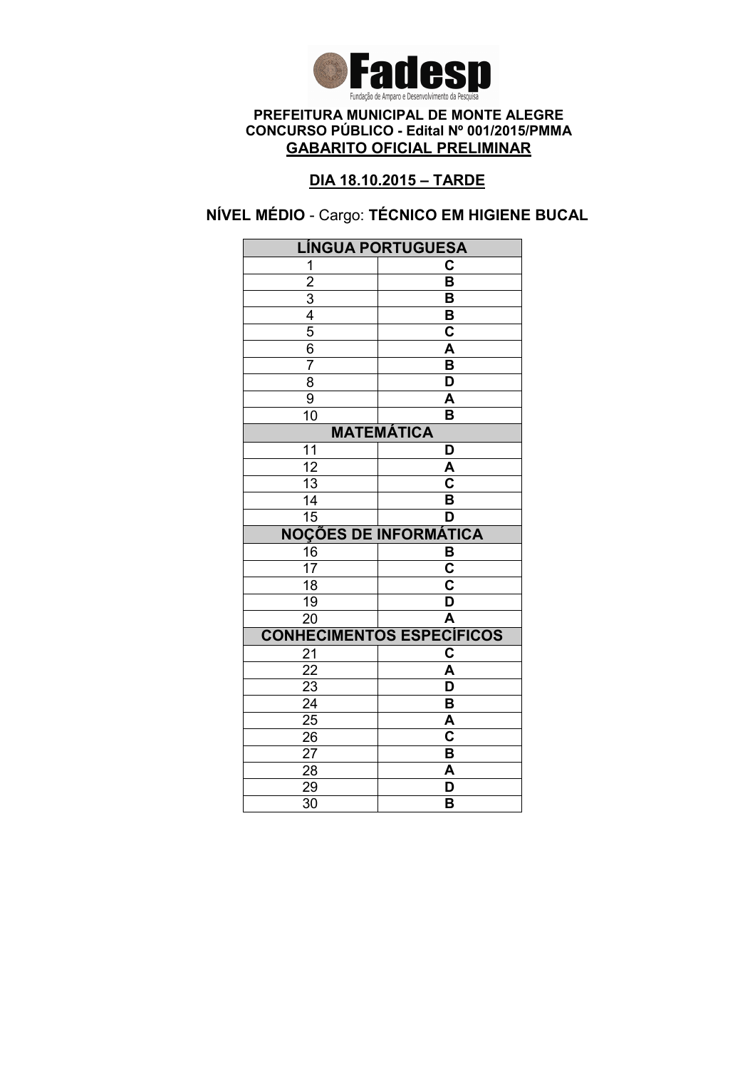**PREFEITURA MUNICIPAL DE MONTE ALEGRE**
**CONCURSO PÚBLICO - Edital Nº 001/2015/PMMA**
**GABARITO OFICIAL PRELIMINAR**

**DIA 18.10.2015 – TARDE**

**NÍVEL MÉDIO** - Cargo: **TÉCNICO EM HIGIENE BUCAL**

| LÍNGUA PORTUGUESA | |
|---|---|
| 1 | C |
| 2 | B |
| 3 | B |
| 4 | B |
| 5 | C |
| 6 | A |
| 7 | B |
| 8 | D |
| 9 | A |
| 10 | B |
| **MATEMÁTICA** | |
| 11 | D |
| 12 | A |
| 13 | C |
| 14 | B |
| 15 | D |
| **NOÇÕES DE INFORMÁTICA** | |
| 16 | B |
| 17 | C |
| 18 | C |
| 19 | D |
| 20 | A |
| **CONHECIMENTOS ESPECÍFICOS** | |
| 21 | C |
| 22 | A |
| 23 | D |
| 24 | B |
| 25 | A |
| 26 | C |
| 27 | B |
| 28 | A |
| 29 | D |
| 30 | B |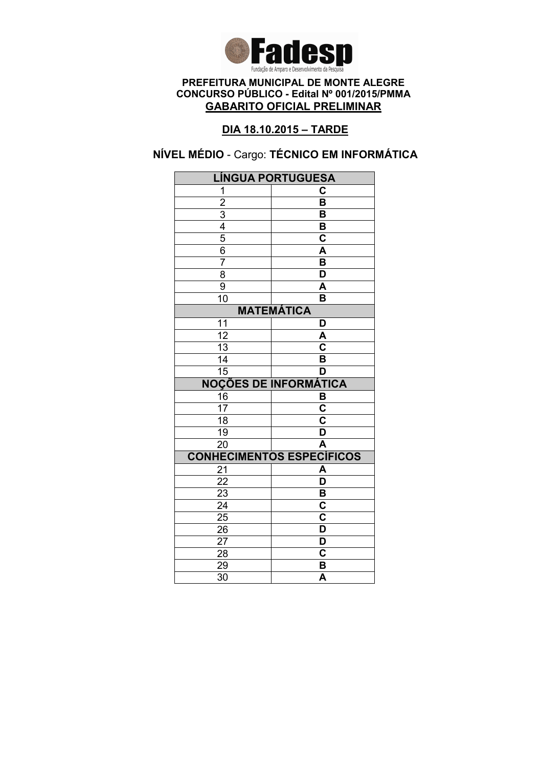Fadesp

Fundação de Amparo e Desenvolvimento da Pesquisa

**PREFEITURA MUNICIPAL DE MONTE ALEGRE**
**CONCURSO PÚBLICO - Edital Nº 001/2015/PMMA**
**GABARITO OFICIAL PRELIMINAR**

**DIA 18.10.2015 – TARDE**

**NÍVEL MÉDIO** - Cargo: **TÉCNICO EM INFORMÁTICA**

| LÍNGUA PORTUGUESA | |
|---|---|
| 1 | C |
| 2 | B |
| 3 | B |
| 4 | B |
| 5 | C |
| 6 | A |
| 7 | B |
| 8 | D |
| 9 | A |
| 10 | B |
| **MATEMÁTICA** | |
| 11 | D |
| 12 | A |
| 13 | C |
| 14 | B |
| 15 | D |
| **NOÇÕES DE INFORMÁTICA** | |
| 16 | B |
| 17 | C |
| 18 | C |
| 19 | D |
| 20 | A |
| **CONHECIMENTOS ESPECÍFICOS** | |
| 21 | A |
| 22 | D |
| 23 | B |
| 24 | C |
| 25 | C |
| 26 | D |
| 27 | D |
| 28 | C |
| 29 | B |
| 30 | A |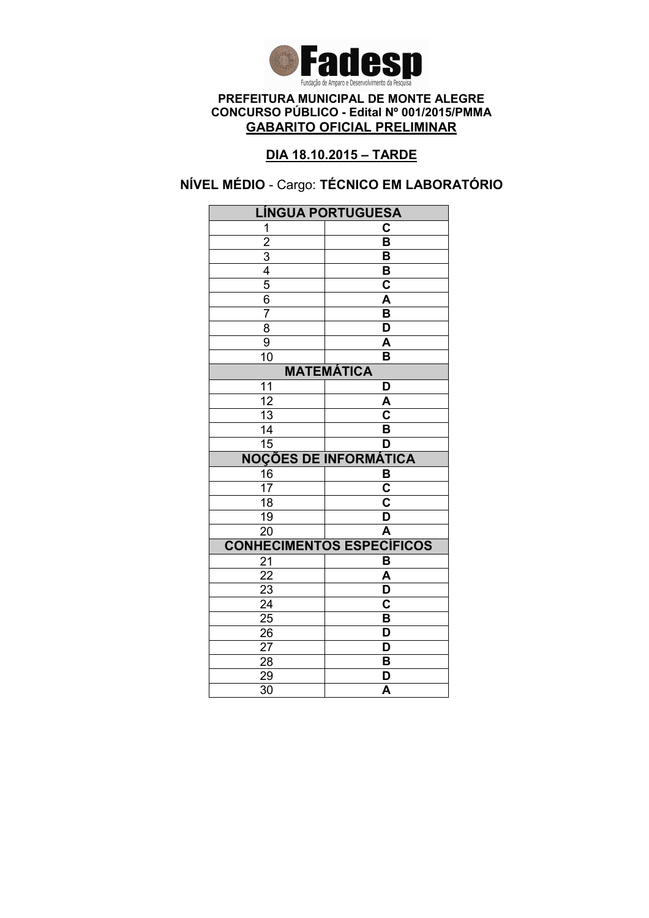**Fadesp**

Fundação de Amparo e Desenvolvimento da Pesquisa

**PREFEITURA MUNICIPAL DE MONTE ALEGRE**
**CONCURSO PÚBLICO - Edital Nº 001/2015/PMMA**
**GABARITO OFICIAL PRELIMINAR**

**DIA 18.10.2015 – TARDE**

**NÍVEL MÉDIO** - Cargo: **TÉCNICO EM LABORATÓRIO**

| LÍNGUA PORTUGUESA | |
|---|---|
| 1 | C |
| 2 | B |
| 3 | B |
| 4 | B |
| 5 | C |
| 6 | A |
| 7 | B |
| 8 | D |
| 9 | A |
| 10 | B |
| **MATEMÁTICA** | |
| 11 | D |
| 12 | A |
| 13 | C |
| 14 | B |
| 15 | D |
| **NOÇÕES DE INFORMÁTICA** | |
| 16 | B |
| 17 | C |
| 18 | C |
| 19 | D |
| 20 | A |
| **CONHECIMENTOS ESPECÍFICOS** | |
| 21 | B |
| 22 | A |
| 23 | D |
| 24 | C |
| 25 | B |
| 26 | D |
| 27 | D |
| 28 | B |
| 29 | D |
| 30 | A |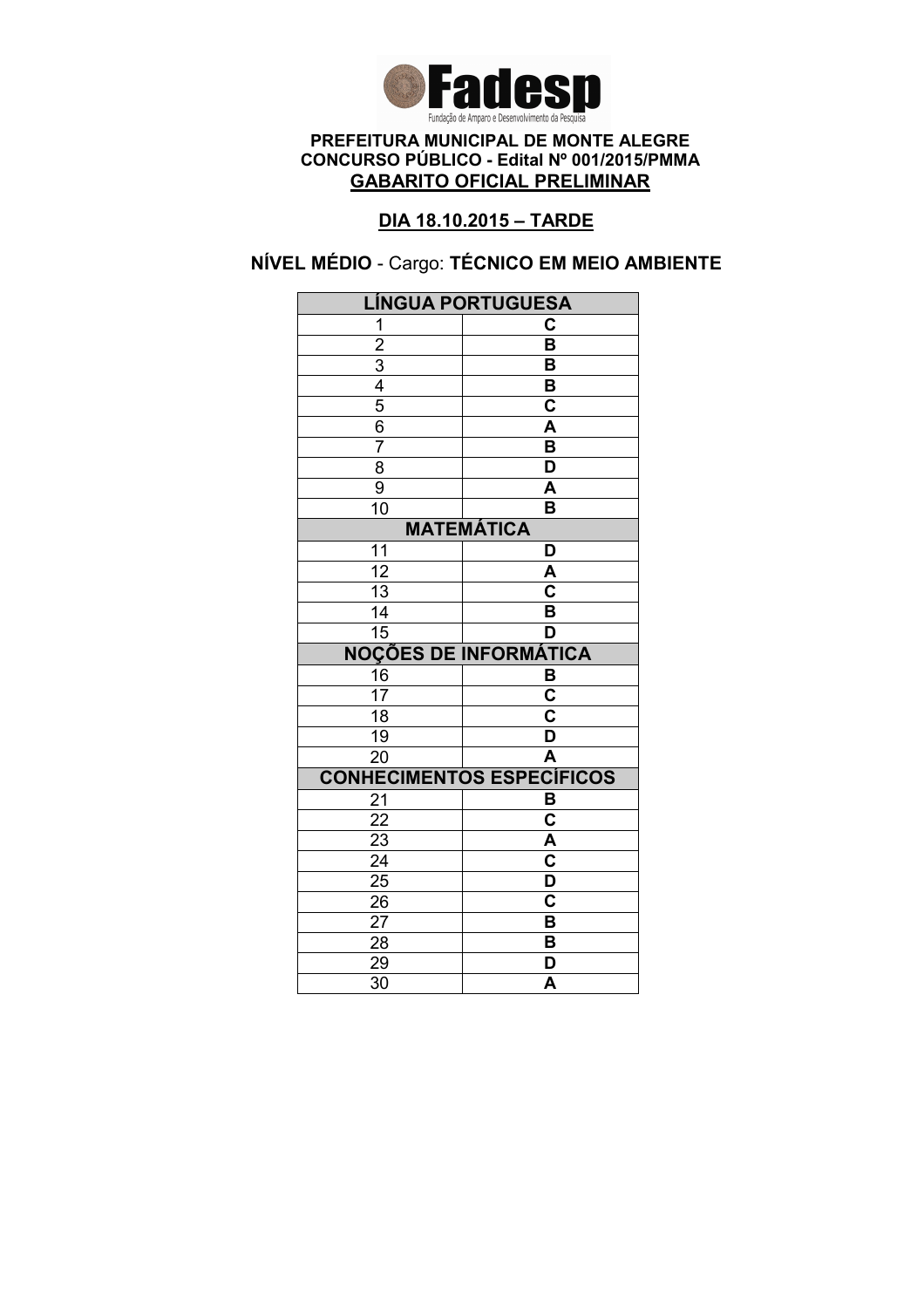**Fadesp**
Fundação de Amparo e Desenvolvimento da Pesquisa

**PREFEITURA MUNICIPAL DE MONTE ALEGRE**
**CONCURSO PÚBLICO - Edital Nº 001/2015/PMMA**
**GABARITO OFICIAL PRELIMINAR**

**DIA 18.10.2015 – TARDE**

**NÍVEL MÉDIO** - Cargo: **TÉCNICO EM MEIO AMBIENTE**

| LÍNGUA PORTUGUESA | |
|---|---|
| 1 | C |
| 2 | B |
| 3 | B |
| 4 | B |
| 5 | C |
| 6 | A |
| 7 | B |
| 8 | D |
| 9 | A |
| 10 | B |
| **MATEMÁTICA** | |
| 11 | D |
| 12 | A |
| 13 | C |
| 14 | B |
| 15 | D |
| **NOÇÕES DE INFORMÁTICA** | |
| 16 | B |
| 17 | C |
| 18 | C |
| 19 | D |
| 20 | A |
| **CONHECIMENTOS ESPECÍFICOS** | |
| 21 | B |
| 22 | C |
| 23 | A |
| 24 | C |
| 25 | D |
| 26 | C |
| 27 | B |
| 28 | B |
| 29 | D |
| 30 | A |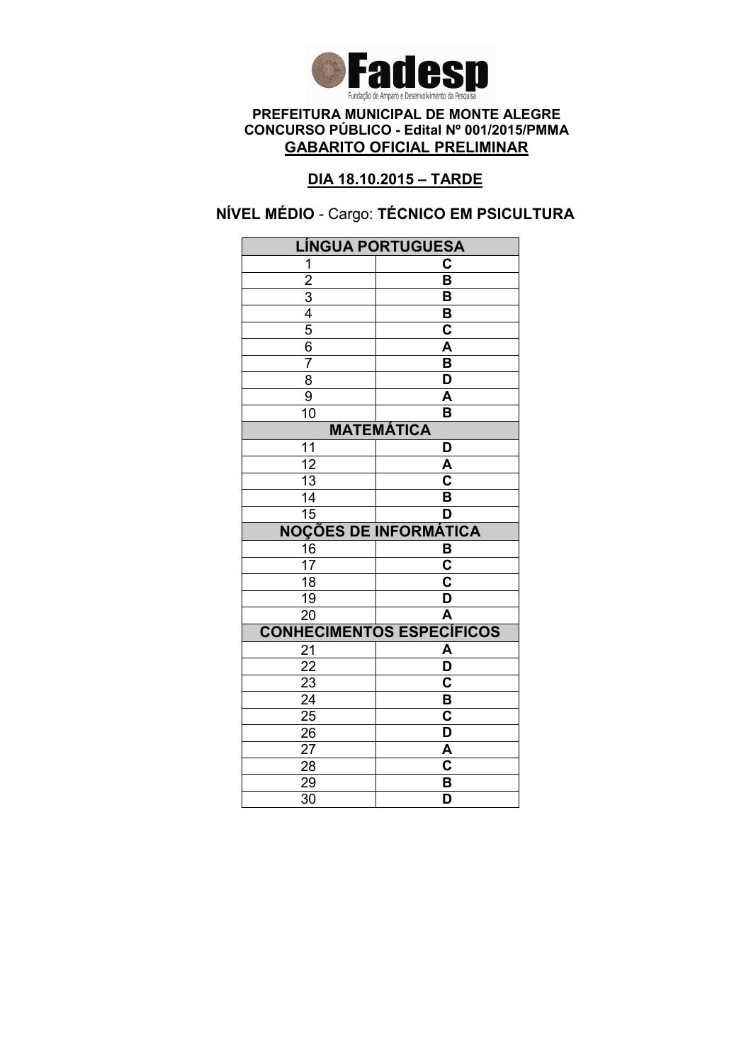**Fadesp**

Fundação de Amparo e Desenvolvimento da Pesquisa

**PREFEITURA MUNICIPAL DE MONTE ALEGRE**
**CONCURSO PÚBLICO - Edital Nº 001/2015/PMMA**
**GABARITO OFICIAL PRELIMINAR**

**DIA 18.10.2015 – TARDE**

**NÍVEL MÉDIO** - Cargo: **TÉCNICO EM PSICULTURA**

| LÍNGUA PORTUGUESA | |
|---|---|
| 1 | C |
| 2 | B |
| 3 | B |
| 4 | B |
| 5 | C |
| 6 | A |
| 7 | B |
| 8 | D |
| 9 | A |
| 10 | B |
| **MATEMÁTICA** | |
| 11 | D |
| 12 | A |
| 13 | C |
| 14 | B |
| 15 | D |
| **NOÇÕES DE INFORMÁTICA** | |
| 16 | B |
| 17 | C |
| 18 | C |
| 19 | D |
| 20 | A |
| **CONHECIMENTOS ESPECÍFICOS** | |
| 21 | A |
| 22 | D |
| 23 | C |
| 24 | B |
| 25 | C |
| 26 | D |
| 27 | A |
| 28 | C |
| 29 | B |
| 30 | D |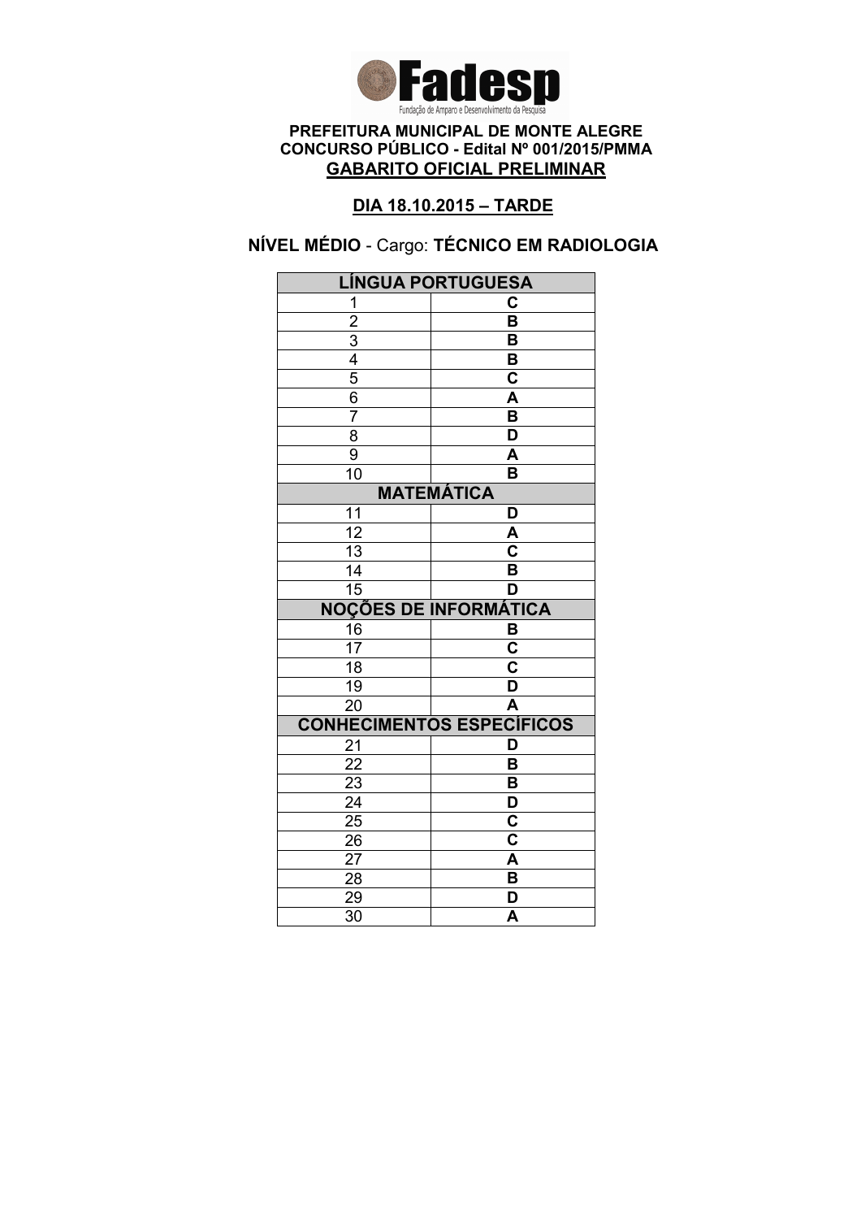**Fadesp**
Fundação de Amparo e Desenvolvimento da Pesquisa

**PREFEITURA MUNICIPAL DE MONTE ALEGRE**
**CONCURSO PÚBLICO - Edital Nº 001/2015/PMMA**
**GABARITO OFICIAL PRELIMINAR**

**DIA 18.10.2015 – TARDE**

**NÍVEL MÉDIO** - Cargo: **TÉCNICO EM RADIOLOGIA**

| LÍNGUA PORTUGUESA | |
|---|---|
| 1 | C |
| 2 | B |
| 3 | B |
| 4 | B |
| 5 | C |
| 6 | A |
| 7 | B |
| 8 | D |
| 9 | A |
| 10 | B |
| **MATEMÁTICA** | |
| 11 | D |
| 12 | A |
| 13 | C |
| 14 | B |
| 15 | D |
| **NOÇÕES DE INFORMÁTICA** | |
| 16 | B |
| 17 | C |
| 18 | C |
| 19 | D |
| 20 | A |
| **CONHECIMENTOS ESPECÍFICOS** | |
| 21 | D |
| 22 | B |
| 23 | B |
| 24 | D |
| 25 | C |
| 26 | C |
| 27 | A |
| 28 | B |
| 29 | D |
| 30 | A |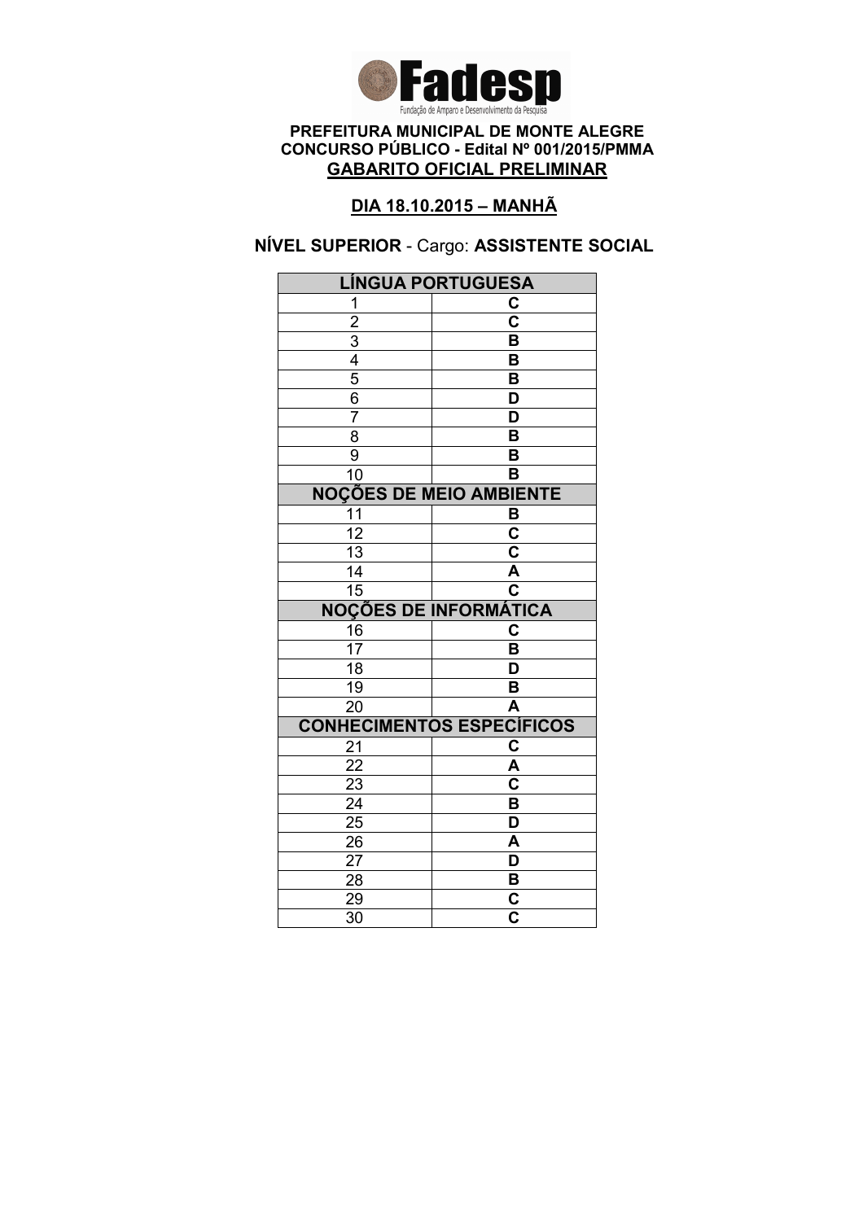**Fadesp**

Fundação de Amparo e Desenvolvimento da Pesquisa

**PREFEITURA MUNICIPAL DE MONTE ALEGRE**
**CONCURSO PÚBLICO - Edital Nº 001/2015/PMMA**
**GABARITO OFICIAL PRELIMINAR**

**DIA 18.10.2015 – MANHÃ**

**NÍVEL SUPERIOR** - Cargo: **ASSISTENTE SOCIAL**

| LÍNGUA PORTUGUESA | |
|---|---|
| 1 | C |
| 2 | C |
| 3 | B |
| 4 | B |
| 5 | B |
| 6 | D |
| 7 | D |
| 8 | B |
| 9 | B |
| 10 | B |
| **NOÇÕES DE MEIO AMBIENTE** | |
| 11 | B |
| 12 | C |
| 13 | C |
| 14 | A |
| 15 | C |
| **NOÇÕES DE INFORMÁTICA** | |
| 16 | C |
| 17 | B |
| 18 | D |
| 19 | B |
| 20 | A |
| **CONHECIMENTOS ESPECÍFICOS** | |
| 21 | C |
| 22 | A |
| 23 | C |
| 24 | B |
| 25 | D |
| 26 | A |
| 27 | D |
| 28 | B |
| 29 | C |
| 30 | C |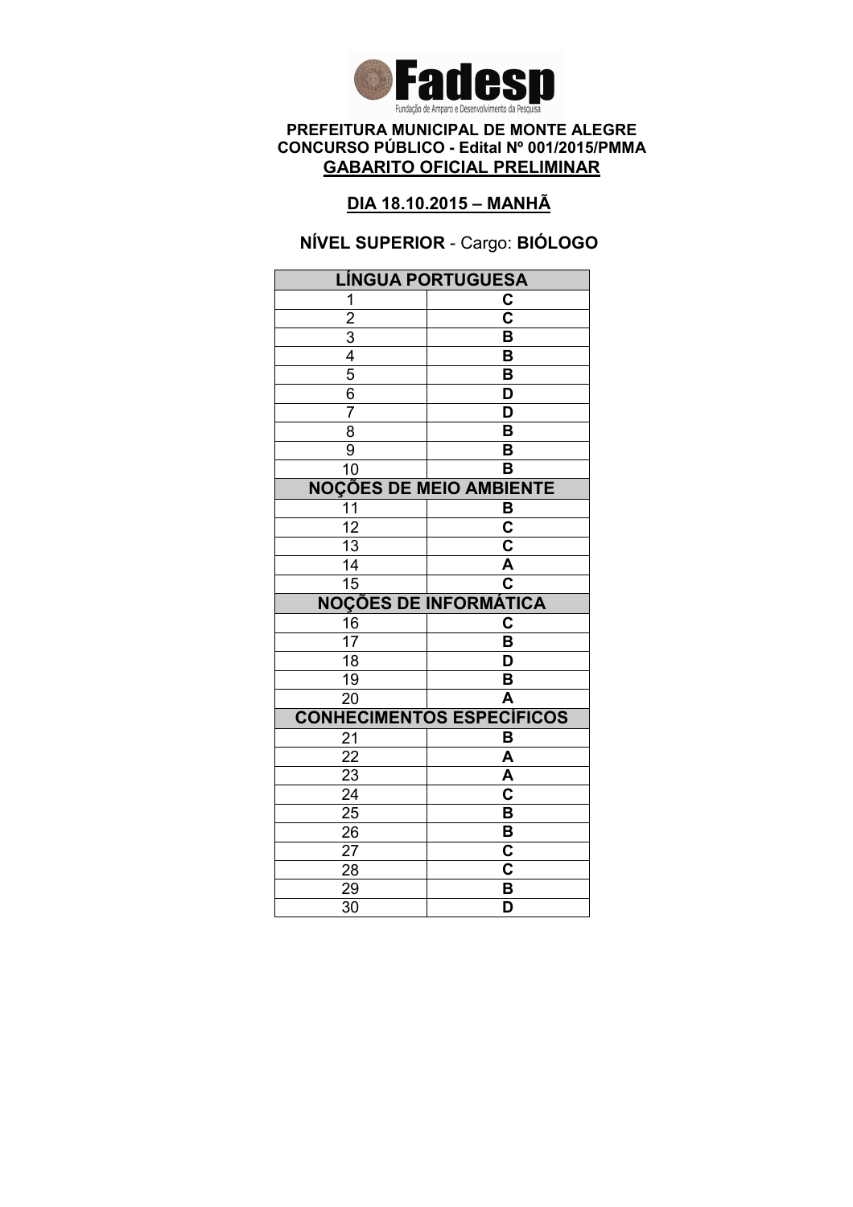**Fadesp**

Fundação de Amparo e Desenvolvimento da Pesquisa

**PREFEITURA MUNICIPAL DE MONTE ALEGRE**
**CONCURSO PÚBLICO - Edital Nº 001/2015/PMMA**
**GABARITO OFICIAL PRELIMINAR**

**DIA 18.10.2015 – MANHÃ**

**NÍVEL SUPERIOR** - Cargo: **BIÓLOGO**

| LÍNGUA PORTUGUESA | |
|---|---|
| 1 | C |
| 2 | C |
| 3 | B |
| 4 | B |
| 5 | B |
| 6 | D |
| 7 | D |
| 8 | B |
| 9 | B |
| 10 | B |
| **NOÇÕES DE MEIO AMBIENTE** | |
| 11 | B |
| 12 | C |
| 13 | C |
| 14 | A |
| 15 | C |
| **NOÇÕES DE INFORMÁTICA** | |
| 16 | C |
| 17 | B |
| 18 | D |
| 19 | B |
| 20 | A |
| **CONHECIMENTOS ESPECÍFICOS** | |
| 21 | B |
| 22 | A |
| 23 | A |
| 24 | C |
| 25 | B |
| 26 | B |
| 27 | C |
| 28 | C |
| 29 | B |
| 30 | D |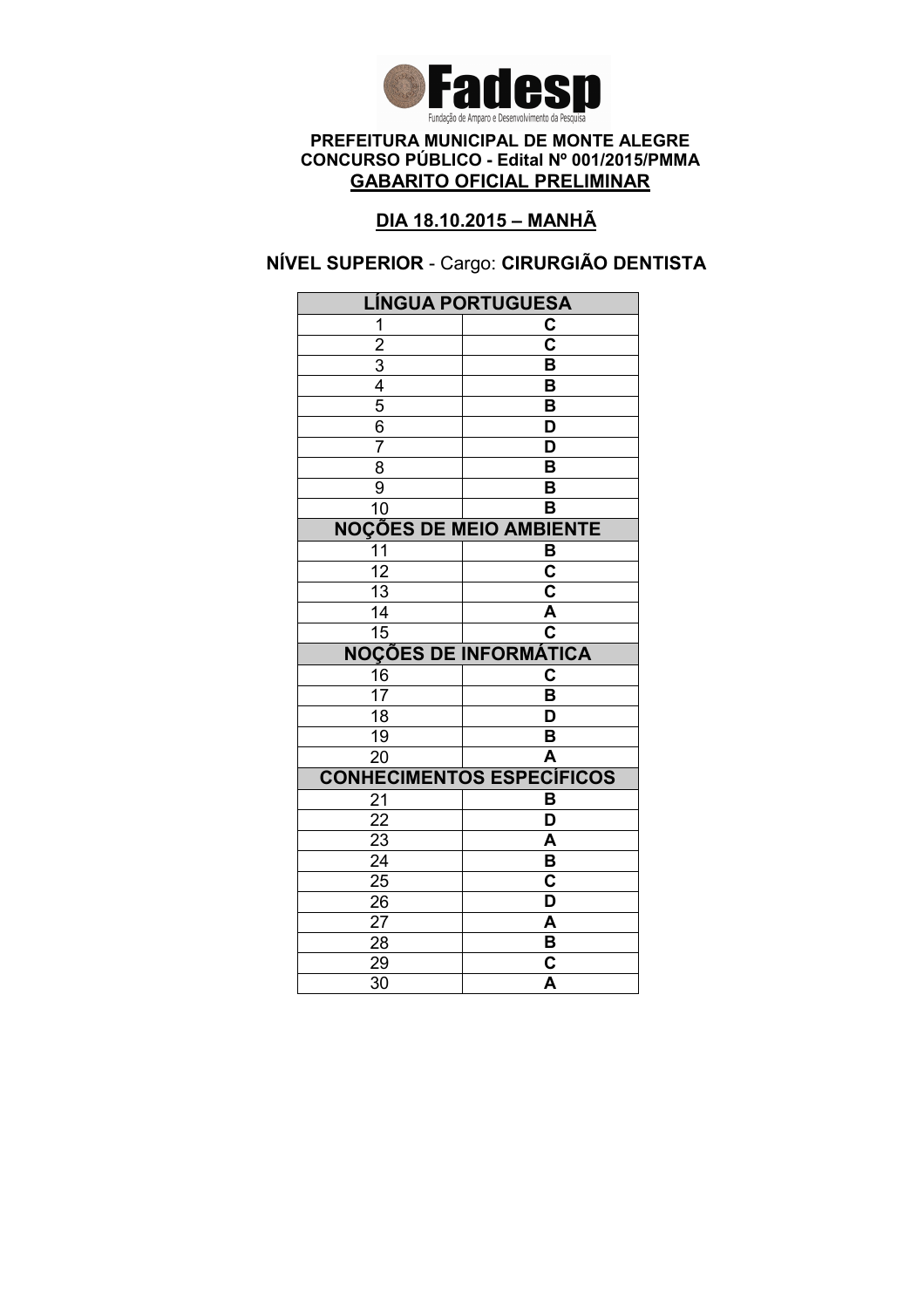**Fadesp**
Fundação de Amparo e Desenvolvimento da Pesquisa

**PREFEITURA MUNICIPAL DE MONTE ALEGRE**
**CONCURSO PÚBLICO - Edital Nº 001/2015/PMMA**
**GABARITO OFICIAL PRELIMINAR**

**DIA 18.10.2015 – MANHÃ**

**NÍVEL SUPERIOR** - Cargo: **CIRURGIÃO DENTISTA**

| LÍNGUA PORTUGUESA | |
|---|---|
| 1 | C |
| 2 | C |
| 3 | B |
| 4 | B |
| 5 | B |
| 6 | D |
| 7 | D |
| 8 | B |
| 9 | B |
| 10 | B |
| **NOÇÕES DE MEIO AMBIENTE** | |
| 11 | B |
| 12 | C |
| 13 | C |
| 14 | A |
| 15 | C |
| **NOÇÕES DE INFORMÁTICA** | |
| 16 | C |
| 17 | B |
| 18 | D |
| 19 | B |
| 20 | A |
| **CONHECIMENTOS ESPECÍFICOS** | |
| 21 | B |
| 22 | D |
| 23 | A |
| 24 | B |
| 25 | C |
| 26 | D |
| 27 | A |
| 28 | B |
| 29 | C |
| 30 | A |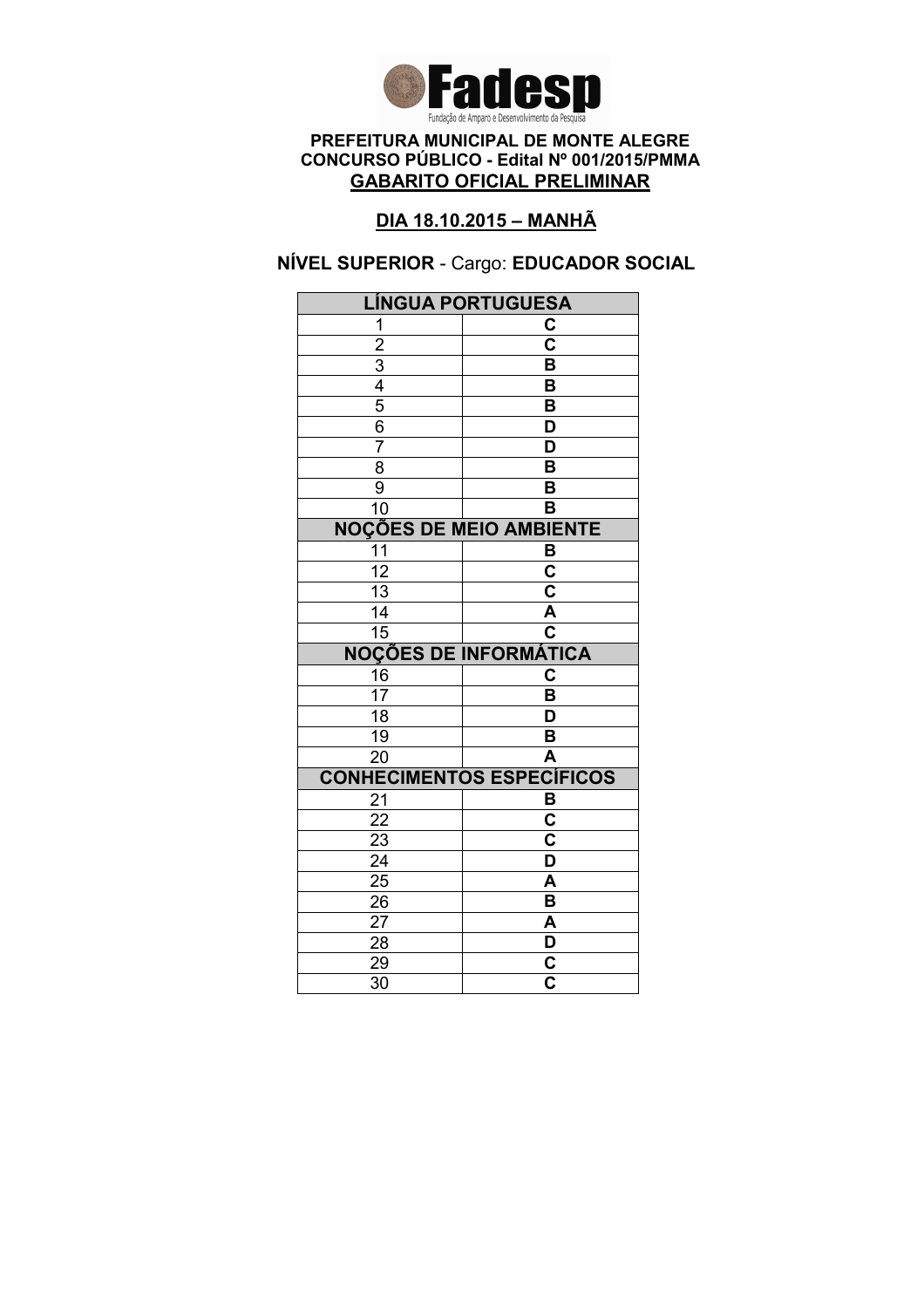Fadesp
Fundação de Amparo e Desenvolvimento da Pesquisa

**PREFEITURA MUNICIPAL DE MONTE ALEGRE**
**CONCURSO PÚBLICO - Edital Nº 001/2015/PMMA**
**GABARITO OFICIAL PRELIMINAR**

**DIA 18.10.2015 – MANHÃ**

**NÍVEL SUPERIOR** - Cargo: **EDUCADOR SOCIAL**

| LÍNGUA PORTUGUESA | |
|---|---|
| 1 | C |
| 2 | C |
| 3 | B |
| 4 | B |
| 5 | B |
| 6 | D |
| 7 | D |
| 8 | B |
| 9 | B |
| 10 | B |
| **NOÇÕES DE MEIO AMBIENTE** | |
| 11 | B |
| 12 | C |
| 13 | C |
| 14 | A |
| 15 | C |
| **NOÇÕES DE INFORMÁTICA** | |
| 16 | C |
| 17 | B |
| 18 | D |
| 19 | B |
| 20 | A |
| **CONHECIMENTOS ESPECÍFICOS** | |
| 21 | B |
| 22 | C |
| 23 | C |
| 24 | D |
| 25 | A |
| 26 | B |
| 27 | A |
| 28 | D |
| 29 | C |
| 30 | C |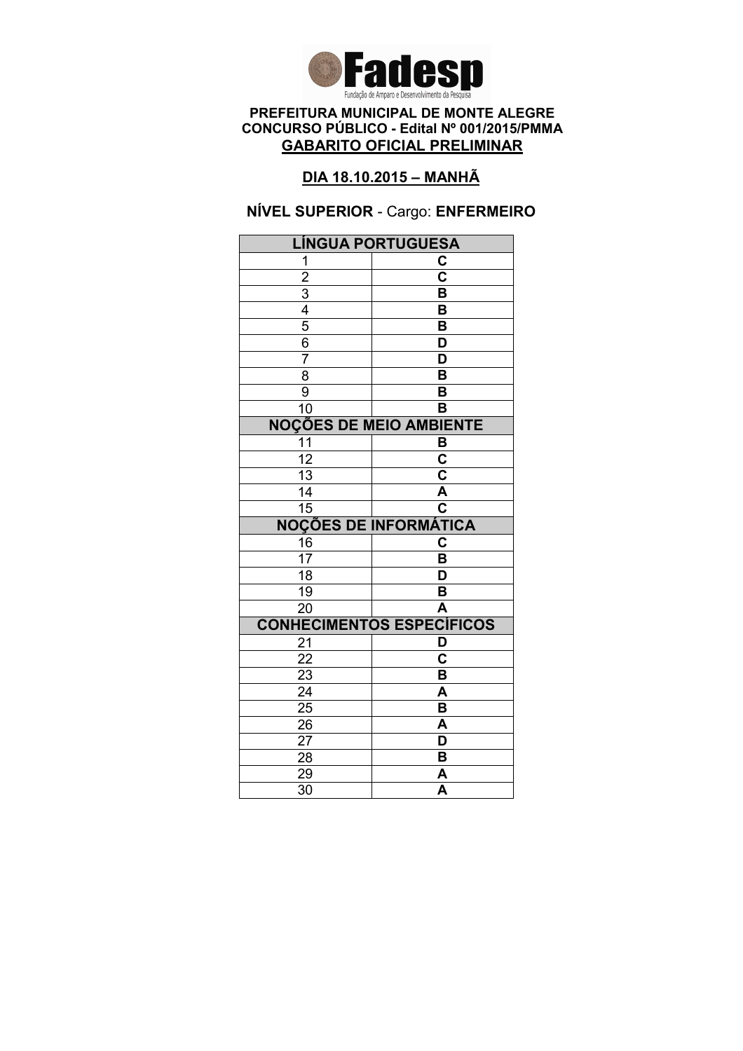Fadesp

Fundação de Amparo e Desenvolvimento da Pesquisa

**PREFEITURA MUNICIPAL DE MONTE ALEGRE**
**CONCURSO PÚBLICO - Edital Nº 001/2015/PMMA**
**GABARITO OFICIAL PRELIMINAR**

**DIA 18.10.2015 – MANHÃ**

**NÍVEL SUPERIOR** - Cargo: **ENFERMEIRO**

| LÍNGUA PORTUGUESA | |
|---|---|
| 1 | C |
| 2 | C |
| 3 | B |
| 4 | B |
| 5 | B |
| 6 | D |
| 7 | D |
| 8 | B |
| 9 | B |
| 10 | B |
| **NOÇÕES DE MEIO AMBIENTE** | |
| 11 | B |
| 12 | C |
| 13 | C |
| 14 | A |
| 15 | C |
| **NOÇÕES DE INFORMÁTICA** | |
| 16 | C |
| 17 | B |
| 18 | D |
| 19 | B |
| 20 | A |
| **CONHECIMENTOS ESPECÍFICOS** | |
| 21 | D |
| 22 | C |
| 23 | B |
| 24 | A |
| 25 | B |
| 26 | A |
| 27 | D |
| 28 | B |
| 29 | A |
| 30 | A |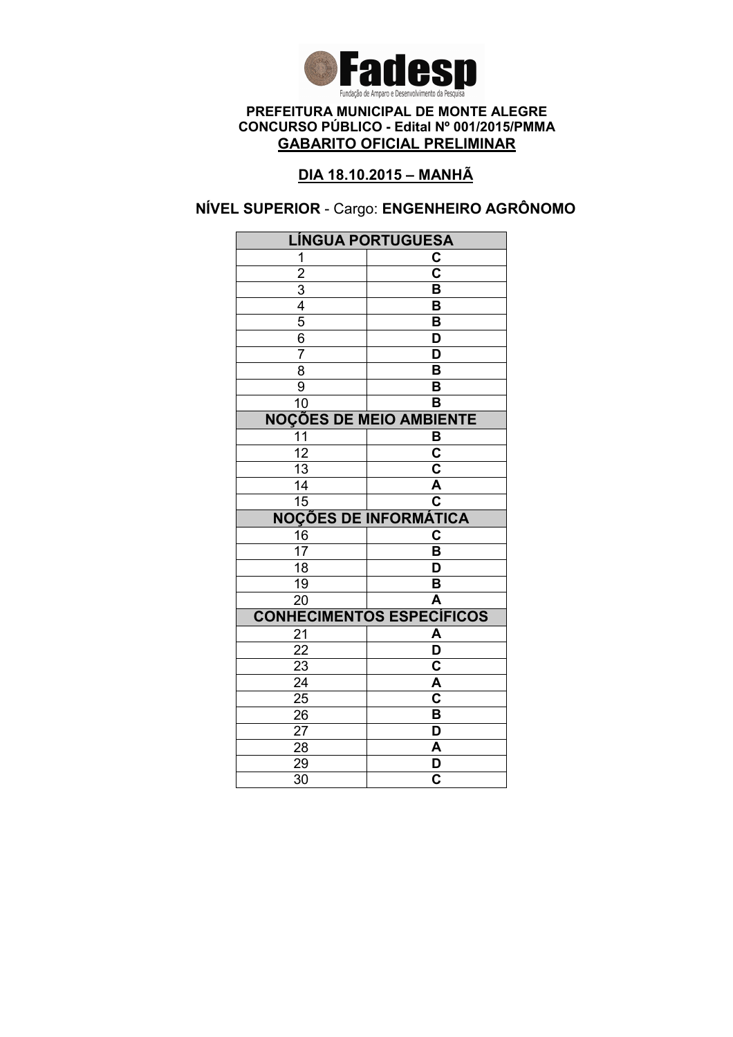**Fadesp**
Fundação de Amparo e Desenvolvimento da Pesquisa

**PREFEITURA MUNICIPAL DE MONTE ALEGRE**
**CONCURSO PÚBLICO - Edital Nº 001/2015/PMMA**
**GABARITO OFICIAL PRELIMINAR**

**DIA 18.10.2015 – MANHÃ**

**NÍVEL SUPERIOR** - Cargo: **ENGENHEIRO AGRÔNOMO**

| LÍNGUA PORTUGUESA | |
|---|---|
| 1 | C |
| 2 | C |
| 3 | B |
| 4 | B |
| 5 | B |
| 6 | D |
| 7 | D |
| 8 | B |
| 9 | B |
| 10 | B |
| **NOÇÕES DE MEIO AMBIENTE** | |
| 11 | B |
| 12 | C |
| 13 | C |
| 14 | A |
| 15 | C |
| **NOÇÕES DE INFORMÁTICA** | |
| 16 | C |
| 17 | B |
| 18 | D |
| 19 | B |
| 20 | A |
| **CONHECIMENTOS ESPECÍFICOS** | |
| 21 | A |
| 22 | D |
| 23 | C |
| 24 | A |
| 25 | C |
| 26 | B |
| 27 | D |
| 28 | A |
| 29 | D |
| 30 | C |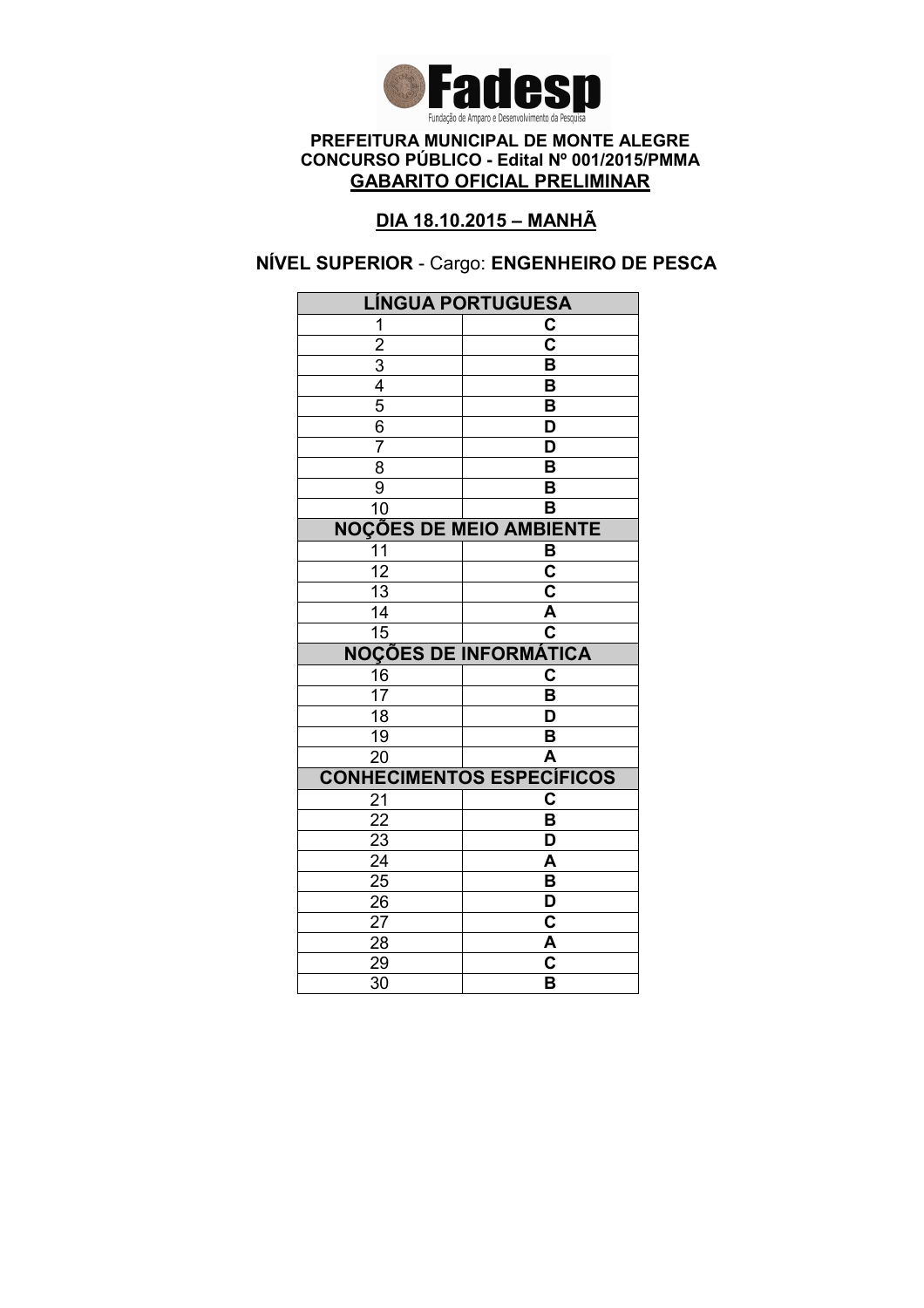**Fadesp**

Fundação de Amparo e Desenvolvimento da Pesquisa

**PREFEITURA MUNICIPAL DE MONTE ALEGRE**
**CONCURSO PÚBLICO - Edital Nº 001/2015/PMMA**
**GABARITO OFICIAL PRELIMINAR**

**DIA 18.10.2015 – MANHÃ**

**NÍVEL SUPERIOR** - Cargo: **ENGENHEIRO DE PESCA**

| LÍNGUA PORTUGUESA | |
|---|---|
| 1 | C |
| 2 | C |
| 3 | B |
| 4 | B |
| 5 | B |
| 6 | D |
| 7 | D |
| 8 | B |
| 9 | B |
| 10 | B |
| **NOÇÕES DE MEIO AMBIENTE** | |
| 11 | B |
| 12 | C |
| 13 | C |
| 14 | A |
| 15 | C |
| **NOÇÕES DE INFORMÁTICA** | |
| 16 | C |
| 17 | B |
| 18 | D |
| 19 | B |
| 20 | A |
| **CONHECIMENTOS ESPECÍFICOS** | |
| 21 | C |
| 22 | B |
| 23 | D |
| 24 | A |
| 25 | B |
| 26 | D |
| 27 | C |
| 28 | A |
| 29 | C |
| 30 | B |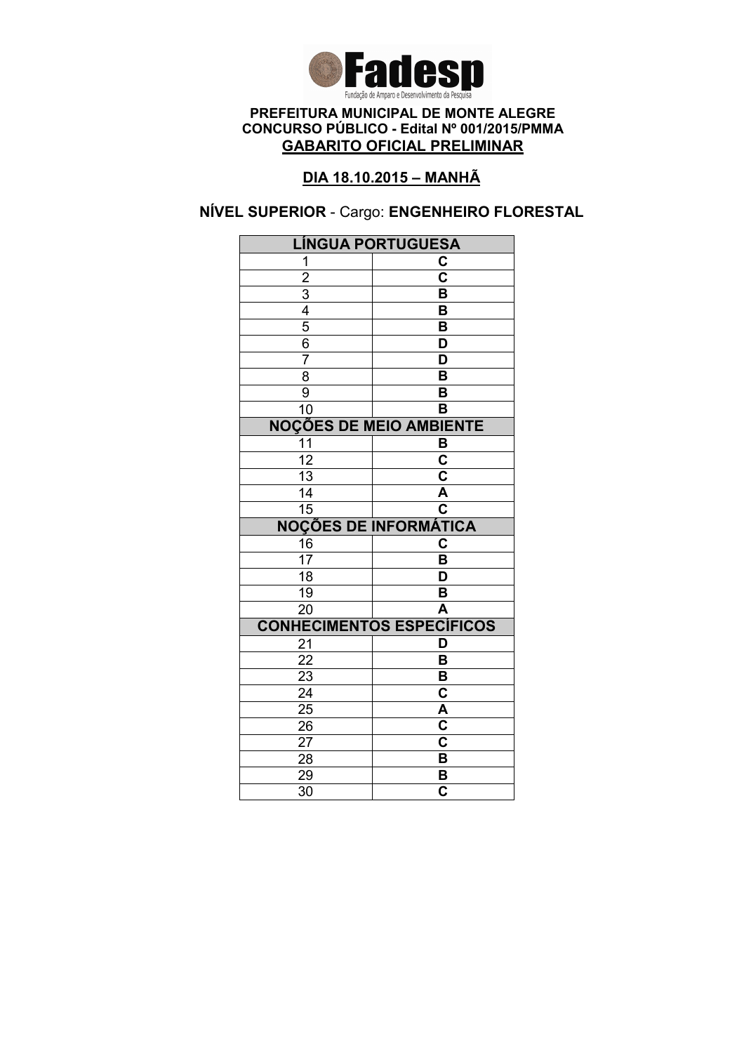**Fadesp**
Fundação de Amparo e Desenvolvimento da Pesquisa

**PREFEITURA MUNICIPAL DE MONTE ALEGRE**
**CONCURSO PÚBLICO - Edital Nº 001/2015/PMMA**
**GABARITO OFICIAL PRELIMINAR**

**DIA 18.10.2015 – MANHÃ**

**NÍVEL SUPERIOR** - Cargo: **ENGENHEIRO FLORESTAL**

| LÍNGUA PORTUGUESA | |
|---|---|
| 1 | C |
| 2 | C |
| 3 | B |
| 4 | B |
| 5 | B |
| 6 | D |
| 7 | D |
| 8 | B |
| 9 | B |
| 10 | B |
| **NOÇÕES DE MEIO AMBIENTE** | |
| 11 | B |
| 12 | C |
| 13 | C |
| 14 | A |
| 15 | C |
| **NOÇÕES DE INFORMÁTICA** | |
| 16 | C |
| 17 | B |
| 18 | D |
| 19 | B |
| 20 | A |
| **CONHECIMENTOS ESPECÍFICOS** | |
| 21 | D |
| 22 | B |
| 23 | B |
| 24 | C |
| 25 | A |
| 26 | C |
| 27 | C |
| 28 | B |
| 29 | B |
| 30 | C |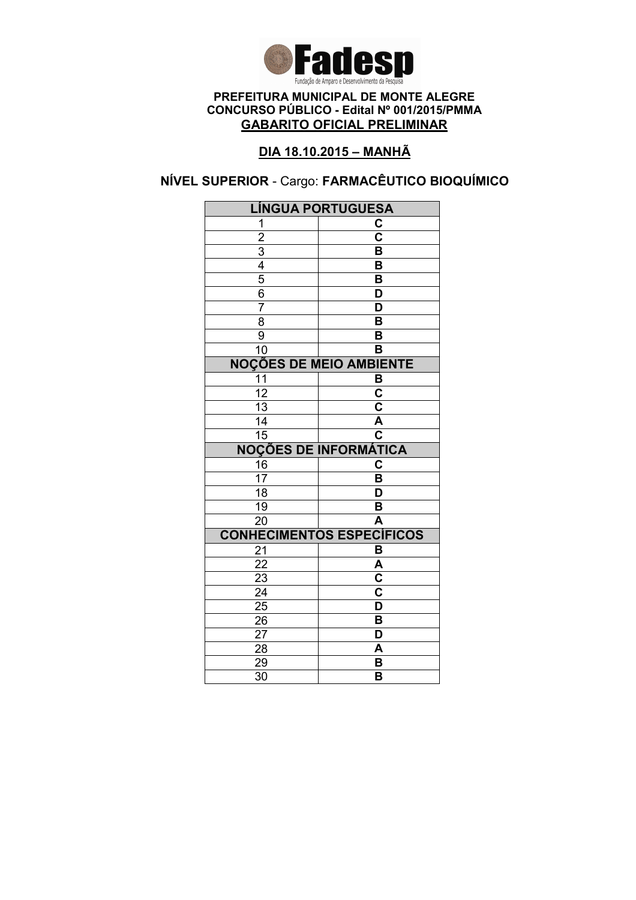**Fadesp**

Fundação de Amparo e Desenvolvimento da Pesquisa

**PREFEITURA MUNICIPAL DE MONTE ALEGRE**
**CONCURSO PÚBLICO - Edital Nº 001/2015/PMMA**
**GABARITO OFICIAL PRELIMINAR**

**DIA 18.10.2015 – MANHÃ**

**NÍVEL SUPERIOR** - Cargo: **FARMACÊUTICO BIOQUÍMICO**

| LÍNGUA PORTUGUESA | |
|---|---|
| 1 | C |
| 2 | C |
| 3 | B |
| 4 | B |
| 5 | B |
| 6 | D |
| 7 | D |
| 8 | B |
| 9 | B |
| 10 | B |
| **NOÇÕES DE MEIO AMBIENTE** | |
| 11 | B |
| 12 | C |
| 13 | C |
| 14 | A |
| 15 | C |
| **NOÇÕES DE INFORMÁTICA** | |
| 16 | C |
| 17 | B |
| 18 | D |
| 19 | B |
| 20 | A |
| **CONHECIMENTOS ESPECÍFICOS** | |
| 21 | B |
| 22 | A |
| 23 | C |
| 24 | C |
| 25 | D |
| 26 | B |
| 27 | D |
| 28 | A |
| 29 | B |
| 30 | B |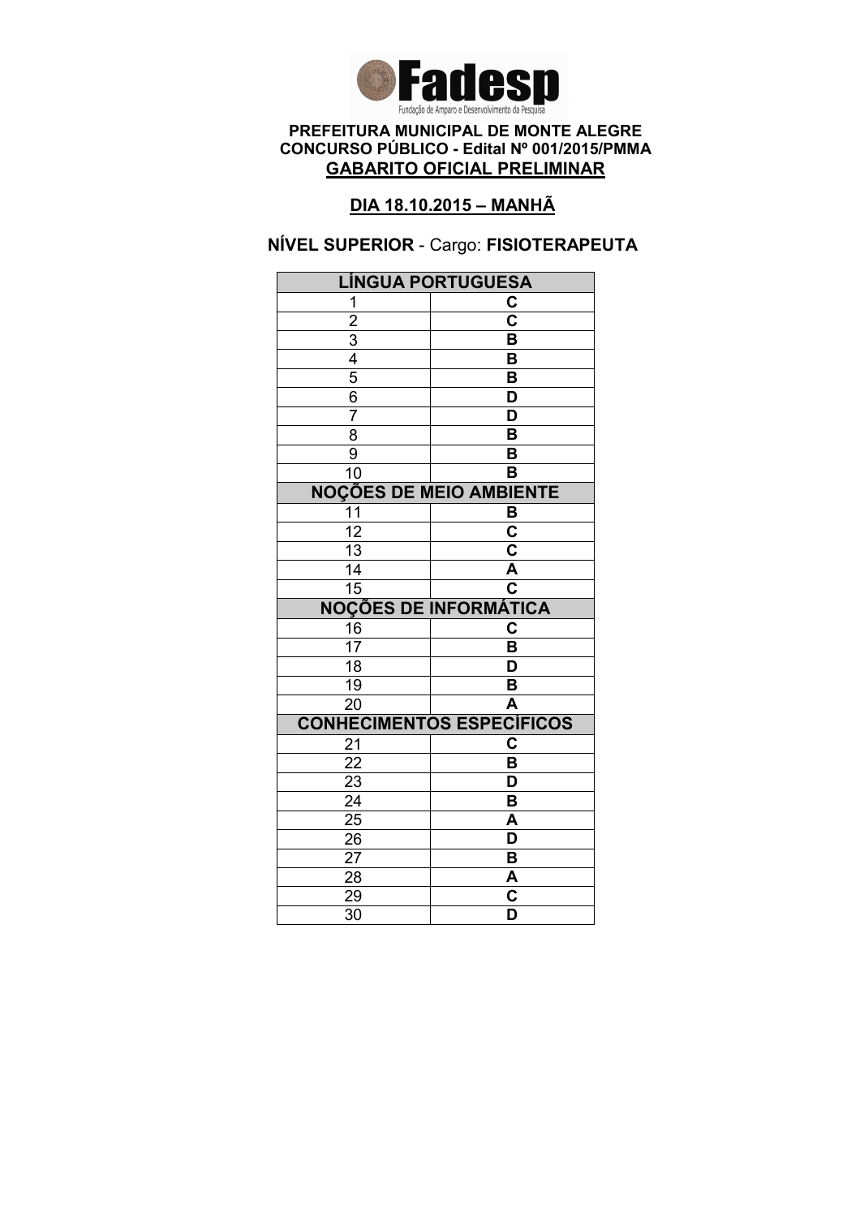**PREFEITURA MUNICIPAL DE MONTE ALEGRE**
**CONCURSO PÚBLICO - Edital Nº 001/2015/PMMA**
**GABARITO OFICIAL PRELIMINAR**

**DIA 18.10.2015 – MANHÃ**

**NÍVEL SUPERIOR** - Cargo: **FISIOTERAPEUTA**

| LÍNGUA PORTUGUESA | |
|---|---|
| 1 | C |
| 2 | C |
| 3 | B |
| 4 | B |
| 5 | B |
| 6 | D |
| 7 | D |
| 8 | B |
| 9 | B |
| 10 | B |
| **NOÇÕES DE MEIO AMBIENTE** | |
| 11 | B |
| 12 | C |
| 13 | C |
| 14 | A |
| 15 | C |
| **NOÇÕES DE INFORMÁTICA** | |
| 16 | C |
| 17 | B |
| 18 | D |
| 19 | B |
| 20 | A |
| **CONHECIMENTOS ESPECÍFICOS** | |
| 21 | C |
| 22 | B |
| 23 | D |
| 24 | B |
| 25 | A |
| 26 | D |
| 27 | B |
| 28 | A |
| 29 | C |
| 30 | D |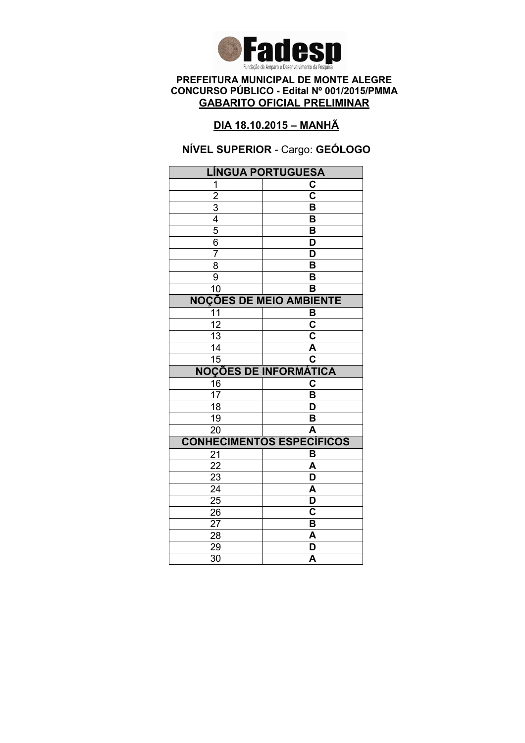**Fadesp**

Fundação de Amparo e Desenvolvimento da Pesquisa

**PREFEITURA MUNICIPAL DE MONTE ALEGRE**
**CONCURSO PÚBLICO - Edital Nº 001/2015/PMMA**
**GABARITO OFICIAL PRELIMINAR**

**DIA 18.10.2015 – MANHÃ**

**NÍVEL SUPERIOR** - Cargo: **GEÓLOGO**

| LÍNGUA PORTUGUESA | |
|---|---|
| 1 | C |
| 2 | C |
| 3 | B |
| 4 | B |
| 5 | B |
| 6 | D |
| 7 | D |
| 8 | B |
| 9 | B |
| 10 | B |
| **NOÇÕES DE MEIO AMBIENTE** | |
| 11 | B |
| 12 | C |
| 13 | C |
| 14 | A |
| 15 | C |
| **NOÇÕES DE INFORMÁTICA** | |
| 16 | C |
| 17 | B |
| 18 | D |
| 19 | B |
| 20 | A |
| **CONHECIMENTOS ESPECÍFICOS** | |
| 21 | B |
| 22 | A |
| 23 | D |
| 24 | A |
| 25 | D |
| 26 | C |
| 27 | B |
| 28 | A |
| 29 | D |
| 30 | A |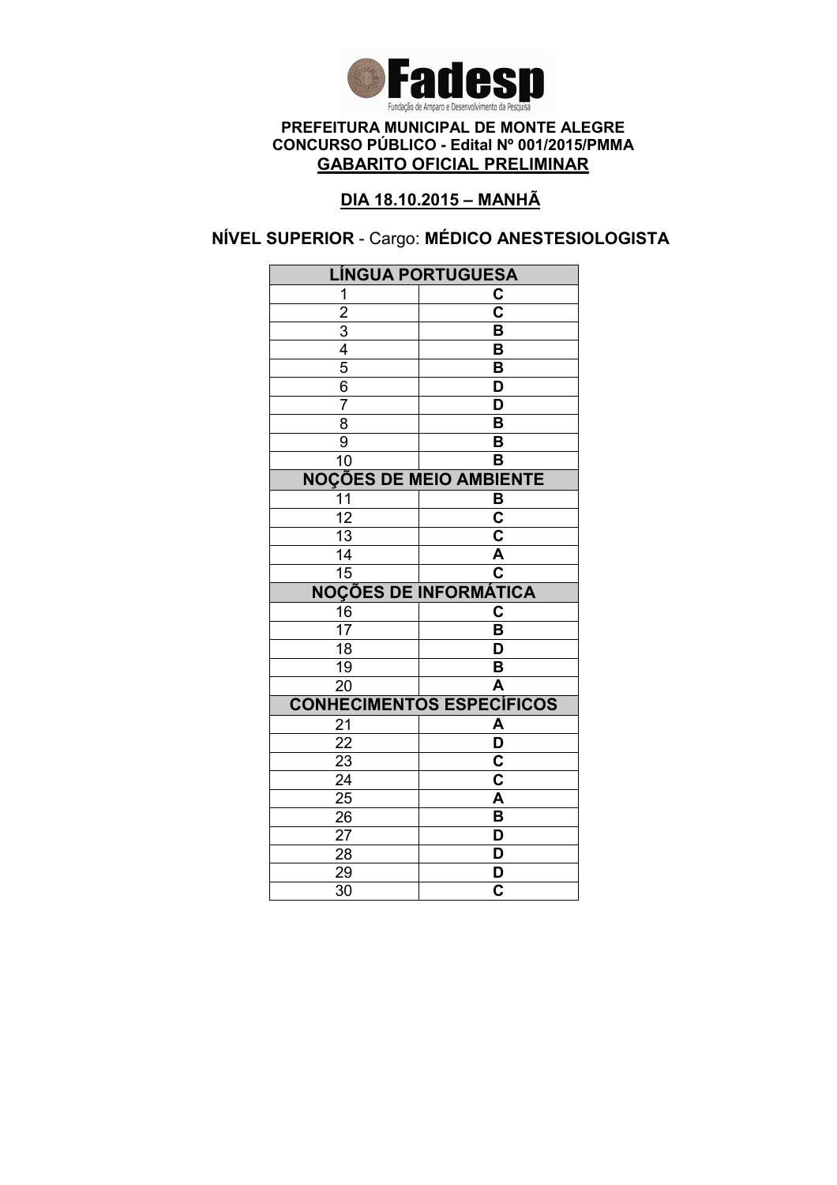Fadesp
Fundação de Amparo e Desenvolvimento da Pesquisa

**PREFEITURA MUNICIPAL DE MONTE ALEGRE**
**CONCURSO PÚBLICO - Edital Nº 001/2015/PMMA**
**GABARITO OFICIAL PRELIMINAR**

**DIA 18.10.2015 – MANHÃ**

**NÍVEL SUPERIOR** - Cargo: **MÉDICO ANESTESIOLOGISTA**

| LÍNGUA PORTUGUESA | |
|---|---|
| 1 | C |
| 2 | C |
| 3 | B |
| 4 | B |
| 5 | B |
| 6 | D |
| 7 | D |
| 8 | B |
| 9 | B |
| 10 | B |
| **NOÇÕES DE MEIO AMBIENTE** | |
| 11 | B |
| 12 | C |
| 13 | C |
| 14 | A |
| 15 | C |
| **NOÇÕES DE INFORMÁTICA** | |
| 16 | C |
| 17 | B |
| 18 | D |
| 19 | B |
| 20 | A |
| **CONHECIMENTOS ESPECÍFICOS** | |
| 21 | A |
| 22 | D |
| 23 | C |
| 24 | C |
| 25 | A |
| 26 | B |
| 27 | D |
| 28 | D |
| 29 | D |
| 30 | C |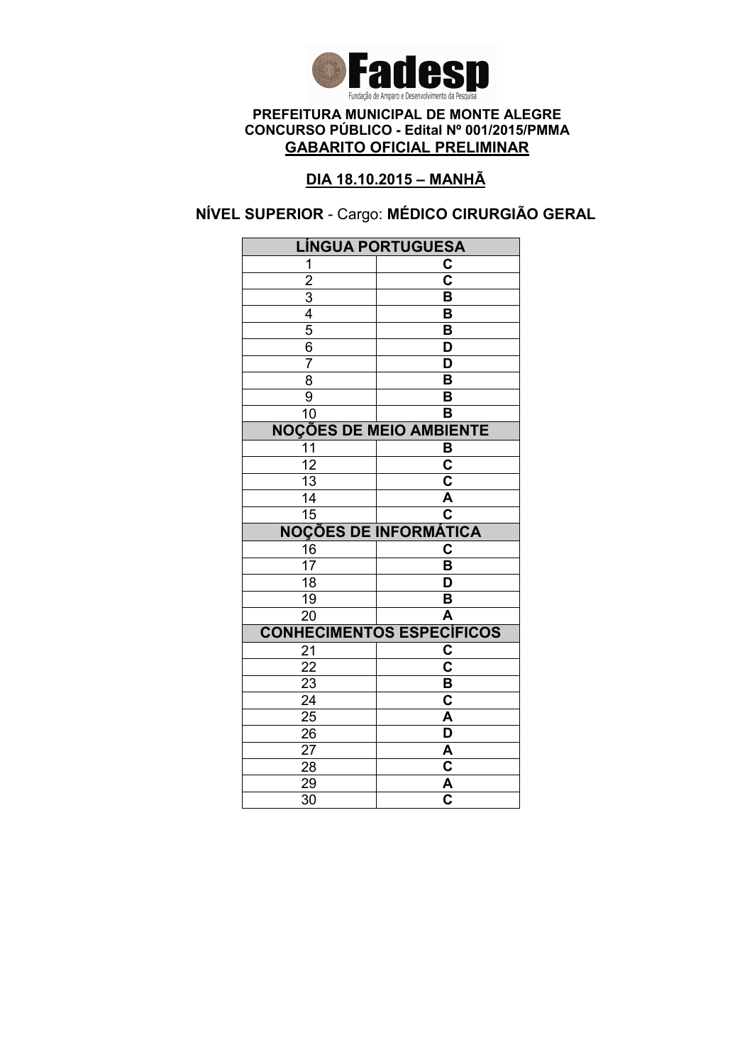Fadesp
Fundação de Amparo e Desenvolvimento da Pesquisa

**PREFEITURA MUNICIPAL DE MONTE ALEGRE**
**CONCURSO PÚBLICO - Edital Nº 001/2015/PMMA**
**GABARITO OFICIAL PRELIMINAR**

**DIA 18.10.2015 – MANHÃ**

**NÍVEL SUPERIOR** - Cargo: **MÉDICO CIRURGIÃO GERAL**

| LÍNGUA PORTUGUESA | |
|---|---|
| 1 | C |
| 2 | C |
| 3 | B |
| 4 | B |
| 5 | B |
| 6 | D |
| 7 | D |
| 8 | B |
| 9 | B |
| 10 | B |
| **NOÇÕES DE MEIO AMBIENTE** | |
| 11 | B |
| 12 | C |
| 13 | C |
| 14 | A |
| 15 | C |
| **NOÇÕES DE INFORMÁTICA** | |
| 16 | C |
| 17 | B |
| 18 | D |
| 19 | B |
| 20 | A |
| **CONHECIMENTOS ESPECÍFICOS** | |
| 21 | C |
| 22 | C |
| 23 | B |
| 24 | C |
| 25 | A |
| 26 | D |
| 27 | A |
| 28 | C |
| 29 | A |
| 30 | C |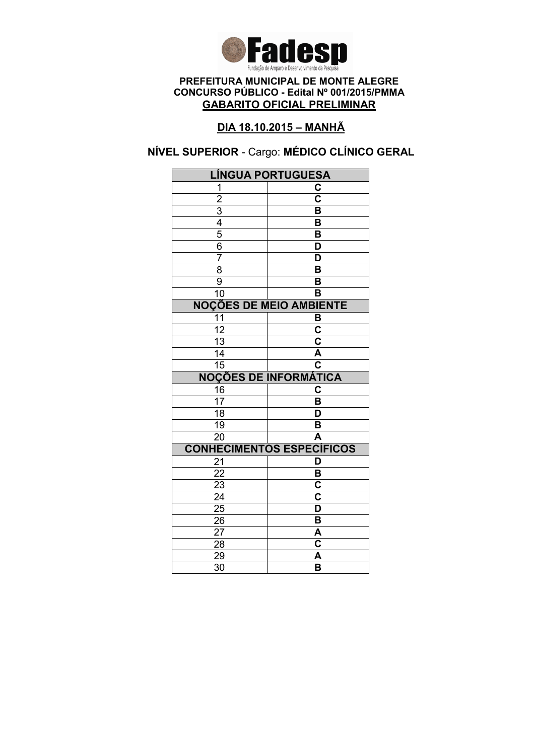**Fadesp**

Fundação de Amparo e Desenvolvimento da Pesquisa

**PREFEITURA MUNICIPAL DE MONTE ALEGRE**
**CONCURSO PÚBLICO - Edital Nº 001/2015/PMMA**
**GABARITO OFICIAL PRELIMINAR**

**DIA 18.10.2015 – MANHÃ**

**NÍVEL SUPERIOR** - Cargo: **MÉDICO CLÍNICO GERAL**

| LÍNGUA PORTUGUESA | |
|---|---|
| 1 | C |
| 2 | C |
| 3 | B |
| 4 | B |
| 5 | B |
| 6 | D |
| 7 | D |
| 8 | B |
| 9 | B |
| 10 | B |
| **NOÇÕES DE MEIO AMBIENTE** | |
| 11 | B |
| 12 | C |
| 13 | C |
| 14 | A |
| 15 | C |
| **NOÇÕES DE INFORMÁTICA** | |
| 16 | C |
| 17 | B |
| 18 | D |
| 19 | B |
| 20 | A |
| **CONHECIMENTOS ESPECÍFICOS** | |
| 21 | D |
| 22 | B |
| 23 | C |
| 24 | C |
| 25 | D |
| 26 | B |
| 27 | A |
| 28 | C |
| 29 | A |
| 30 | B |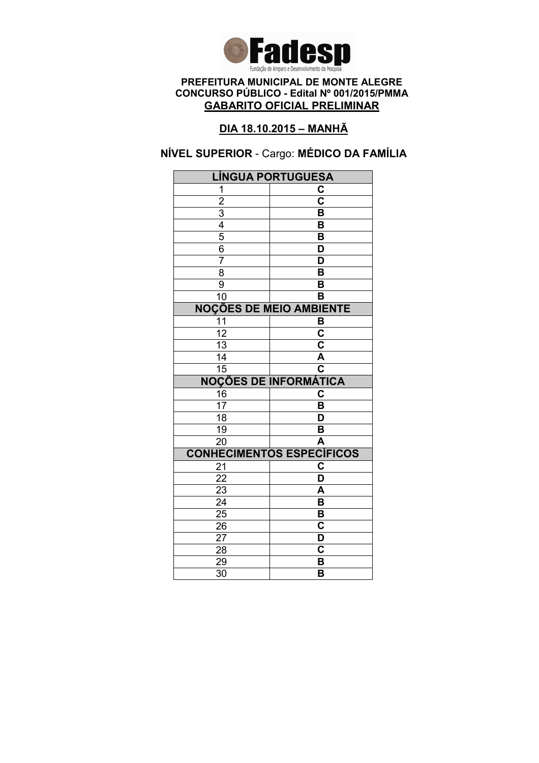**Fadesp**

Fundação de Amparo e Desenvolvimento da Pesquisa

**PREFEITURA MUNICIPAL DE MONTE ALEGRE**
**CONCURSO PÚBLICO - Edital Nº 001/2015/PMMA**
**GABARITO OFICIAL PRELIMINAR**

**DIA 18.10.2015 – MANHÃ**

**NÍVEL SUPERIOR** - Cargo: **MÉDICO DA FAMÍLIA**

| LÍNGUA PORTUGUESA | |
|---|---|
| 1 | C |
| 2 | C |
| 3 | B |
| 4 | B |
| 5 | B |
| 6 | D |
| 7 | D |
| 8 | B |
| 9 | B |
| 10 | B |
| **NOÇÕES DE MEIO AMBIENTE** | |
| 11 | B |
| 12 | C |
| 13 | C |
| 14 | A |
| 15 | C |
| **NOÇÕES DE INFORMÁTICA** | |
| 16 | C |
| 17 | B |
| 18 | D |
| 19 | B |
| 20 | A |
| **CONHECIMENTOS ESPECÍFICOS** | |
| 21 | C |
| 22 | D |
| 23 | A |
| 24 | B |
| 25 | B |
| 26 | C |
| 27 | D |
| 28 | C |
| 29 | B |
| 30 | B |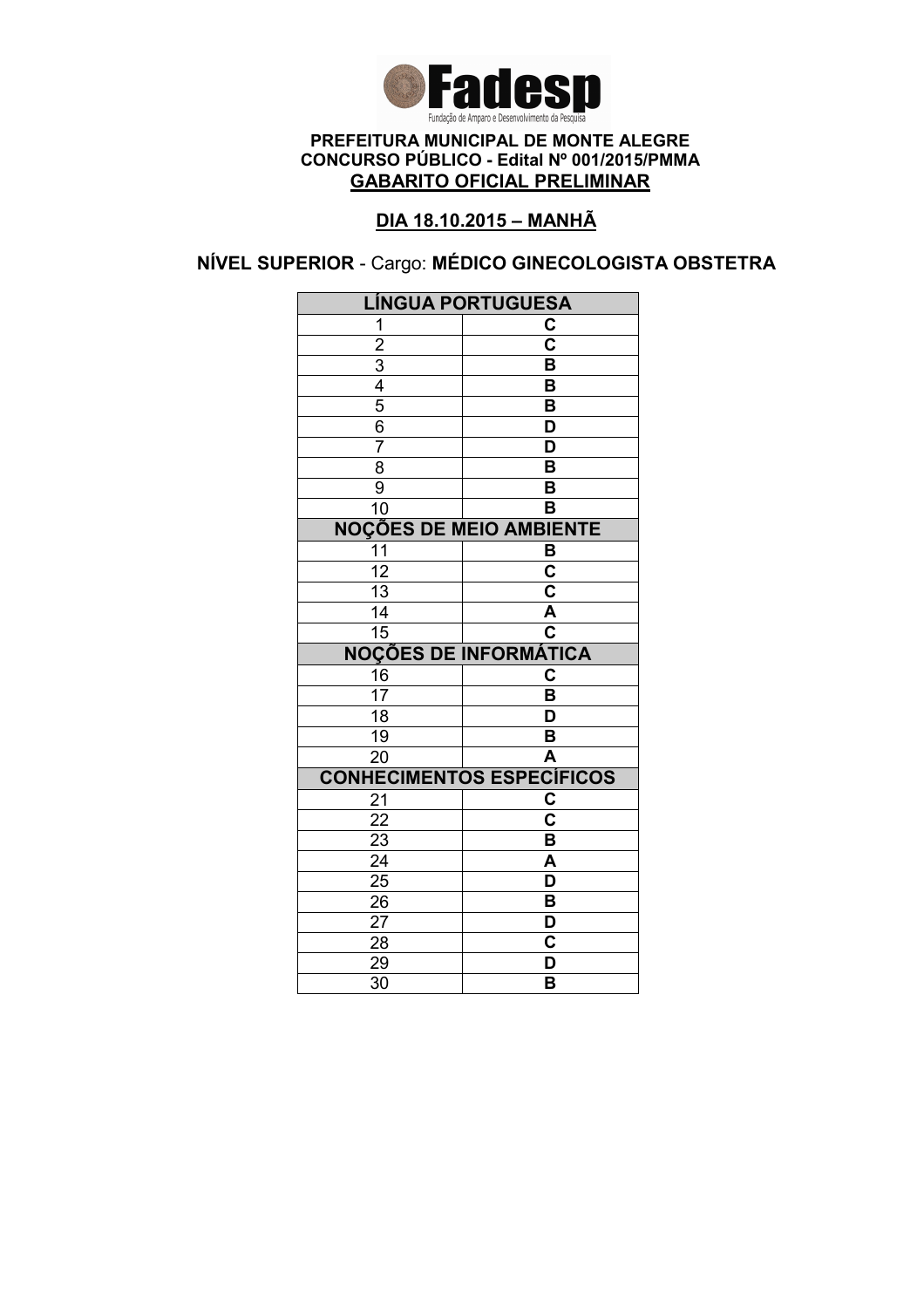**Fadesp**

Fundação de Amparo e Desenvolvimento da Pesquisa

**PREFEITURA MUNICIPAL DE MONTE ALEGRE**
**CONCURSO PÚBLICO - Edital Nº 001/2015/PMMA**
**GABARITO OFICIAL PRELIMINAR**

**DIA 18.10.2015 – MANHÃ**

**NÍVEL SUPERIOR** - Cargo: **MÉDICO GINECOLOGISTA OBSTETRA**

| LÍNGUA PORTUGUESA | |
|---|---|
| 1 | C |
| 2 | C |
| 3 | B |
| 4 | B |
| 5 | B |
| 6 | D |
| 7 | D |
| 8 | B |
| 9 | B |
| 10 | B |
| **NOÇÕES DE MEIO AMBIENTE** | |
| 11 | B |
| 12 | C |
| 13 | C |
| 14 | A |
| 15 | C |
| **NOÇÕES DE INFORMÁTICA** | |
| 16 | C |
| 17 | B |
| 18 | D |
| 19 | B |
| 20 | A |
| **CONHECIMENTOS ESPECÍFICOS** | |
| 21 | C |
| 22 | C |
| 23 | B |
| 24 | A |
| 25 | D |
| 26 | B |
| 27 | D |
| 28 | C |
| 29 | D |
| 30 | B |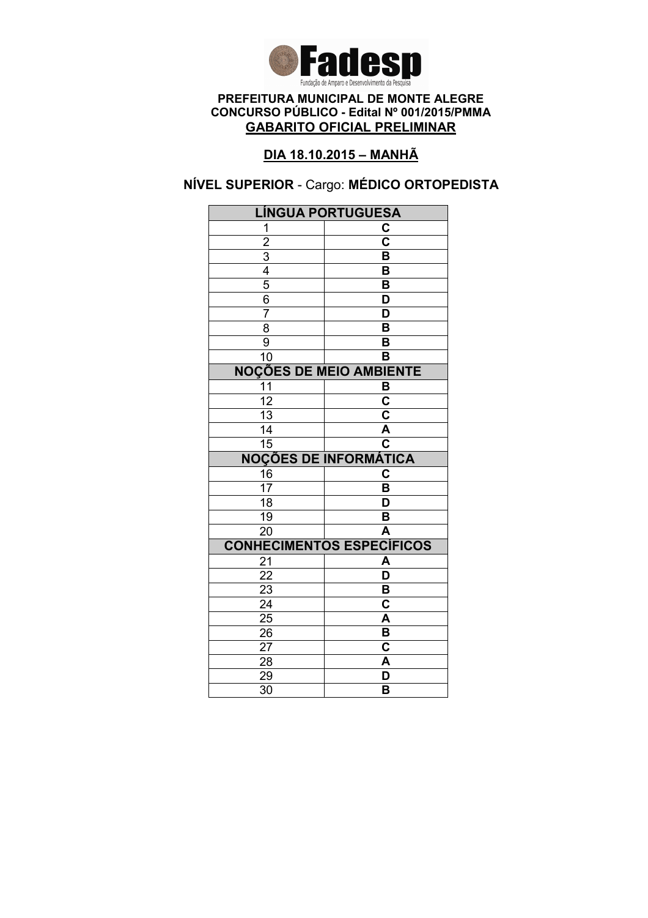**Fadesp**

Fundação de Amparo e Desenvolvimento da Pesquisa

**PREFEITURA MUNICIPAL DE MONTE ALEGRE**
**CONCURSO PÚBLICO - Edital Nº 001/2015/PMMA**
**GABARITO OFICIAL PRELIMINAR**

**DIA 18.10.2015 – MANHÃ**

**NÍVEL SUPERIOR** - Cargo: **MÉDICO ORTOPEDISTA**

| LÍNGUA PORTUGUESA | |
|---|---|
| 1 | C |
| 2 | C |
| 3 | B |
| 4 | B |
| 5 | B |
| 6 | D |
| 7 | D |
| 8 | B |
| 9 | B |
| 10 | B |
| **NOÇÕES DE MEIO AMBIENTE** | |
| 11 | B |
| 12 | C |
| 13 | C |
| 14 | A |
| 15 | C |
| **NOÇÕES DE INFORMÁTICA** | |
| 16 | C |
| 17 | B |
| 18 | D |
| 19 | B |
| 20 | A |
| **CONHECIMENTOS ESPECÍFICOS** | |
| 21 | A |
| 22 | D |
| 23 | B |
| 24 | C |
| 25 | A |
| 26 | B |
| 27 | C |
| 28 | A |
| 29 | D |
| 30 | B |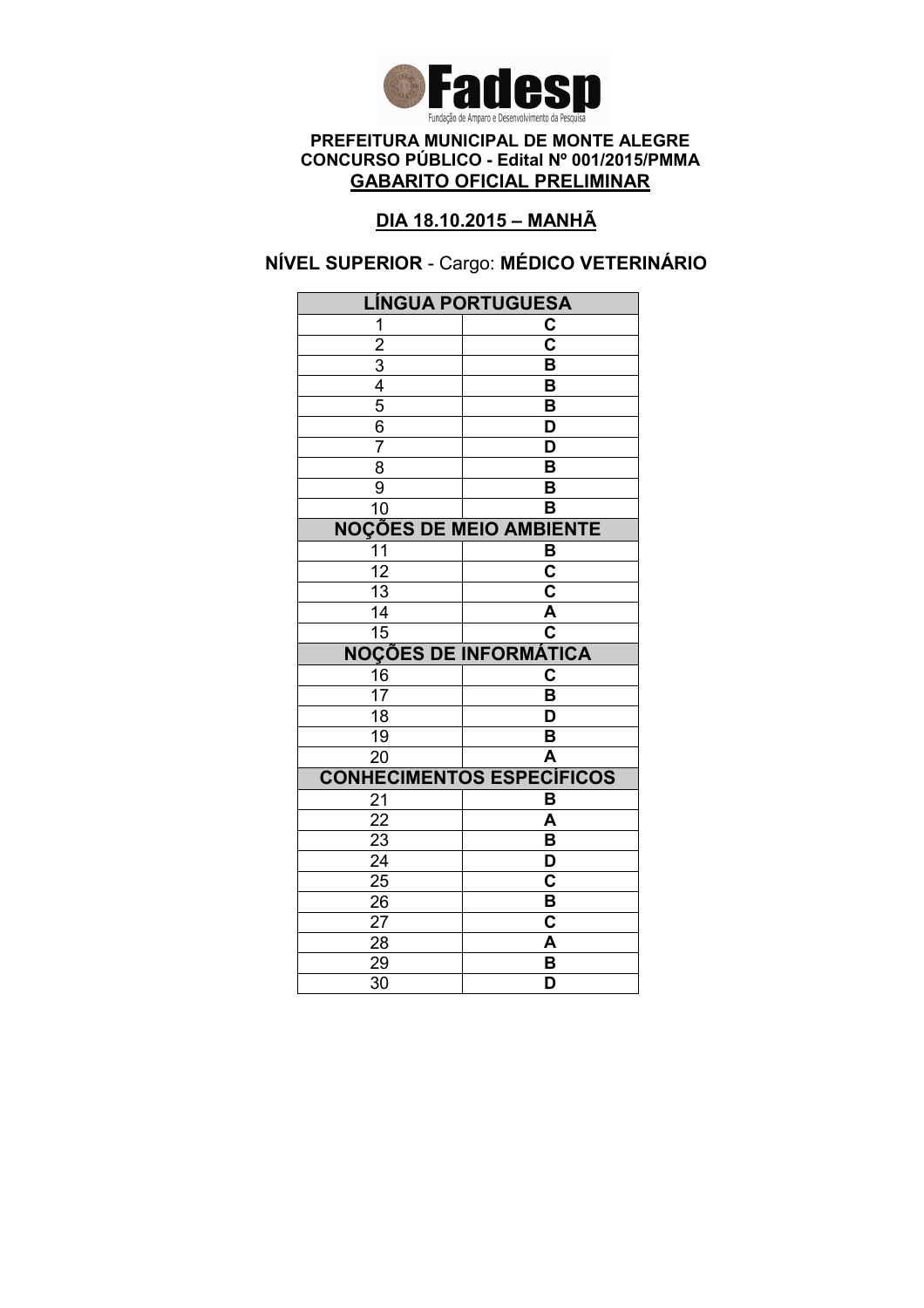**Fadesp**
Fundação de Amparo e Desenvolvimento da Pesquisa

**PREFEITURA MUNICIPAL DE MONTE ALEGRE**
**CONCURSO PÚBLICO - Edital Nº 001/2015/PMMA**
**GABARITO OFICIAL PRELIMINAR**

**DIA 18.10.2015 – MANHÃ**

**NÍVEL SUPERIOR** - Cargo: **MÉDICO VETERINÁRIO**

| LÍNGUA PORTUGUESA | |
|---|---|
| 1 | C |
| 2 | C |
| 3 | B |
| 4 | B |
| 5 | B |
| 6 | D |
| 7 | D |
| 8 | B |
| 9 | B |
| 10 | B |
| **NOÇÕES DE MEIO AMBIENTE** | |
| 11 | B |
| 12 | C |
| 13 | C |
| 14 | A |
| 15 | C |
| **NOÇÕES DE INFORMÁTICA** | |
| 16 | C |
| 17 | B |
| 18 | D |
| 19 | B |
| 20 | A |
| **CONHECIMENTOS ESPECÍFICOS** | |
| 21 | B |
| 22 | A |
| 23 | B |
| 24 | D |
| 25 | C |
| 26 | B |
| 27 | C |
| 28 | A |
| 29 | B |
| 30 | D |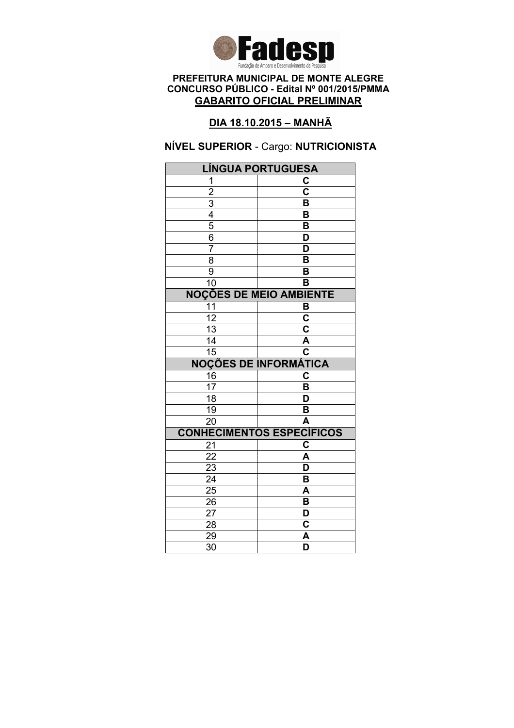**Fadesp**
Fundação de Amparo e Desenvolvimento da Pesquisa

**PREFEITURA MUNICIPAL DE MONTE ALEGRE**
**CONCURSO PÚBLICO - Edital Nº 001/2015/PMMA**
**GABARITO OFICIAL PRELIMINAR**

**DIA 18.10.2015 – MANHÃ**

**NÍVEL SUPERIOR** - Cargo: **NUTRICIONISTA**

| LÍNGUA PORTUGUESA | |
|---|---|
| 1 | C |
| 2 | C |
| 3 | B |
| 4 | B |
| 5 | B |
| 6 | D |
| 7 | D |
| 8 | B |
| 9 | B |
| 10 | B |
| **NOÇÕES DE MEIO AMBIENTE** | |
| 11 | B |
| 12 | C |
| 13 | C |
| 14 | A |
| 15 | C |
| **NOÇÕES DE INFORMÁTICA** | |
| 16 | C |
| 17 | B |
| 18 | D |
| 19 | B |
| 20 | A |
| **CONHECIMENTOS ESPECÍFICOS** | |
| 21 | C |
| 22 | A |
| 23 | D |
| 24 | B |
| 25 | A |
| 26 | B |
| 27 | D |
| 28 | C |
| 29 | A |
| 30 | D |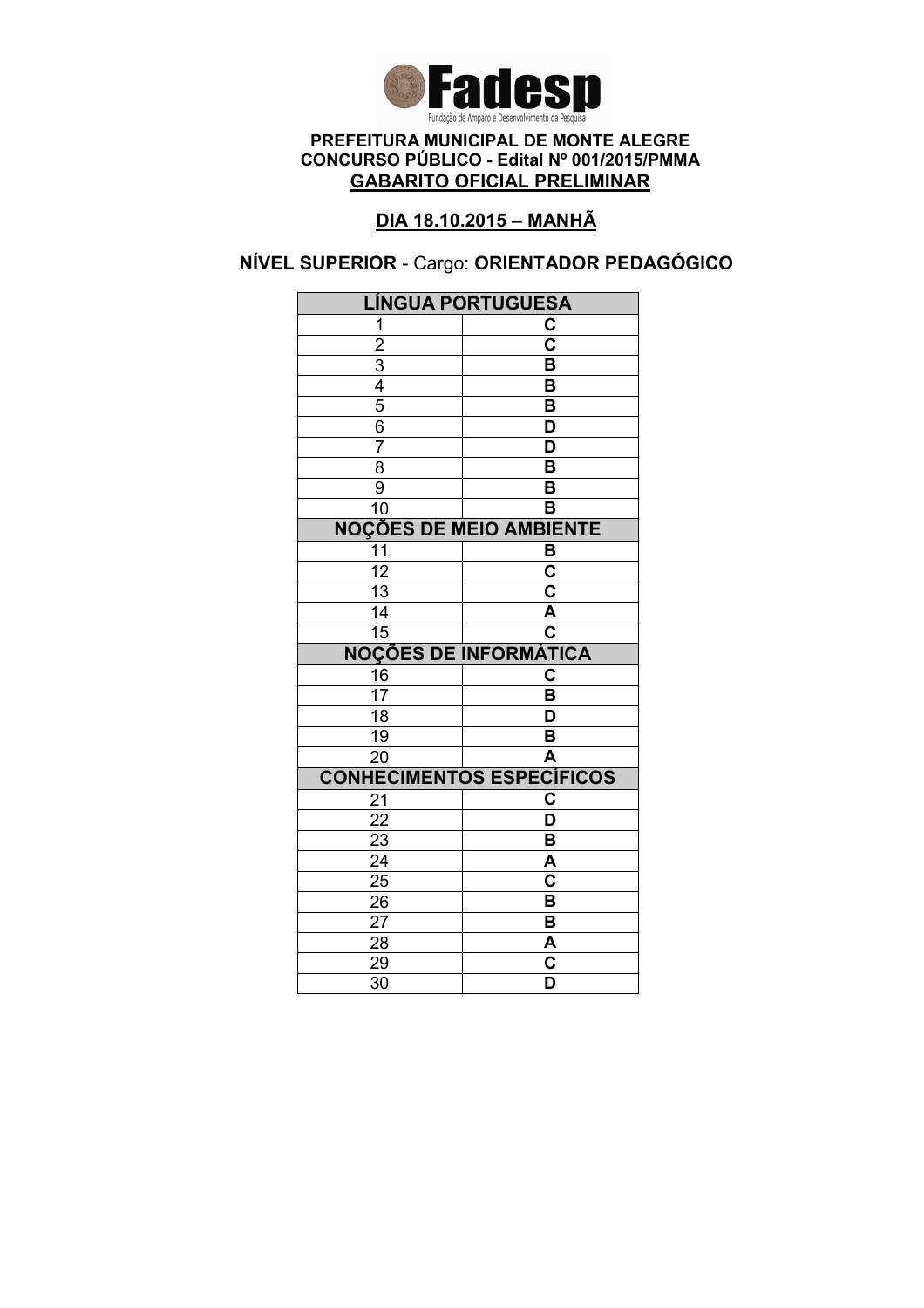**Fadesp**

Fundação de Amparo e Desenvolvimento da Pesquisa

**PREFEITURA MUNICIPAL DE MONTE ALEGRE**
**CONCURSO PÚBLICO - Edital Nº 001/2015/PMMA**
**GABARITO OFICIAL PRELIMINAR**

**DIA 18.10.2015 – MANHÃ**

**NÍVEL SUPERIOR** - Cargo: **ORIENTADOR PEDAGÓGICO**

| LÍNGUA PORTUGUESA | |
|---|---|
| 1 | C |
| 2 | C |
| 3 | B |
| 4 | B |
| 5 | B |
| 6 | D |
| 7 | D |
| 8 | B |
| 9 | B |
| 10 | B |
| **NOÇÕES DE MEIO AMBIENTE** | |
| 11 | B |
| 12 | C |
| 13 | C |
| 14 | A |
| 15 | C |
| **NOÇÕES DE INFORMÁTICA** | |
| 16 | C |
| 17 | B |
| 18 | D |
| 19 | B |
| 20 | A |
| **CONHECIMENTOS ESPECÍFICOS** | |
| 21 | C |
| 22 | D |
| 23 | B |
| 24 | A |
| 25 | C |
| 26 | B |
| 27 | B |
| 28 | A |
| 29 | C |
| 30 | D |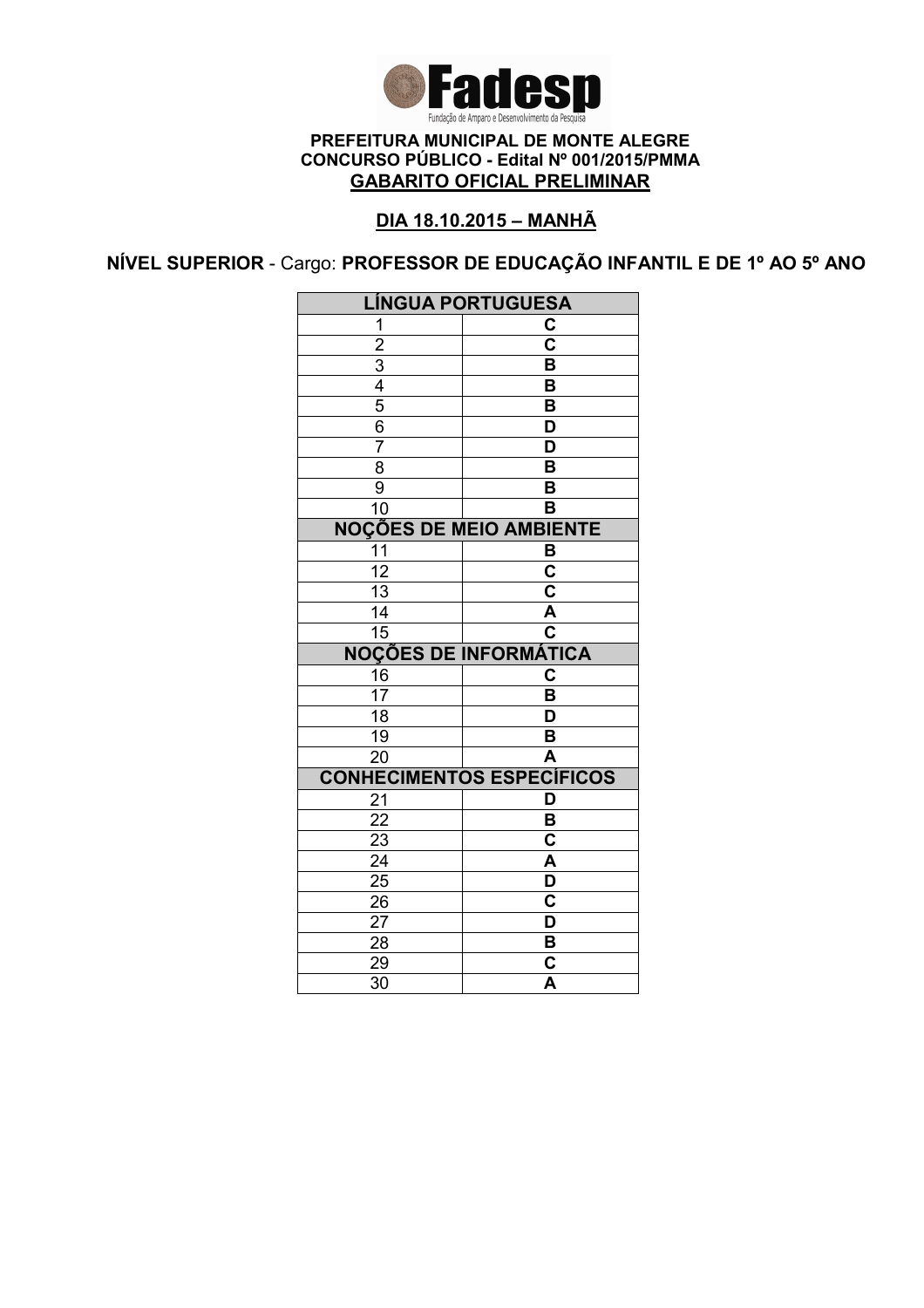**Fadesp**

Fundação de Amparo e Desenvolvimento da Pesquisa

**PREFEITURA MUNICIPAL DE MONTE ALEGRE**
**CONCURSO PÚBLICO - Edital Nº 001/2015/PMMA**
**GABARITO OFICIAL PRELIMINAR**

**DIA 18.10.2015 – MANHÃ**

**NÍVEL SUPERIOR** - Cargo: **PROFESSOR DE EDUCAÇÃO INFANTIL E DE 1º AO 5º ANO**

| LÍNGUA PORTUGUESA | |
|---|---|
| 1 | C |
| 2 | C |
| 3 | B |
| 4 | B |
| 5 | B |
| 6 | D |
| 7 | D |
| 8 | B |
| 9 | B |
| 10 | B |
| **NOÇÕES DE MEIO AMBIENTE** | |
| 11 | B |
| 12 | C |
| 13 | C |
| 14 | A |
| 15 | C |
| **NOÇÕES DE INFORMÁTICA** | |
| 16 | C |
| 17 | B |
| 18 | D |
| 19 | B |
| 20 | A |
| **CONHECIMENTOS ESPECÍFICOS** | |
| 21 | D |
| 22 | B |
| 23 | C |
| 24 | A |
| 25 | D |
| 26 | C |
| 27 | D |
| 28 | B |
| 29 | C |
| 30 | A |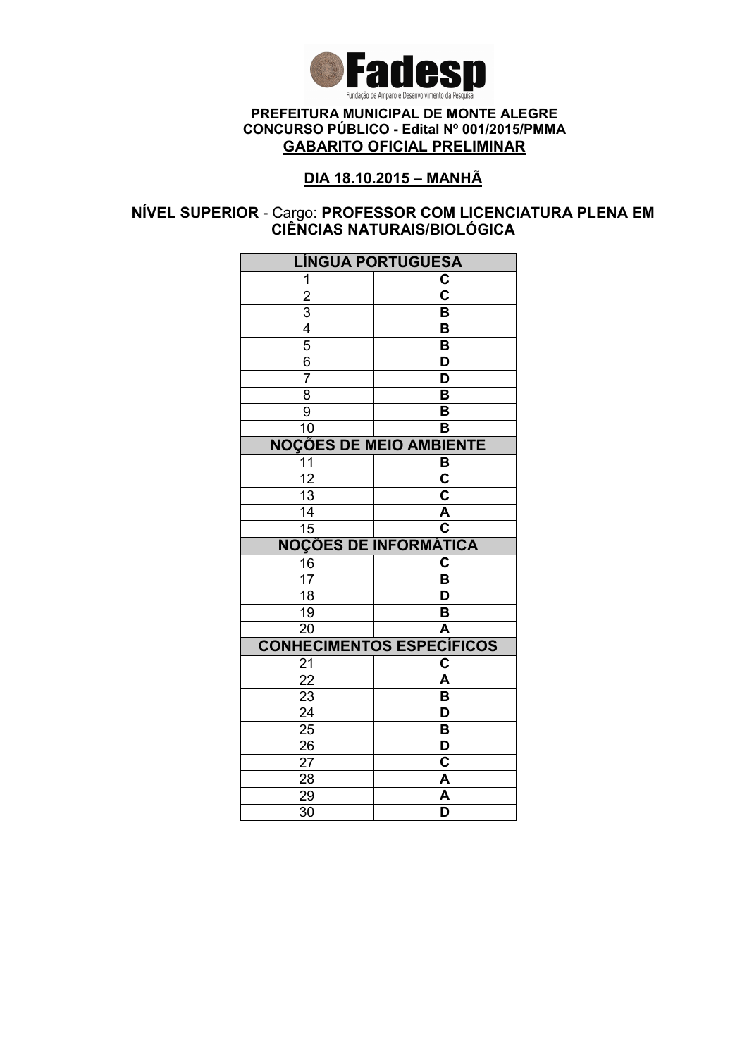**PREFEITURA MUNICIPAL DE MONTE ALEGRE**
**CONCURSO PÚBLICO - Edital Nº 001/2015/PMMA**
**GABARITO OFICIAL PRELIMINAR**

**DIA 18.10.2015 – MANHÃ**

**NÍVEL SUPERIOR** - Cargo: **PROFESSOR COM LICENCIATURA PLENA EM CIÊNCIAS NATURAIS/BIOLÓGICA**

| LÍNGUA PORTUGUESA | |
|---|---|
| 1 | C |
| 2 | C |
| 3 | B |
| 4 | B |
| 5 | B |
| 6 | D |
| 7 | D |
| 8 | B |
| 9 | B |
| 10 | B |
| **NOÇÕES DE MEIO AMBIENTE** | |
| 11 | B |
| 12 | C |
| 13 | C |
| 14 | A |
| 15 | C |
| **NOÇÕES DE INFORMÁTICA** | |
| 16 | C |
| 17 | B |
| 18 | D |
| 19 | B |
| 20 | A |
| **CONHECIMENTOS ESPECÍFICOS** | |
| 21 | C |
| 22 | A |
| 23 | B |
| 24 | D |
| 25 | B |
| 26 | D |
| 27 | C |
| 28 | A |
| 29 | A |
| 30 | D |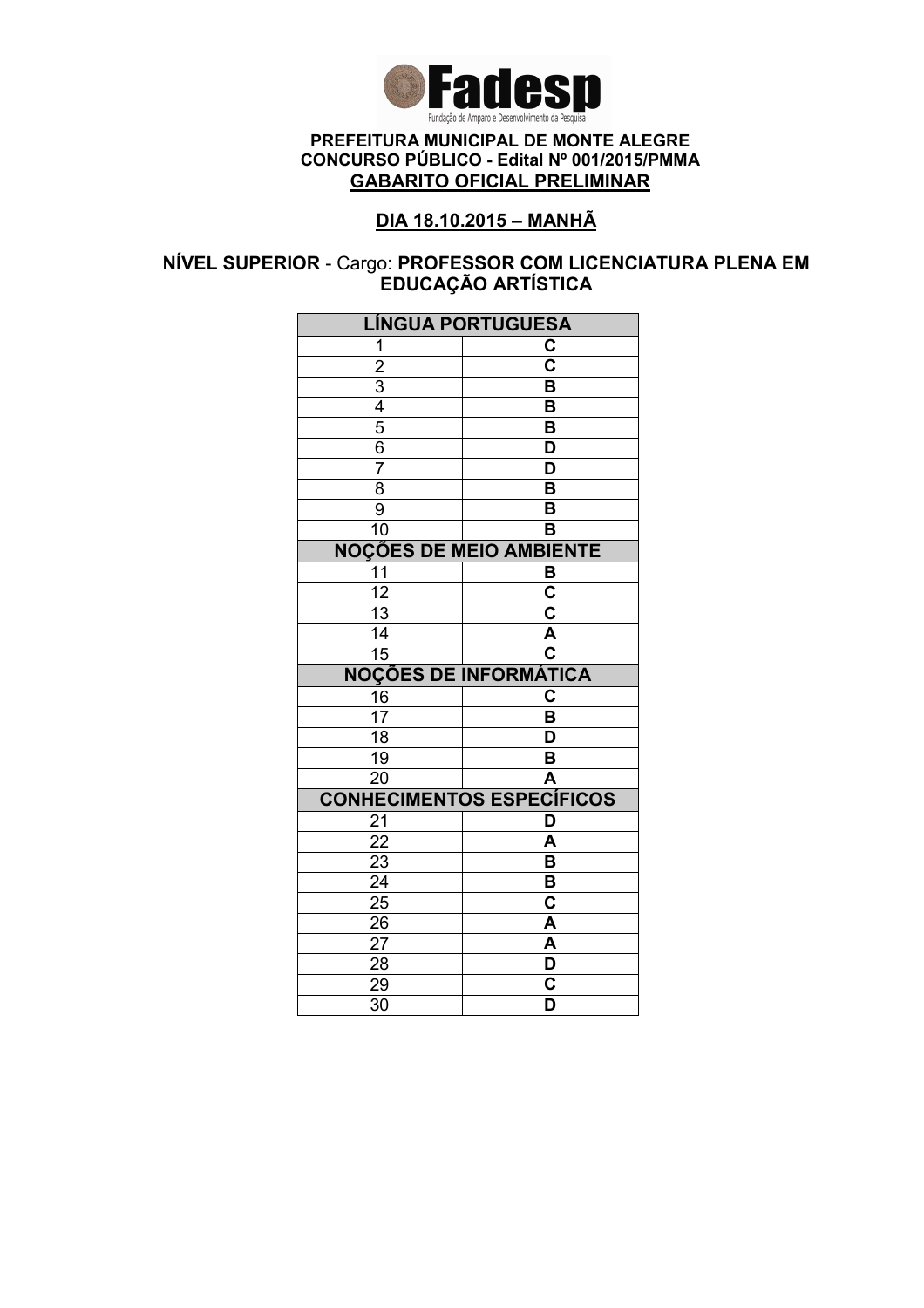**PREFEITURA MUNICIPAL DE MONTE ALEGRE**
**CONCURSO PÚBLICO - Edital Nº 001/2015/PMMA**
**GABARITO OFICIAL PRELIMINAR**

**DIA 18.10.2015 – MANHÃ**

**NÍVEL SUPERIOR** - Cargo: **PROFESSOR COM LICENCIATURA PLENA EM EDUCAÇÃO ARTÍSTICA**

| LÍNGUA PORTUGUESA | |
|---|---|
| 1 | C |
| 2 | C |
| 3 | B |
| 4 | B |
| 5 | B |
| 6 | D |
| 7 | D |
| 8 | B |
| 9 | B |
| 10 | B |
| **NOÇÕES DE MEIO AMBIENTE** | |
| 11 | B |
| 12 | C |
| 13 | C |
| 14 | A |
| 15 | C |
| **NOÇÕES DE INFORMÁTICA** | |
| 16 | C |
| 17 | B |
| 18 | D |
| 19 | B |
| 20 | A |
| **CONHECIMENTOS ESPECÍFICOS** | |
| 21 | D |
| 22 | A |
| 23 | B |
| 24 | B |
| 25 | C |
| 26 | A |
| 27 | A |
| 28 | D |
| 29 | C |
| 30 | D |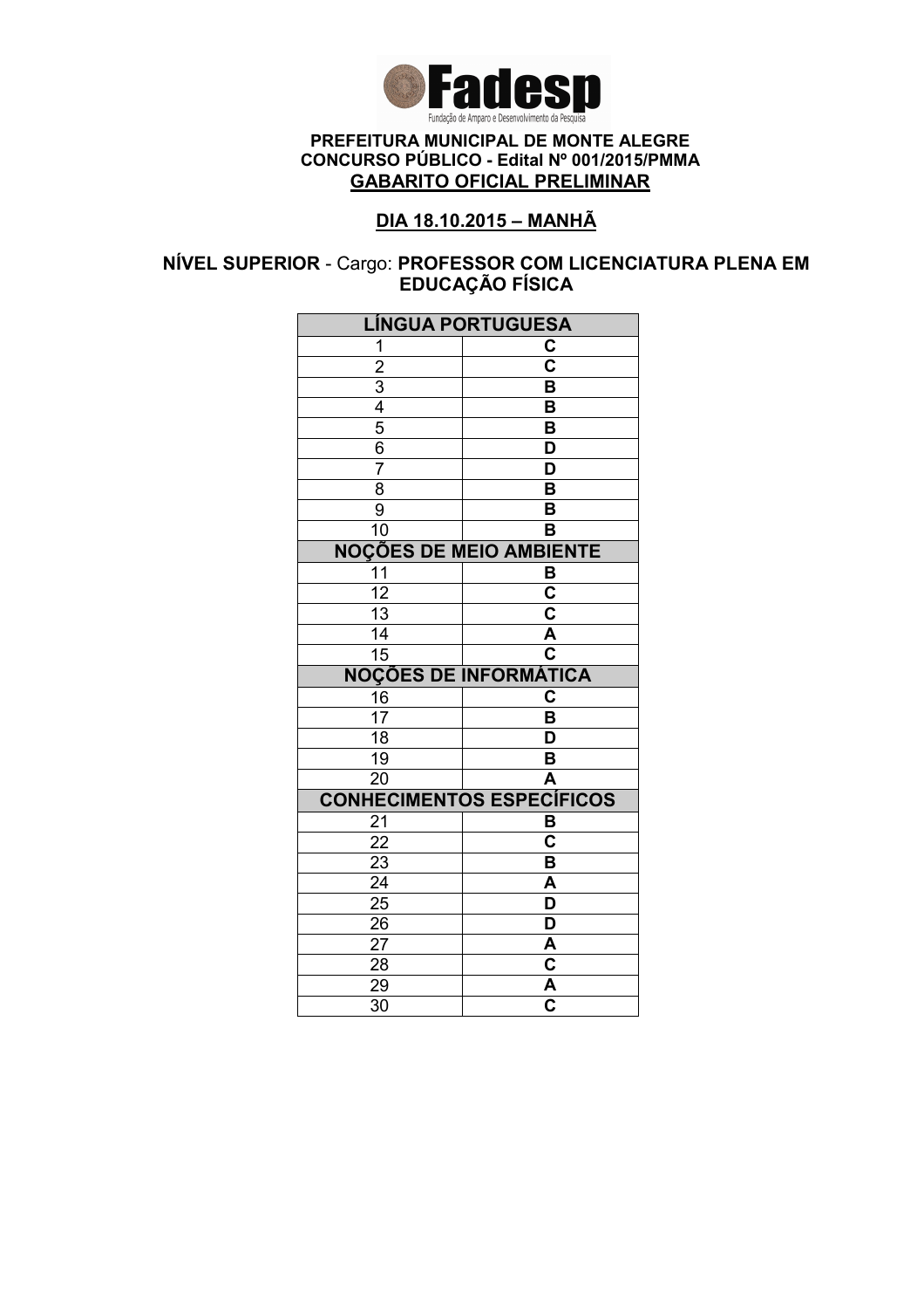**Fadesp**

Fundação de Amparo e Desenvolvimento da Pesquisa

**PREFEITURA MUNICIPAL DE MONTE ALEGRE**
**CONCURSO PÚBLICO - Edital Nº 001/2015/PMMA**
**GABARITO OFICIAL PRELIMINAR**

**DIA 18.10.2015 – MANHÃ**

**NÍVEL SUPERIOR** - Cargo: **PROFESSOR COM LICENCIATURA PLENA EM EDUCAÇÃO FÍSICA**

| LÍNGUA PORTUGUESA | |
|---|---|
| 1 | C |
| 2 | C |
| 3 | B |
| 4 | B |
| 5 | B |
| 6 | D |
| 7 | D |
| 8 | B |
| 9 | B |
| 10 | B |
| **NOÇÕES DE MEIO AMBIENTE** | |
| 11 | B |
| 12 | C |
| 13 | C |
| 14 | A |
| 15 | C |
| **NOÇÕES DE INFORMÁTICA** | |
| 16 | C |
| 17 | B |
| 18 | D |
| 19 | B |
| 20 | A |
| **CONHECIMENTOS ESPECÍFICOS** | |
| 21 | B |
| 22 | C |
| 23 | B |
| 24 | A |
| 25 | D |
| 26 | D |
| 27 | A |
| 28 | C |
| 29 | A |
| 30 | C |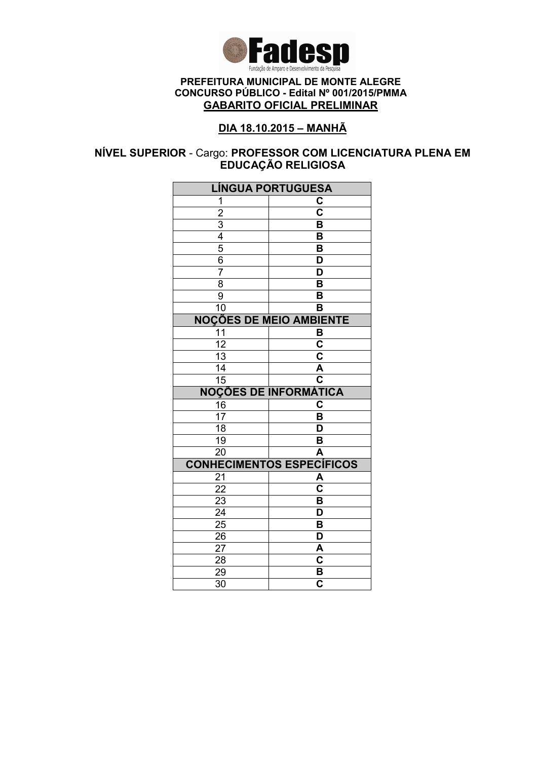**PREFEITURA MUNICIPAL DE MONTE ALEGRE**
**CONCURSO PÚBLICO - Edital Nº 001/2015/PMMA**
**GABARITO OFICIAL PRELIMINAR**

**DIA 18.10.2015 – MANHÃ**

**NÍVEL SUPERIOR** - Cargo: **PROFESSOR COM LICENCIATURA PLENA EM EDUCAÇÃO RELIGIOSA**

| LÍNGUA PORTUGUESA | |
|---|---|
| 1 | C |
| 2 | C |
| 3 | B |
| 4 | B |
| 5 | B |
| 6 | D |
| 7 | D |
| 8 | B |
| 9 | B |
| 10 | B |
| **NOÇÕES DE MEIO AMBIENTE** | |
| 11 | B |
| 12 | C |
| 13 | C |
| 14 | A |
| 15 | C |
| **NOÇÕES DE INFORMÁTICA** | |
| 16 | C |
| 17 | B |
| 18 | D |
| 19 | B |
| 20 | A |
| **CONHECIMENTOS ESPECÍFICOS** | |
| 21 | A |
| 22 | C |
| 23 | B |
| 24 | D |
| 25 | B |
| 26 | D |
| 27 | A |
| 28 | C |
| 29 | B |
| 30 | C |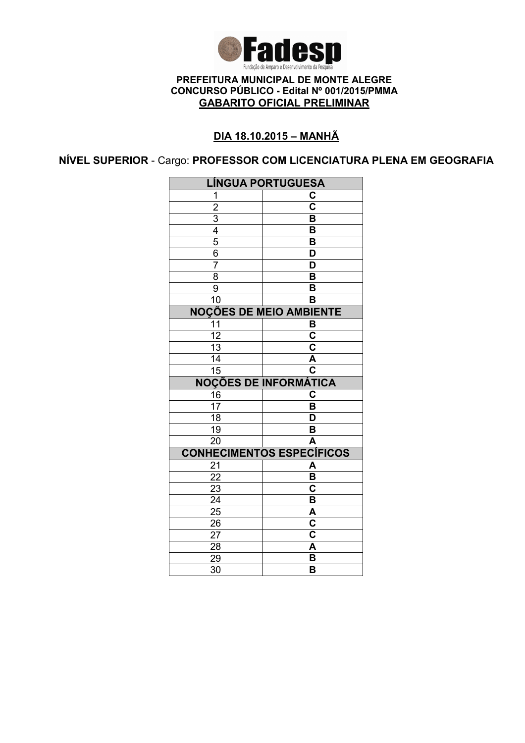**Fadesp**

Fundação de Amparo e Desenvolvimento da Pesquisa

**PREFEITURA MUNICIPAL DE MONTE ALEGRE**
**CONCURSO PÚBLICO - Edital Nº 001/2015/PMMA**
**GABARITO OFICIAL PRELIMINAR**

**DIA 18.10.2015 – MANHÃ**

**NÍVEL SUPERIOR** - Cargo: **PROFESSOR COM LICENCIATURA PLENA EM GEOGRAFIA**

| LÍNGUA PORTUGUESA | |
|---|---|
| 1 | C |
| 2 | C |
| 3 | B |
| 4 | B |
| 5 | B |
| 6 | D |
| 7 | D |
| 8 | B |
| 9 | B |
| 10 | B |
| **NOÇÕES DE MEIO AMBIENTE** | |
| 11 | B |
| 12 | C |
| 13 | C |
| 14 | A |
| 15 | C |
| **NOÇÕES DE INFORMÁTICA** | |
| 16 | C |
| 17 | B |
| 18 | D |
| 19 | B |
| 20 | A |
| **CONHECIMENTOS ESPECÍFICOS** | |
| 21 | A |
| 22 | B |
| 23 | C |
| 24 | B |
| 25 | A |
| 26 | C |
| 27 | C |
| 28 | A |
| 29 | B |
| 30 | B |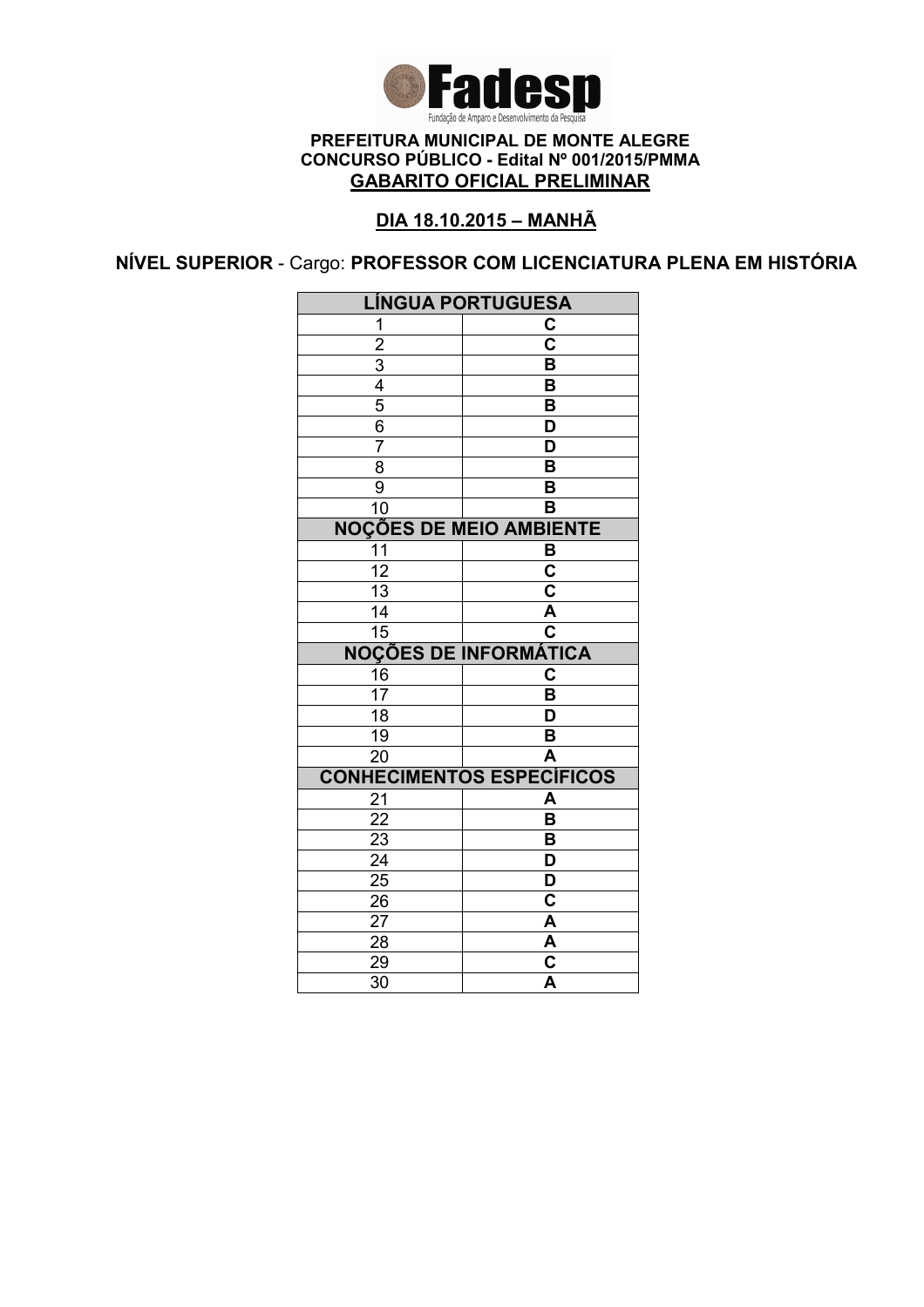Fadesp
Fundação de Amparo e Desenvolvimento da Pesquisa

**PREFEITURA MUNICIPAL DE MONTE ALEGRE**
**CONCURSO PÚBLICO - Edital Nº 001/2015/PMMA**
**GABARITO OFICIAL PRELIMINAR**

**DIA 18.10.2015 – MANHÃ**

**NÍVEL SUPERIOR** - Cargo: **PROFESSOR COM LICENCIATURA PLENA EM HISTÓRIA**

| LÍNGUA PORTUGUESA | |
|---|---|
| 1 | C |
| 2 | C |
| 3 | B |
| 4 | B |
| 5 | B |
| 6 | D |
| 7 | D |
| 8 | B |
| 9 | B |
| 10 | B |
| **NOÇÕES DE MEIO AMBIENTE** | |
| 11 | B |
| 12 | C |
| 13 | C |
| 14 | A |
| 15 | C |
| **NOÇÕES DE INFORMÁTICA** | |
| 16 | C |
| 17 | B |
| 18 | D |
| 19 | B |
| 20 | A |
| **CONHECIMENTOS ESPECÍFICOS** | |
| 21 | A |
| 22 | B |
| 23 | B |
| 24 | D |
| 25 | D |
| 26 | C |
| 27 | A |
| 28 | A |
| 29 | C |
| 30 | A |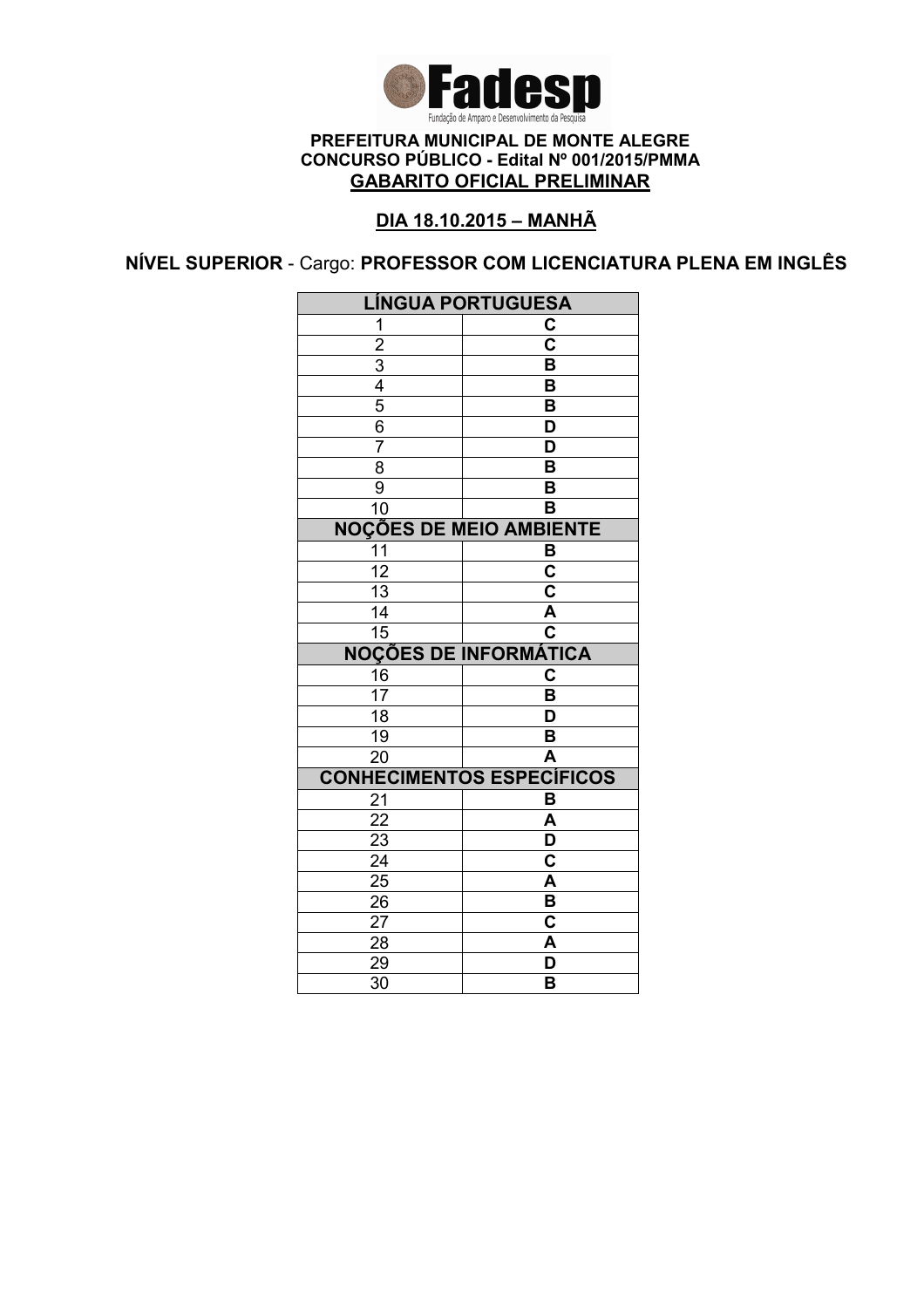**Fadesp**
Fundação de Amparo e Desenvolvimento da Pesquisa

**PREFEITURA MUNICIPAL DE MONTE ALEGRE**
**CONCURSO PÚBLICO - Edital Nº 001/2015/PMMA**
**GABARITO OFICIAL PRELIMINAR**

**DIA 18.10.2015 – MANHÃ**

**NÍVEL SUPERIOR** - Cargo: **PROFESSOR COM LICENCIATURA PLENA EM INGLÊS**

| LÍNGUA PORTUGUESA | |
|---|---|
| 1 | C |
| 2 | C |
| 3 | B |
| 4 | B |
| 5 | B |
| 6 | D |
| 7 | D |
| 8 | B |
| 9 | B |
| 10 | B |
| **NOÇÕES DE MEIO AMBIENTE** | |
| 11 | B |
| 12 | C |
| 13 | C |
| 14 | A |
| 15 | C |
| **NOÇÕES DE INFORMÁTICA** | |
| 16 | C |
| 17 | B |
| 18 | D |
| 19 | B |
| 20 | A |
| **CONHECIMENTOS ESPECÍFICOS** | |
| 21 | B |
| 22 | A |
| 23 | D |
| 24 | C |
| 25 | A |
| 26 | B |
| 27 | C |
| 28 | A |
| 29 | D |
| 30 | B |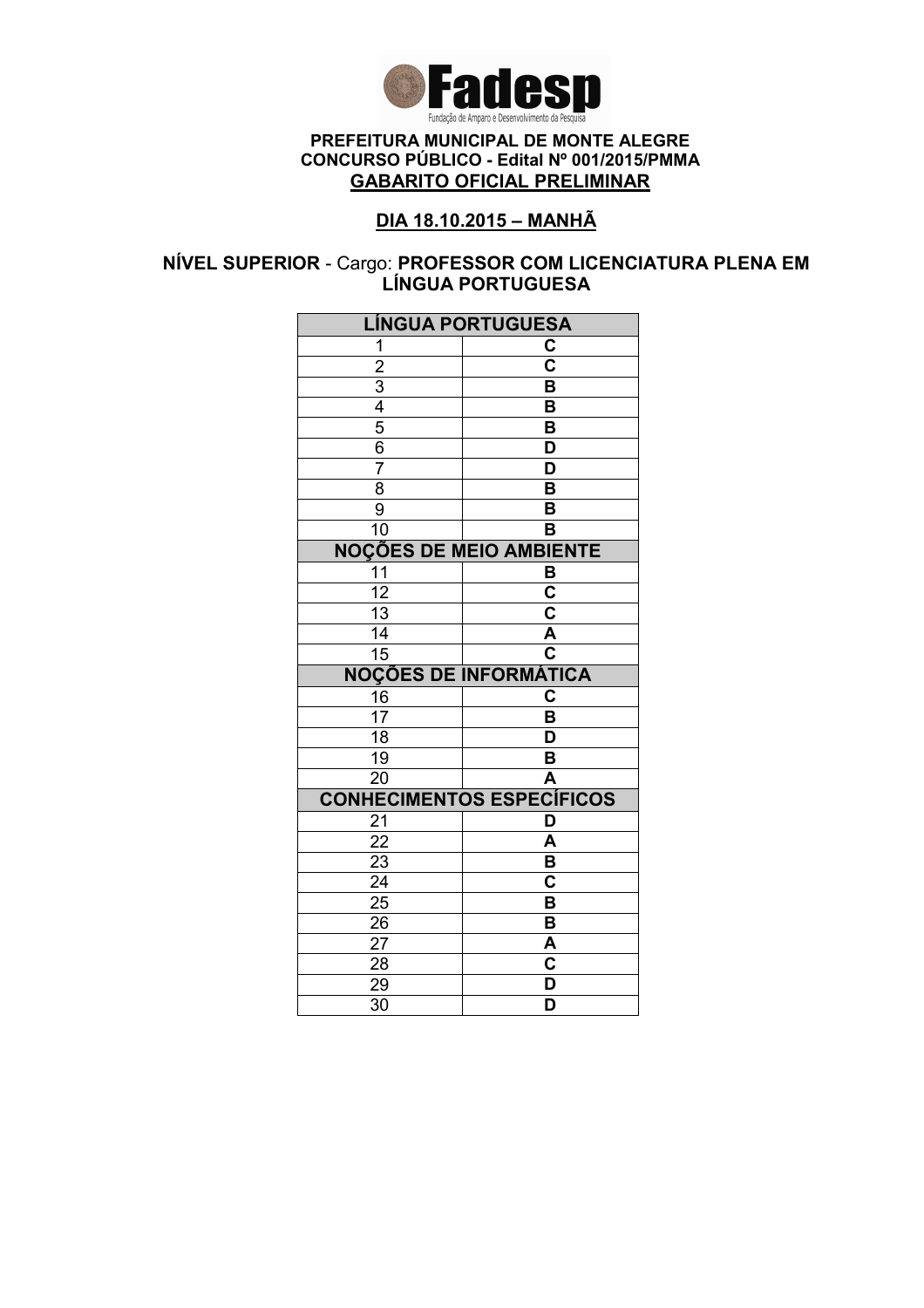**PREFEITURA MUNICIPAL DE MONTE ALEGRE**
**CONCURSO PÚBLICO - Edital Nº 001/2015/PMMA**
**GABARITO OFICIAL PRELIMINAR**

**DIA 18.10.2015 – MANHÃ**

**NÍVEL SUPERIOR** - Cargo: **PROFESSOR COM LICENCIATURA PLENA EM LÍNGUA PORTUGUESA**

| LÍNGUA PORTUGUESA | |
|---|---|
| 1 | C |
| 2 | C |
| 3 | B |
| 4 | B |
| 5 | B |
| 6 | D |
| 7 | D |
| 8 | B |
| 9 | B |
| 10 | B |
| **NOÇÕES DE MEIO AMBIENTE** | |
| 11 | B |
| 12 | C |
| 13 | C |
| 14 | A |
| 15 | C |
| **NOÇÕES DE INFORMÁTICA** | |
| 16 | C |
| 17 | B |
| 18 | D |
| 19 | B |
| 20 | A |
| **CONHECIMENTOS ESPECÍFICOS** | |
| 21 | D |
| 22 | A |
| 23 | B |
| 24 | C |
| 25 | B |
| 26 | B |
| 27 | A |
| 28 | C |
| 29 | D |
| 30 | D |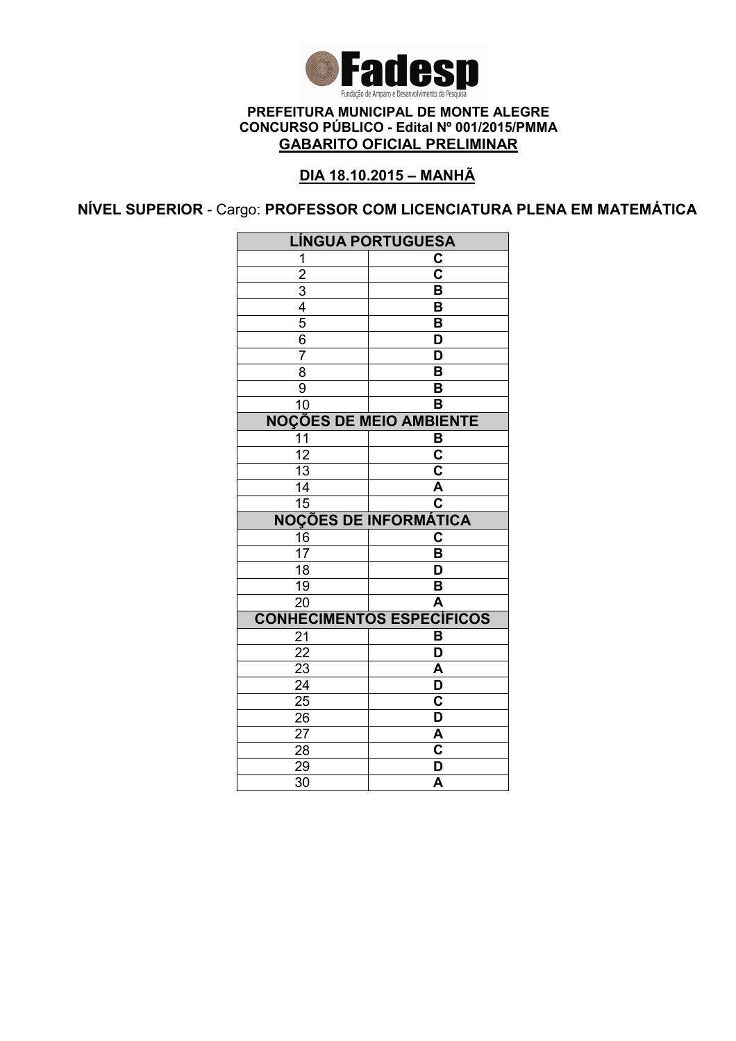Fadesp

Fundação de Amparo e Desenvolvimento da Pesquisa

**PREFEITURA MUNICIPAL DE MONTE ALEGRE**
**CONCURSO PÚBLICO - Edital Nº 001/2015/PMMA**
**GABARITO OFICIAL PRELIMINAR**

**DIA 18.10.2015 – MANHÃ**

**NÍVEL SUPERIOR** - Cargo: **PROFESSOR COM LICENCIATURA PLENA EM MATEMÁTICA**

| LÍNGUA PORTUGUESA | |
|---|---|
| 1 | C |
| 2 | C |
| 3 | B |
| 4 | B |
| 5 | B |
| 6 | D |
| 7 | D |
| 8 | B |
| 9 | B |
| 10 | B |
| **NOÇÕES DE MEIO AMBIENTE** | |
| 11 | B |
| 12 | C |
| 13 | C |
| 14 | A |
| 15 | C |
| **NOÇÕES DE INFORMÁTICA** | |
| 16 | C |
| 17 | B |
| 18 | D |
| 19 | B |
| 20 | A |
| **CONHECIMENTOS ESPECÍFICOS** | |
| 21 | B |
| 22 | D |
| 23 | A |
| 24 | D |
| 25 | C |
| 26 | D |
| 27 | A |
| 28 | C |
| 29 | D |
| 30 | A |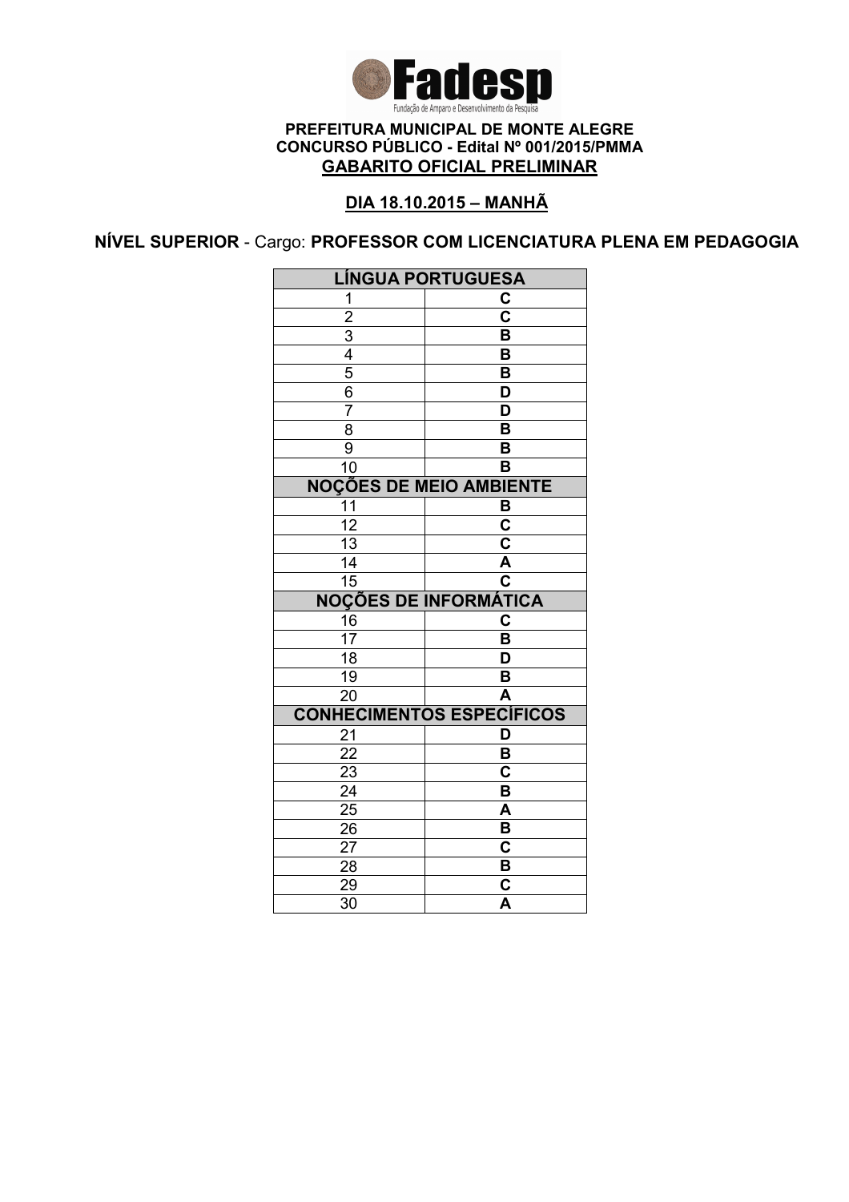**Fadesp**

Fundação de Amparo e Desenvolvimento da Pesquisa

**PREFEITURA MUNICIPAL DE MONTE ALEGRE**
**CONCURSO PÚBLICO - Edital Nº 001/2015/PMMA**
**GABARITO OFICIAL PRELIMINAR**

**DIA 18.10.2015 – MANHÃ**

**NÍVEL SUPERIOR** - Cargo: **PROFESSOR COM LICENCIATURA PLENA EM PEDAGOGIA**

| LÍNGUA PORTUGUESA | |
|---|---|
| 1 | C |
| 2 | C |
| 3 | B |
| 4 | B |
| 5 | B |
| 6 | D |
| 7 | D |
| 8 | B |
| 9 | B |
| 10 | B |
| **NOÇÕES DE MEIO AMBIENTE** | |
| 11 | B |
| 12 | C |
| 13 | C |
| 14 | A |
| 15 | C |
| **NOÇÕES DE INFORMÁTICA** | |
| 16 | C |
| 17 | B |
| 18 | D |
| 19 | B |
| 20 | A |
| **CONHECIMENTOS ESPECÍFICOS** | |
| 21 | D |
| 22 | B |
| 23 | C |
| 24 | B |
| 25 | A |
| 26 | B |
| 27 | C |
| 28 | B |
| 29 | C |
| 30 | A |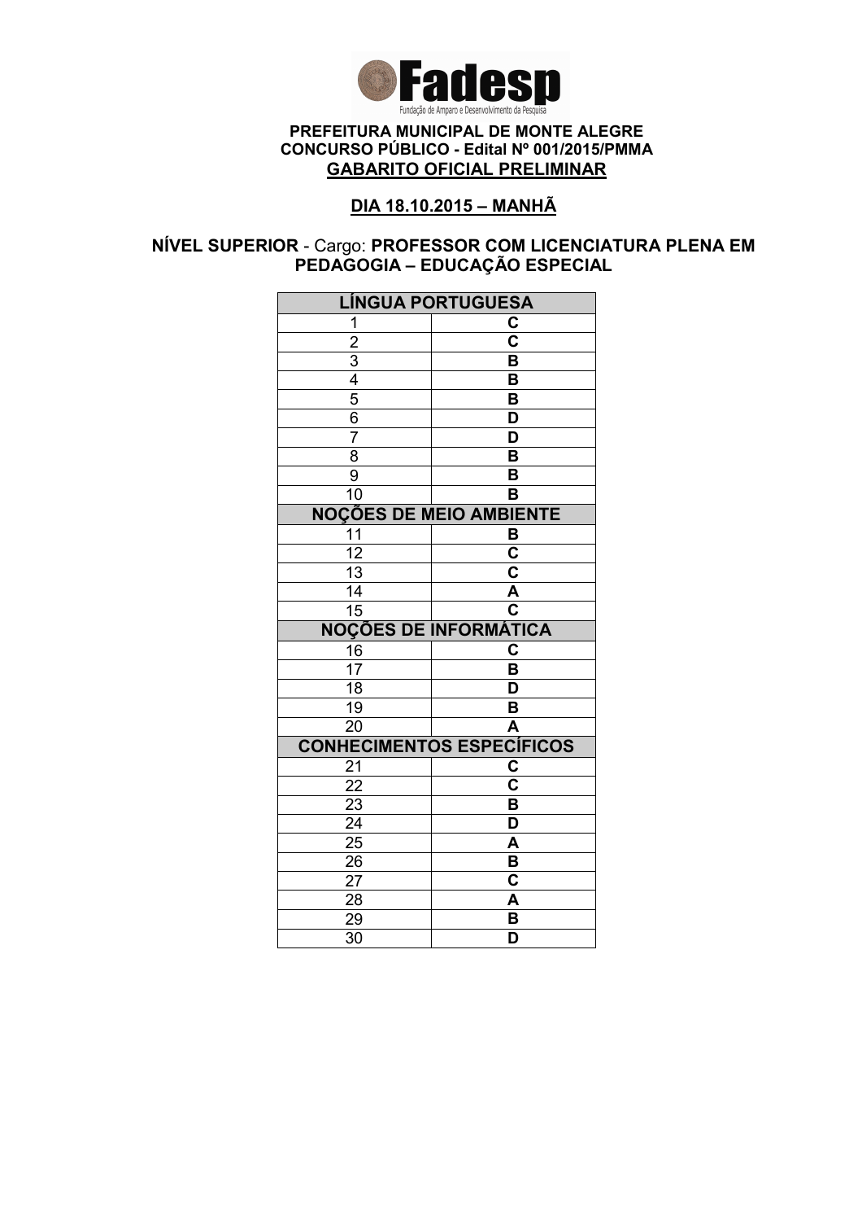**Fadesp**

Fundação de Amparo e Desenvolvimento da Pesquisa

**PREFEITURA MUNICIPAL DE MONTE ALEGRE**
**CONCURSO PÚBLICO - Edital Nº 001/2015/PMMA**
**GABARITO OFICIAL PRELIMINAR**

**DIA 18.10.2015 – MANHÃ**

**NÍVEL SUPERIOR** - Cargo: **PROFESSOR COM LICENCIATURA PLENA EM PEDAGOGIA – EDUCAÇÃO ESPECIAL**

| LÍNGUA PORTUGUESA | |
|---|---|
| 1 | C |
| 2 | C |
| 3 | B |
| 4 | B |
| 5 | B |
| 6 | D |
| 7 | D |
| 8 | B |
| 9 | B |
| 10 | B |
| **NOÇÕES DE MEIO AMBIENTE** | |
| 11 | B |
| 12 | C |
| 13 | C |
| 14 | A |
| 15 | C |
| **NOÇÕES DE INFORMÁTICA** | |
| 16 | C |
| 17 | B |
| 18 | D |
| 19 | B |
| 20 | A |
| **CONHECIMENTOS ESPECÍFICOS** | |
| 21 | C |
| 22 | C |
| 23 | B |
| 24 | D |
| 25 | A |
| 26 | B |
| 27 | C |
| 28 | A |
| 29 | B |
| 30 | D |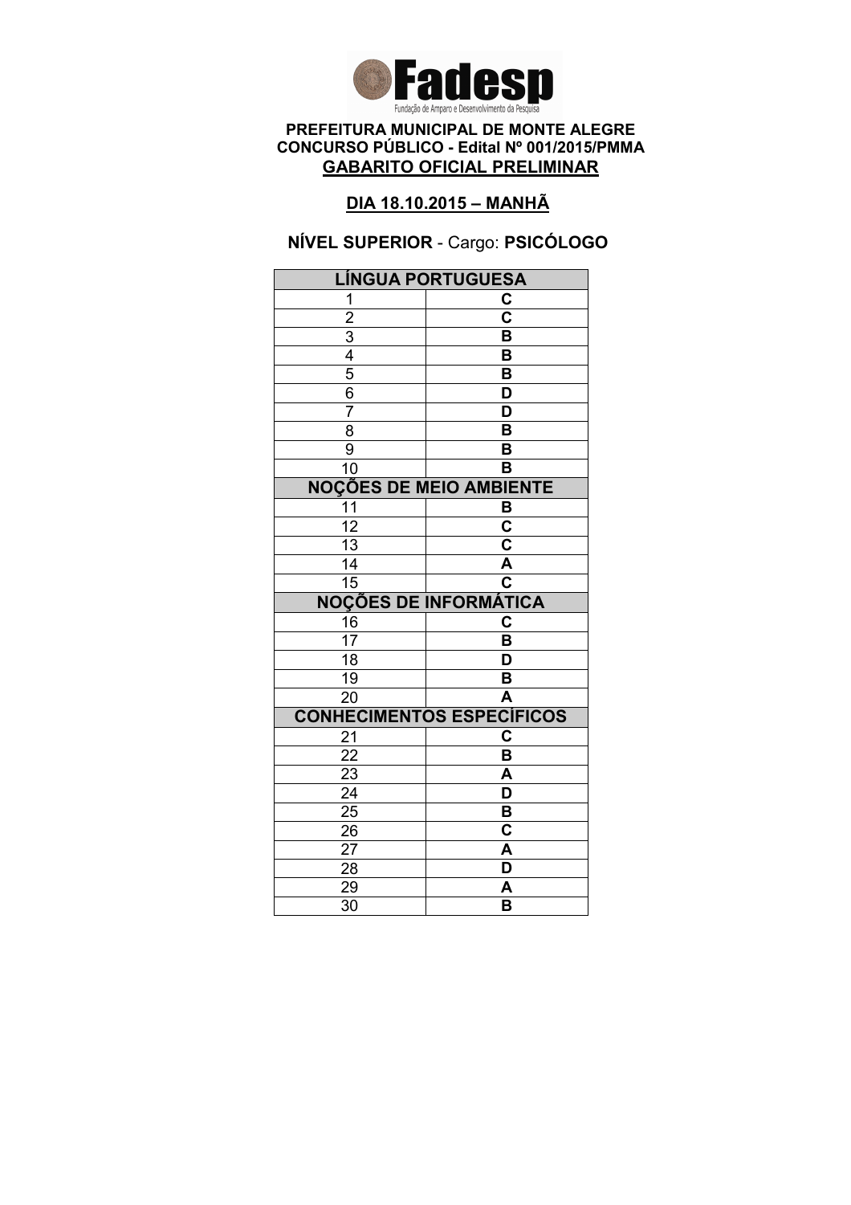**Fadesp**
Fundação de Amparo e Desenvolvimento da Pesquisa

**PREFEITURA MUNICIPAL DE MONTE ALEGRE**
**CONCURSO PÚBLICO - Edital Nº 001/2015/PMMA**
**GABARITO OFICIAL PRELIMINAR**

**DIA 18.10.2015 – MANHÃ**

**NÍVEL SUPERIOR** - Cargo: **PSICÓLOGO**

| LÍNGUA PORTUGUESA | |
|---|---|
| 1 | C |
| 2 | C |
| 3 | B |
| 4 | B |
| 5 | B |
| 6 | D |
| 7 | D |
| 8 | B |
| 9 | B |
| 10 | B |
| **NOÇÕES DE MEIO AMBIENTE** | |
| 11 | B |
| 12 | C |
| 13 | C |
| 14 | A |
| 15 | C |
| **NOÇÕES DE INFORMÁTICA** | |
| 16 | C |
| 17 | B |
| 18 | D |
| 19 | B |
| 20 | A |
| **CONHECIMENTOS ESPECÍFICOS** | |
| 21 | C |
| 22 | B |
| 23 | A |
| 24 | D |
| 25 | B |
| 26 | C |
| 27 | A |
| 28 | D |
| 29 | A |
| 30 | B |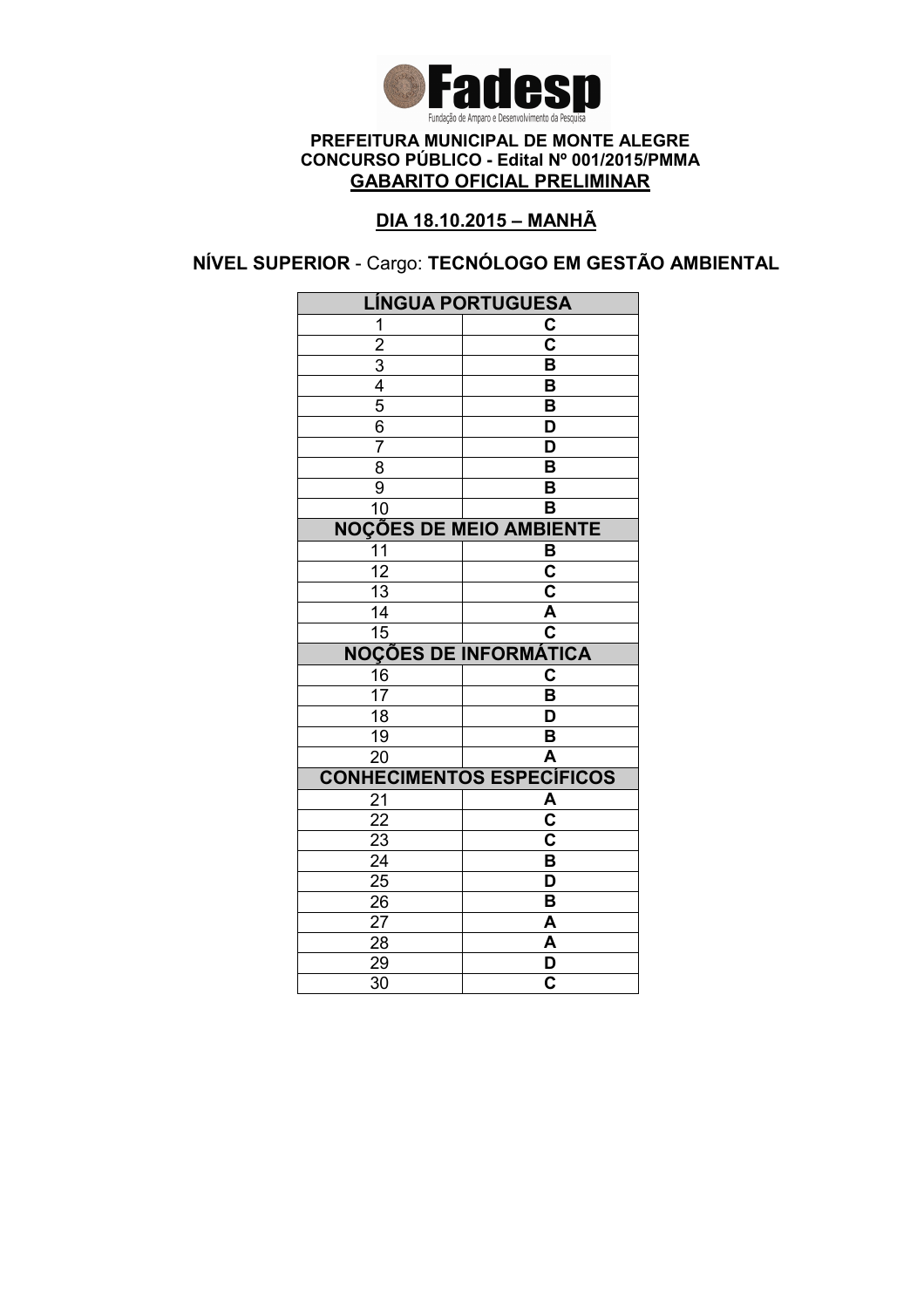**Fadesp**

Fundação de Amparo e Desenvolvimento da Pesquisa

**PREFEITURA MUNICIPAL DE MONTE ALEGRE**
**CONCURSO PÚBLICO - Edital Nº 001/2015/PMMA**
**GABARITO OFICIAL PRELIMINAR**

**DIA 18.10.2015 – MANHÃ**

**NÍVEL SUPERIOR** - Cargo: **TECNÓLOGO EM GESTÃO AMBIENTAL**

| LÍNGUA PORTUGUESA | |
|---|---|
| 1 | C |
| 2 | C |
| 3 | B |
| 4 | B |
| 5 | B |
| 6 | D |
| 7 | D |
| 8 | B |
| 9 | B |
| 10 | B |
| **NOÇÕES DE MEIO AMBIENTE** | |
| 11 | B |
| 12 | C |
| 13 | C |
| 14 | A |
| 15 | C |
| **NOÇÕES DE INFORMÁTICA** | |
| 16 | C |
| 17 | B |
| 18 | D |
| 19 | B |
| 20 | A |
| **CONHECIMENTOS ESPECÍFICOS** | |
| 21 | A |
| 22 | C |
| 23 | C |
| 24 | B |
| 25 | D |
| 26 | B |
| 27 | A |
| 28 | A |
| 29 | D |
| 30 | C |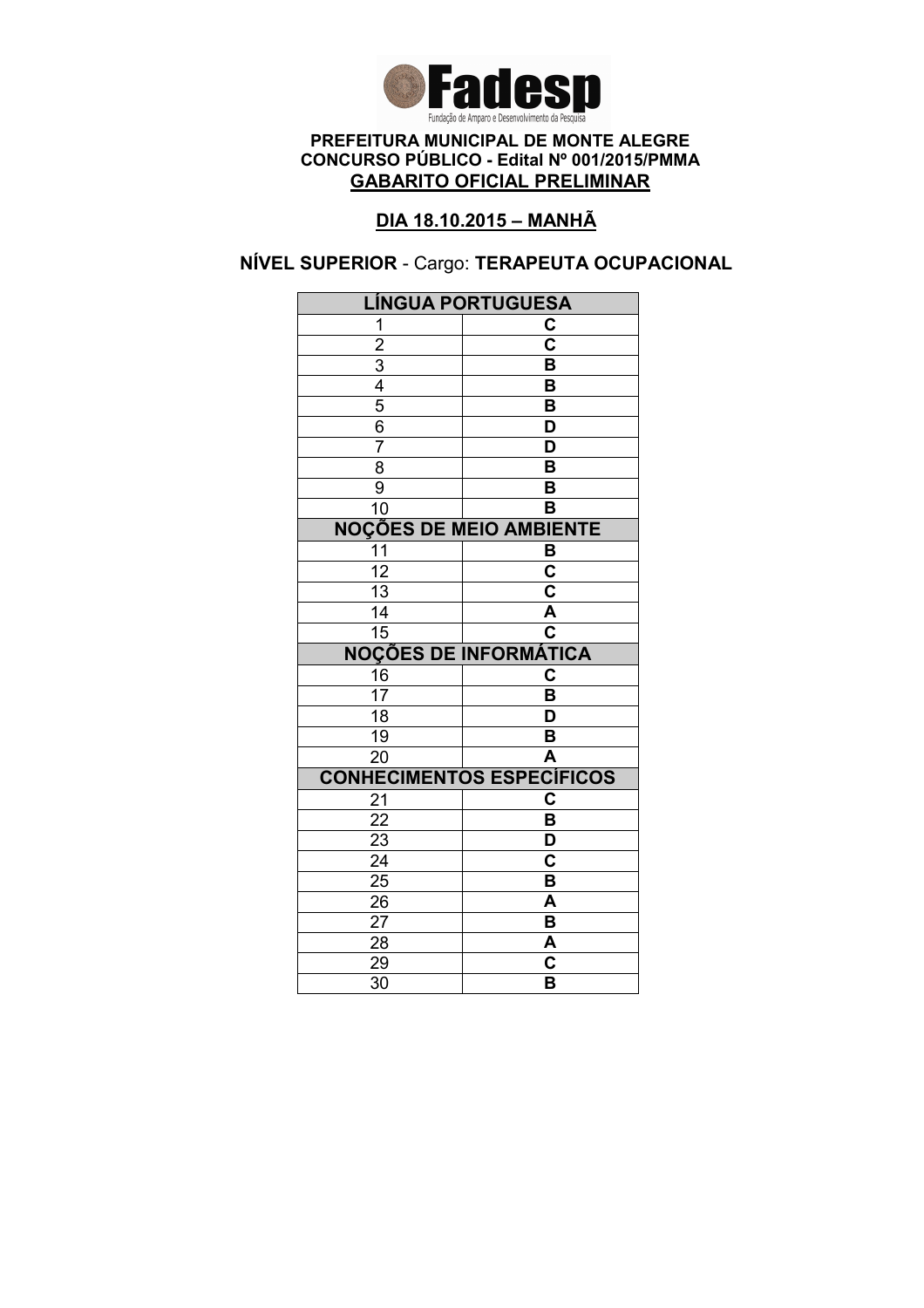Fadesp
Fundação de Amparo e Desenvolvimento da Pesquisa

**PREFEITURA MUNICIPAL DE MONTE ALEGRE**
**CONCURSO PÚBLICO - Edital Nº 001/2015/PMMA**
**GABARITO OFICIAL PRELIMINAR**

**DIA 18.10.2015 – MANHÃ**

**NÍVEL SUPERIOR** - Cargo: **TERAPEUTA OCUPACIONAL**

| LÍNGUA PORTUGUESA | |
|---|---|
| 1 | C |
| 2 | C |
| 3 | B |
| 4 | B |
| 5 | B |
| 6 | D |
| 7 | D |
| 8 | B |
| 9 | B |
| 10 | B |
| **NOÇÕES DE MEIO AMBIENTE** | |
| 11 | B |
| 12 | C |
| 13 | C |
| 14 | A |
| 15 | C |
| **NOÇÕES DE INFORMÁTICA** | |
| 16 | C |
| 17 | B |
| 18 | D |
| 19 | B |
| 20 | A |
| **CONHECIMENTOS ESPECÍFICOS** | |
| 21 | C |
| 22 | B |
| 23 | D |
| 24 | C |
| 25 | B |
| 26 | A |
| 27 | B |
| 28 | A |
| 29 | C |
| 30 | B |